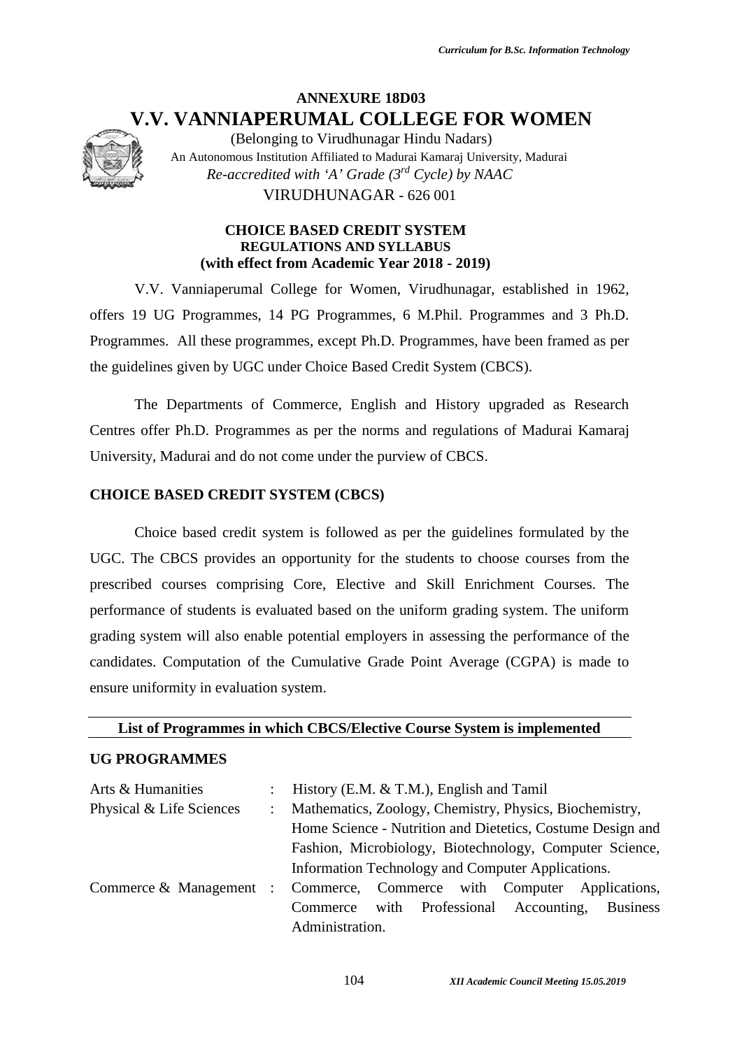# ANNEXURE 18D03

# V.V. VANNIAPERUMAL COLLEGE FOR WOMEN

(Belonging to Virudhunagar Hindu Nadars)

An Autonomous Institution Affiliated to Madurai Kamaraj University, Madurai

*Re-accredited with 'A' Grade (3rd Cycle) by NAAC*

VIRUDHUNAGAR - 626 001

## CHOICE BASED CREDIT SYSTEM
### REGULATIONS AND SYLLABUS
### (with effect from Academic Year 2018 - 2019)

V.V. Vanniaperumal College for Women, Virudhunagar, established in 1962, offers 19 UG Programmes, 14 PG Programmes, 6 M.Phil. Programmes and 3 Ph.D. Programmes. All these programmes, except Ph.D. Programmes, have been framed as per the guidelines given by UGC under Choice Based Credit System (CBCS).

The Departments of Commerce, English and History upgraded as Research Centres offer Ph.D. Programmes as per the norms and regulations of Madurai Kamaraj University, Madurai and do not come under the purview of CBCS.

## CHOICE BASED CREDIT SYSTEM (CBCS)

Choice based credit system is followed as per the guidelines formulated by the UGC. The CBCS provides an opportunity for the students to choose courses from the prescribed courses comprising Core, Elective and Skill Enrichment Courses. The performance of students is evaluated based on the uniform grading system. The uniform grading system will also enable potential employers in assessing the performance of the candidates. Computation of the Cumulative Grade Point Average (CGPA) is made to ensure uniformity in evaluation system.

**List of Programmes in which CBCS/Elective Course System is implemented**

## UG PROGRAMMES

| | | |
|---|---|---|
| Arts & Humanities | : | History (E.M. & T.M.), English and Tamil |
| Physical & Life Sciences | : | Mathematics, Zoology, Chemistry, Physics, Biochemistry, Home Science - Nutrition and Dietetics, Costume Design and Fashion, Microbiology, Biotechnology, Computer Science, Information Technology and Computer Applications. |
| Commerce & Management | : | Commerce, Commerce with Computer Applications, Commerce with Professional Accounting, Business Administration. |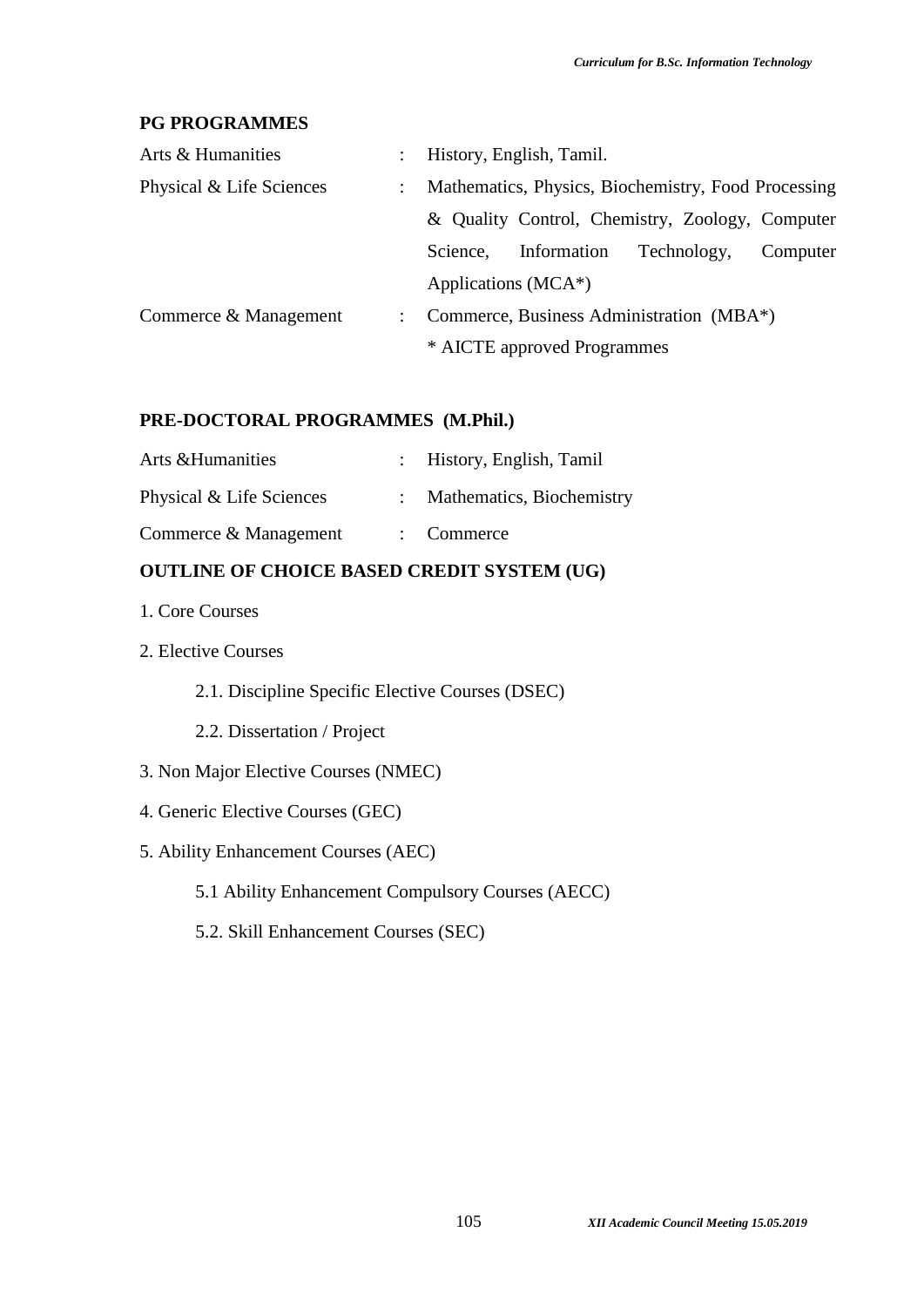**PG PROGRAMMES**

| | | |
|---|---|---|
| Arts & Humanities | : | History, English, Tamil. |
| Physical & Life Sciences | : | Mathematics, Physics, Biochemistry, Food Processing & Quality Control, Chemistry, Zoology, Computer Science, Information Technology, Computer Applications (MCA*) |
| Commerce & Management | : | Commerce, Business Administration (MBA*) |
| | | * AICTE approved Programmes |

**PRE-DOCTORAL PROGRAMMES (M.Phil.)**

| | | |
|---|---|---|
| Arts &Humanities | : | History, English, Tamil |
| Physical & Life Sciences | : | Mathematics, Biochemistry |
| Commerce & Management | : | Commerce |

**OUTLINE OF CHOICE BASED CREDIT SYSTEM (UG)**

1. Core Courses
2. Elective Courses
    - 2.1. Discipline Specific Elective Courses (DSEC)
    - 2.2. Dissertation / Project
3. Non Major Elective Courses (NMEC)
4. Generic Elective Courses (GEC)
5. Ability Enhancement Courses (AEC)
    - 5.1 Ability Enhancement Compulsory Courses (AECC)
    - 5.2. Skill Enhancement Courses (SEC)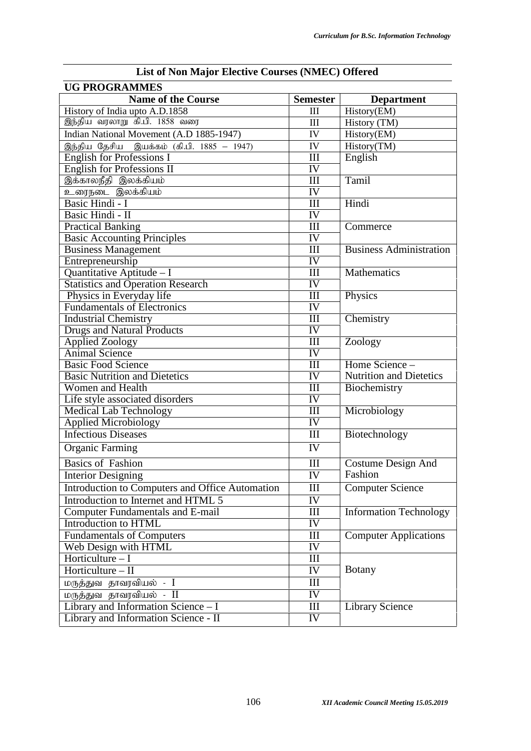## List of Non Major Elective Courses (NMEC) Offered

### UG PROGRAMMES

| Name of the Course | Semester | Department |
| --- | --- | --- |
| History of India upto A.D.1858 | III | History(EM) |
| இந்திய வரலாறு கி.பி. 1858 வரை | III | History (TM) |
| Indian National Movement (A.D 1885-1947) | IV | History(EM) |
| இந்திய தேசிய இயக்கம் (கி.பி. 1885 – 1947) | IV | History(TM) |
| English for Professions I | III | English |
| English for Professions II | IV | |
| இக்காலநீதி இலக்கியம் | III | Tamil |
| உரைநடை இலக்கியம் | IV | |
| Basic Hindi - I | III | Hindi |
| Basic Hindi - II | IV | |
| Practical Banking | III | Commerce |
| Basic Accounting Principles | IV | |
| Business Management | III | Business Administration |
| Entrepreneurship | IV | |
| Quantitative Aptitude – I | III | Mathematics |
| Statistics and Operation Research | IV | |
| Physics in Everyday life | III | Physics |
| Fundamentals of Electronics | IV | |
| Industrial Chemistry | III | Chemistry |
| Drugs and Natural Products | IV | |
| Applied Zoology | III | Zoology |
| Animal Science | IV | |
| Basic Food Science | III | Home Science – Nutrition and Dietetics |
| Basic Nutrition and Dietetics | IV | |
| Women and Health | III | Biochemistry |
| Life style associated disorders | IV | |
| Medical Lab Technology | III | Microbiology |
| Applied Microbiology | IV | |
| Infectious Diseases | III | Biotechnology |
| Organic Farming | IV | |
| Basics of Fashion | III | Costume Design And Fashion |
| Interior Designing | IV | |
| Introduction to Computers and Office Automation | III | Computer Science |
| Introduction to Internet and HTML 5 | IV | |
| Computer Fundamentals and E-mail | III | Information Technology |
| Introduction to HTML | IV | |
| Fundamentals of Computers | III | Computer Applications |
| Web Design with HTML | IV | |
| Horticulture – I | III | Botany |
| Horticulture – II | IV | |
| மருத்துவ தாவரவியல் - I | III | |
| மருத்துவ தாவரவியல் - II | IV | |
| Library and Information Science – I | III | Library Science |
| Library and Information Science - II | IV | |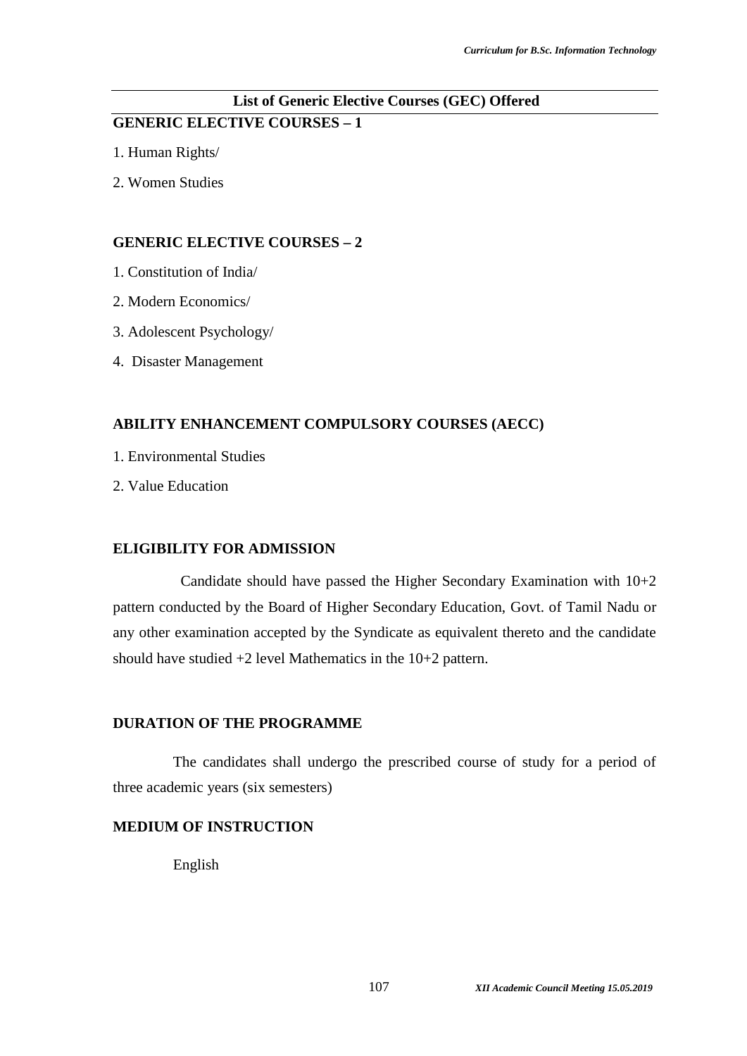## List of Generic Elective Courses (GEC) Offered

### GENERIC ELECTIVE COURSES – 1

1. Human Rights/
2. Women Studies

### GENERIC ELECTIVE COURSES – 2

1. Constitution of India/
2. Modern Economics/
3. Adolescent Psychology/
4. Disaster Management

### ABILITY ENHANCEMENT COMPULSORY COURSES (AECC)

1. Environmental Studies
2. Value Education

### ELIGIBILITY FOR ADMISSION

Candidate should have passed the Higher Secondary Examination with 10+2 pattern conducted by the Board of Higher Secondary Education, Govt. of Tamil Nadu or any other examination accepted by the Syndicate as equivalent thereto and the candidate should have studied +2 level Mathematics in the 10+2 pattern.

### DURATION OF THE PROGRAMME

The candidates shall undergo the prescribed course of study for a period of three academic years (six semesters)

### MEDIUM OF INSTRUCTION

English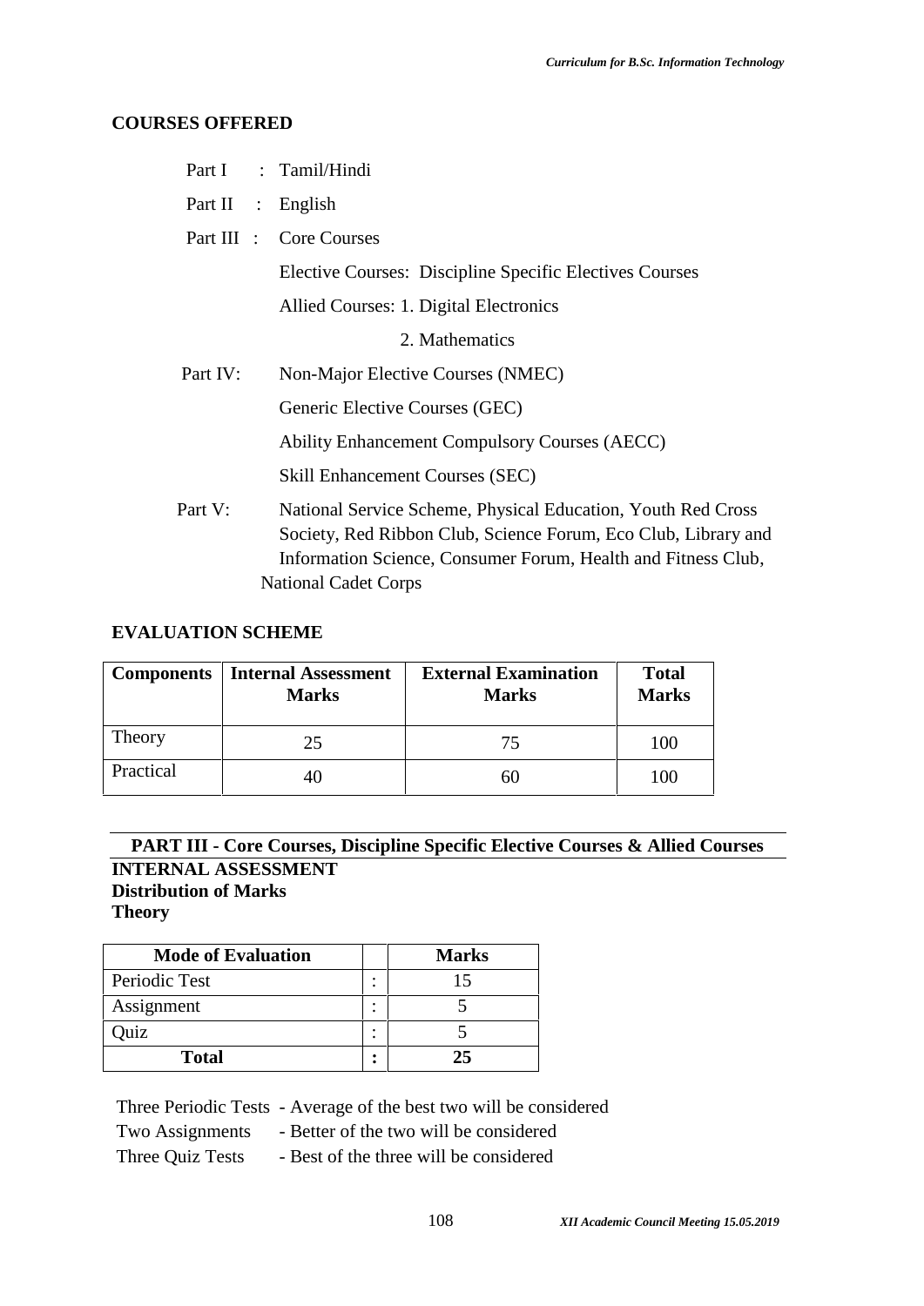## COURSES OFFERED

Part I : Tamil/Hindi

Part II : English

Part III : Core Courses

Elective Courses: Discipline Specific Electives Courses

Allied Courses: 1. Digital Electronics

2. Mathematics

Part IV: Non-Major Elective Courses (NMEC)

Generic Elective Courses (GEC)

Ability Enhancement Compulsory Courses (AECC)

Skill Enhancement Courses (SEC)

Part V: National Service Scheme, Physical Education, Youth Red Cross Society, Red Ribbon Club, Science Forum, Eco Club, Library and Information Science, Consumer Forum, Health and Fitness Club, National Cadet Corps

## EVALUATION SCHEME

| Components | Internal Assessment Marks | External Examination Marks | Total Marks |
|---|---|---|---|
| Theory | 25 | 75 | 100 |
| Practical | 40 | 60 | 100 |

### PART III - Core Courses, Discipline Specific Elective Courses & Allied Courses

**INTERNAL ASSESSMENT**
**Distribution of Marks**
**Theory**

| Mode of Evaluation | | Marks |
|---|---|---|
| Periodic Test | : | 15 |
| Assignment | : | 5 |
| Quiz | : | 5 |
| **Total** | **:** | **25** |

Three Periodic Tests - Average of the best two will be considered
Two Assignments - Better of the two will be considered
Three Quiz Tests - Best of the three will be considered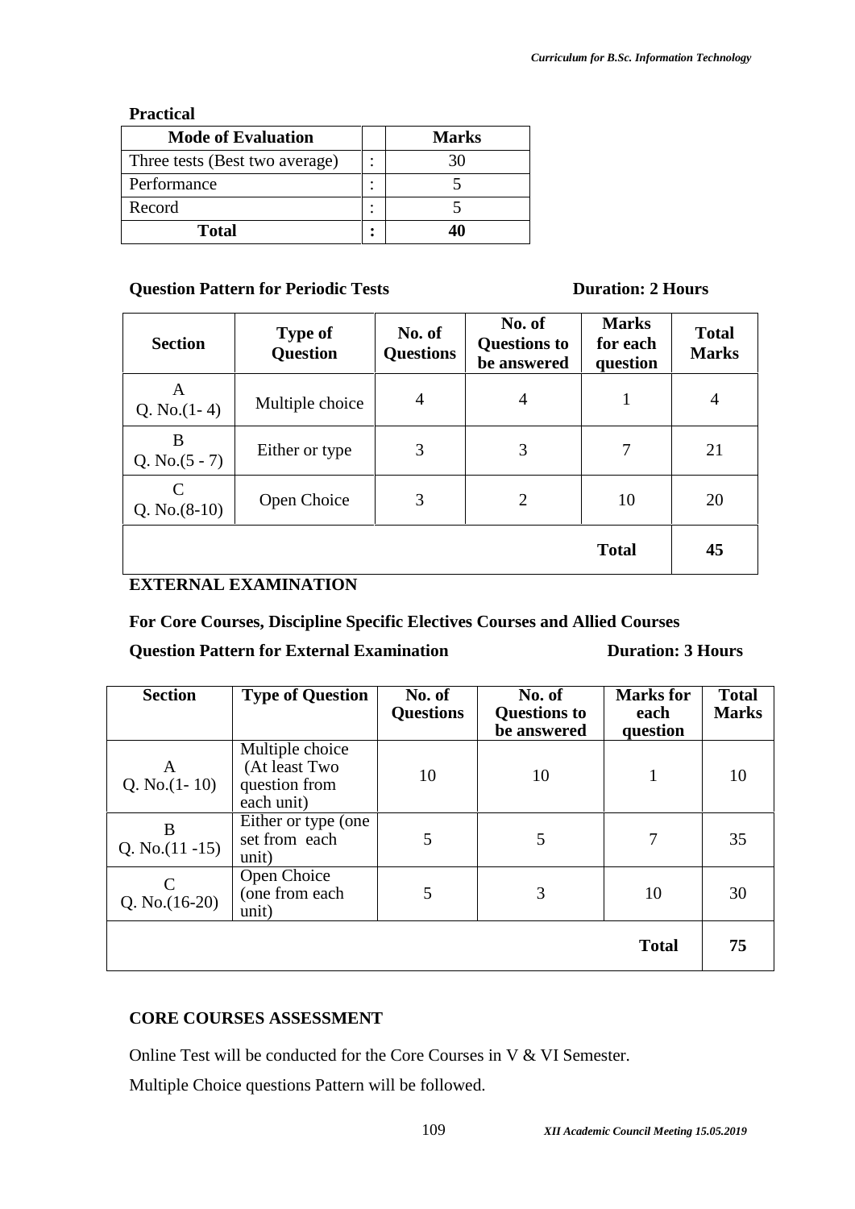**Practical**

| Mode of Evaluation | | Marks |
|---|---|---|
| Three tests (Best two average) | : | 30 |
| Performance | : | 5 |
| Record | : | 5 |
| **Total** | **:** | **40** |

**Question Pattern for Periodic Tests** **Duration: 2 Hours**

| Section | Type of Question | No. of Questions | No. of Questions to be answered | Marks for each question | Total Marks |
|---|---|---|---|---|---|
| A Q. No.(1- 4) | Multiple choice | 4 | 4 | 1 | 4 |
| B Q. No.(5 - 7) | Either or type | 3 | 3 | 7 | 21 |
| C Q. No.(8-10) | Open Choice | 3 | 2 | 10 | 20 |
| | | | | **Total** | **45** |

**EXTERNAL EXAMINATION**

**For Core Courses, Discipline Specific Electives Courses and Allied Courses**

**Question Pattern for External Examination** **Duration: 3 Hours**

| Section | Type of Question | No. of Questions | No. of Questions to be answered | Marks for each question | Total Marks |
|---|---|---|---|---|---|
| A Q. No.(1- 10) | Multiple choice (At least Two question from each unit) | 10 | 10 | 1 | 10 |
| B Q. No.(11 -15) | Either or type (one set from each unit) | 5 | 5 | 7 | 35 |
| C Q. No.(16-20) | Open Choice (one from each unit) | 5 | 3 | 10 | 30 |
| | | | | **Total** | **75** |

**CORE COURSES ASSESSMENT**

Online Test will be conducted for the Core Courses in V & VI Semester.

Multiple Choice questions Pattern will be followed.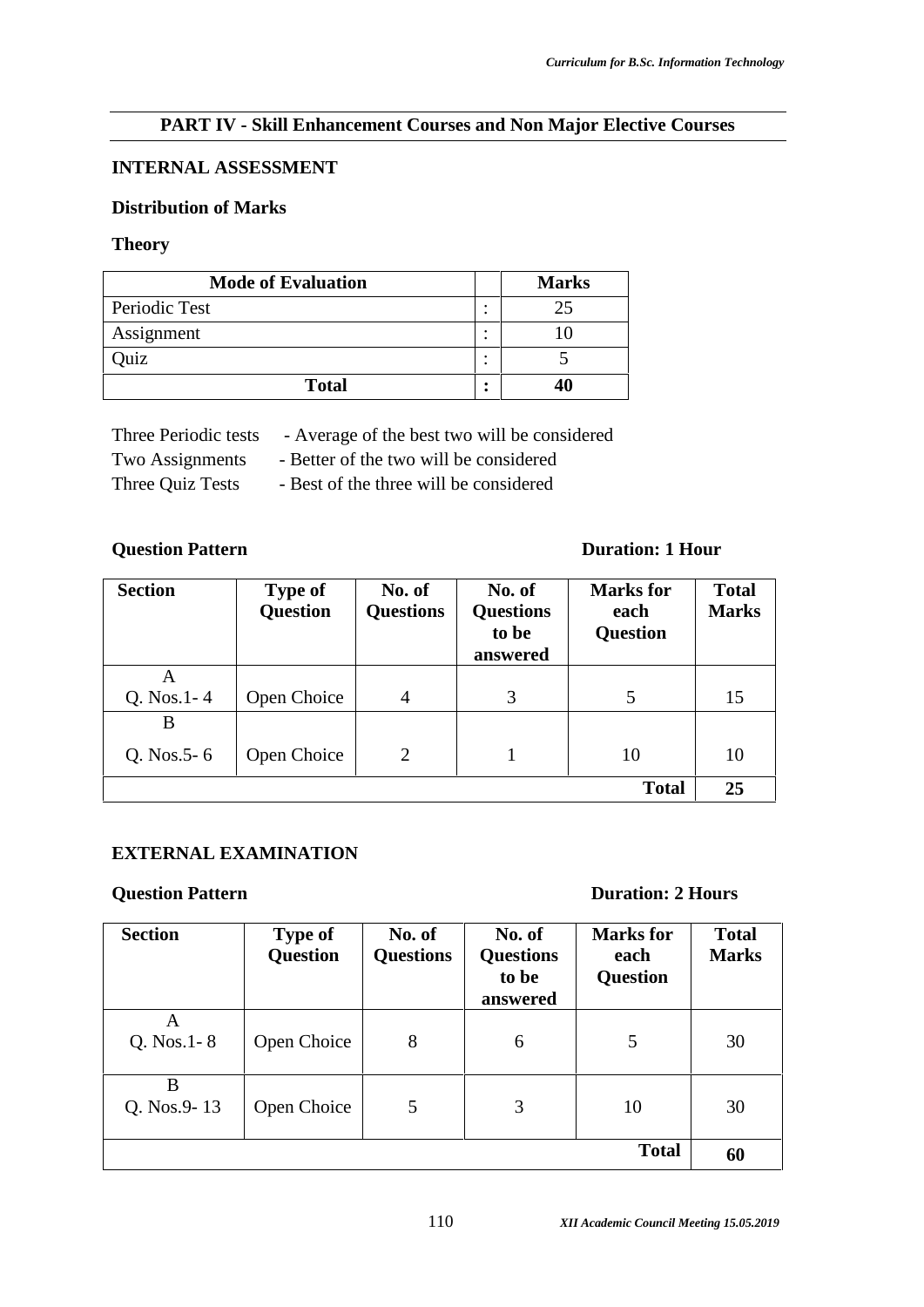## PART IV - Skill Enhancement Courses and Non Major Elective Courses

### INTERNAL ASSESSMENT

**Distribution of Marks**

**Theory**

| Mode of Evaluation | | Marks |
|---|---|---|
| Periodic Test | : | 25 |
| Assignment | : | 10 |
| Quiz | : | 5 |
| **Total** | **:** | **40** |

Three Periodic tests - Average of the best two will be considered
Two Assignments - Better of the two will be considered
Three Quiz Tests - Best of the three will be considered

**Question Pattern** **Duration: 1 Hour**

| Section | Type of Question | No. of Questions | No. of Questions to be answered | Marks for each Question | Total Marks |
|---|---|---|---|---|---|
| A Q. Nos.1- 4 | Open Choice | 4 | 3 | 5 | 15 |
| B Q. Nos.5- 6 | Open Choice | 2 | 1 | 10 | 10 |
| | | | | **Total** | **25** |

### EXTERNAL EXAMINATION

**Question Pattern** **Duration: 2 Hours**

| Section | Type of Question | No. of Questions | No. of Questions to be answered | Marks for each Question | Total Marks |
|---|---|---|---|---|---|
| A Q. Nos.1- 8 | Open Choice | 8 | 6 | 5 | 30 |
| B Q. Nos.9- 13 | Open Choice | 5 | 3 | 10 | 30 |
| | | | | **Total** | **60** |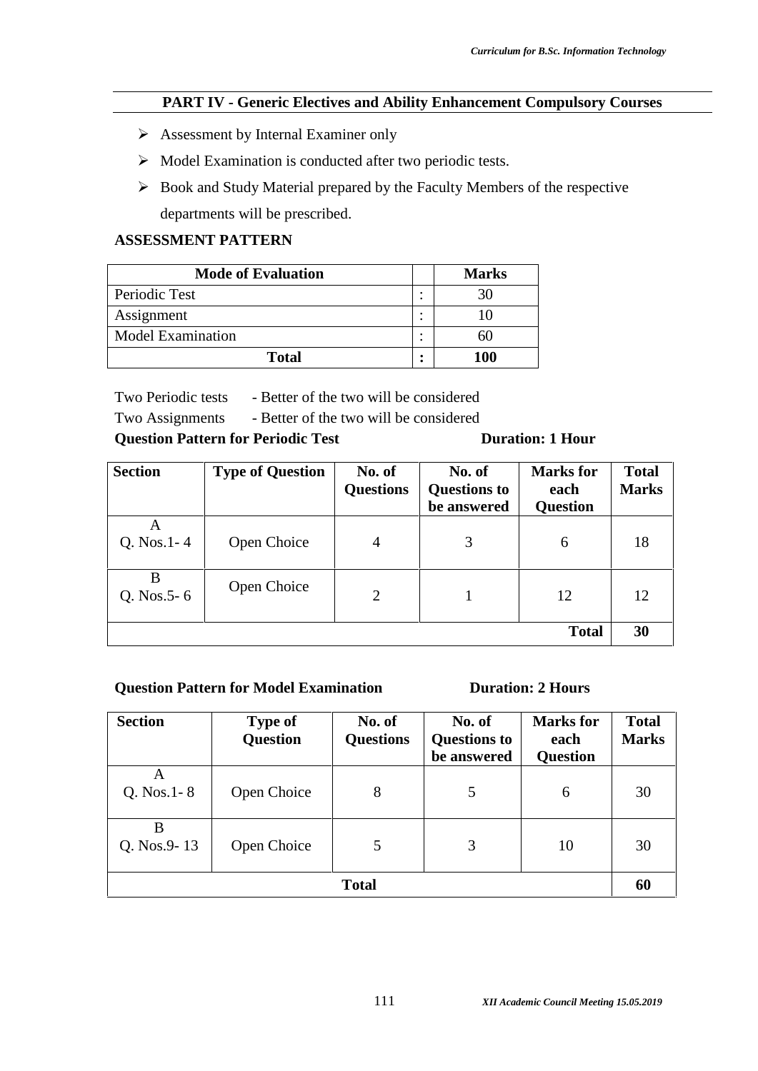## PART IV - Generic Electives and Ability Enhancement Compulsory Courses

- Assessment by Internal Examiner only
- Model Examination is conducted after two periodic tests.
- Book and Study Material prepared by the Faculty Members of the respective departments will be prescribed.

**ASSESSMENT PATTERN**

| Mode of Evaluation | | Marks |
|---|---|---|
| Periodic Test | : | 30 |
| Assignment | : | 10 |
| Model Examination | : | 60 |
| **Total** | **:** | **100** |

Two Periodic tests - Better of the two will be considered

Two Assignments - Better of the two will be considered

**Question Pattern for Periodic Test** **Duration: 1 Hour**

| Section | Type of Question | No. of Questions | No. of Questions to be answered | Marks for each Question | Total Marks |
|---|---|---|---|---|---|
| A Q. Nos.1- 4 | Open Choice | 4 | 3 | 6 | 18 |
| B Q. Nos.5- 6 | Open Choice | 2 | 1 | 12 | 12 |
| | | | | **Total** | **30** |

**Question Pattern for Model Examination** **Duration: 2 Hours**

| Section | Type of Question | No. of Questions | No. of Questions to be answered | Marks for each Question | Total Marks |
|---|---|---|---|---|---|
| A Q. Nos.1- 8 | Open Choice | 8 | 5 | 6 | 30 |
| B Q. Nos.9- 13 | Open Choice | 5 | 3 | 10 | 30 |
| **Total** | | | | | **60** |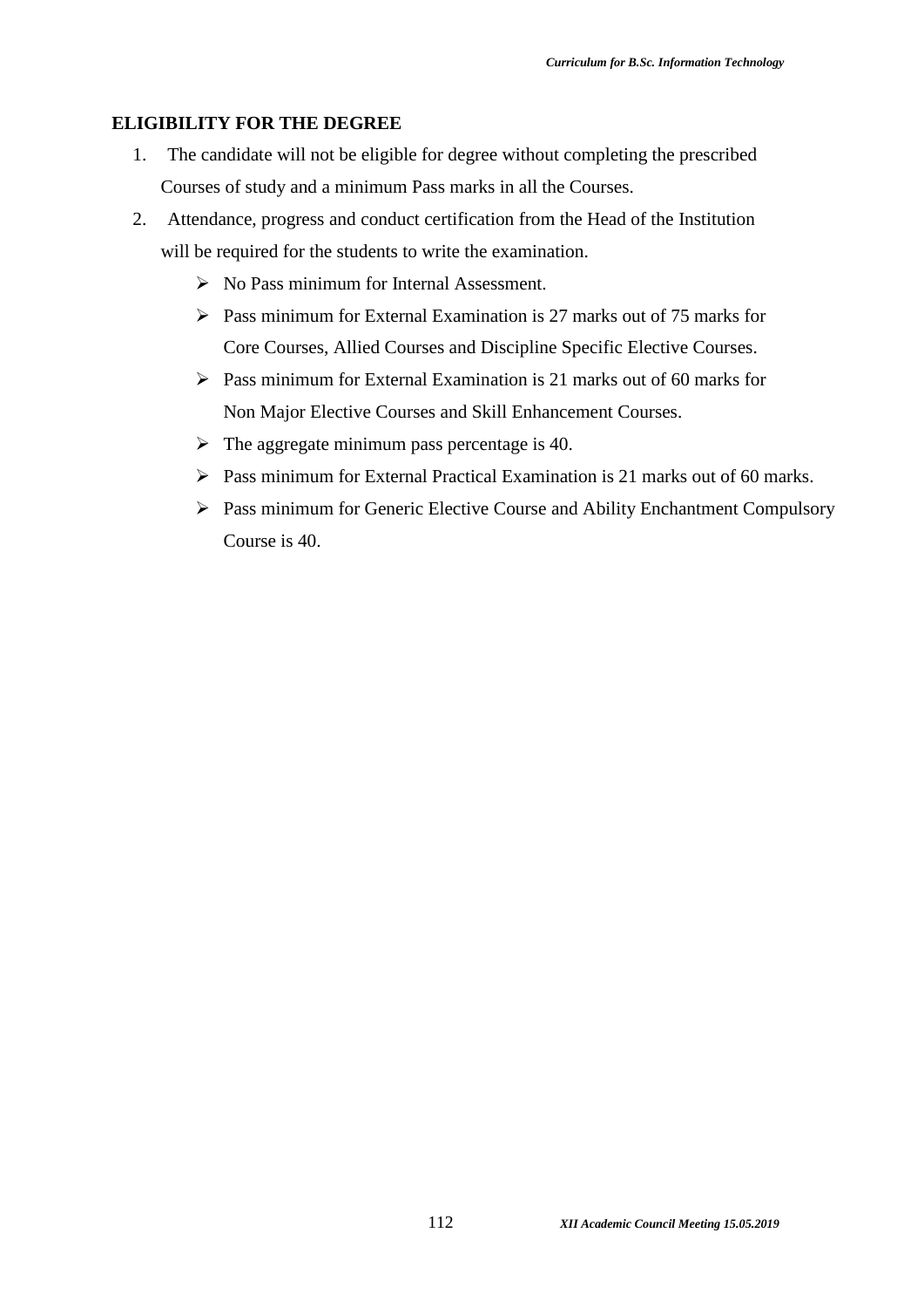## ELIGIBILITY FOR THE DEGREE

1. The candidate will not be eligible for degree without completing the prescribed Courses of study and a minimum Pass marks in all the Courses.
2. Attendance, progress and conduct certification from the Head of the Institution will be required for the students to write the examination.
   - No Pass minimum for Internal Assessment.
   - Pass minimum for External Examination is 27 marks out of 75 marks for Core Courses, Allied Courses and Discipline Specific Elective Courses.
   - Pass minimum for External Examination is 21 marks out of 60 marks for Non Major Elective Courses and Skill Enhancement Courses.
   - The aggregate minimum pass percentage is 40.
   - Pass minimum for External Practical Examination is 21 marks out of 60 marks.
   - Pass minimum for Generic Elective Course and Ability Enchantment Compulsory Course is 40.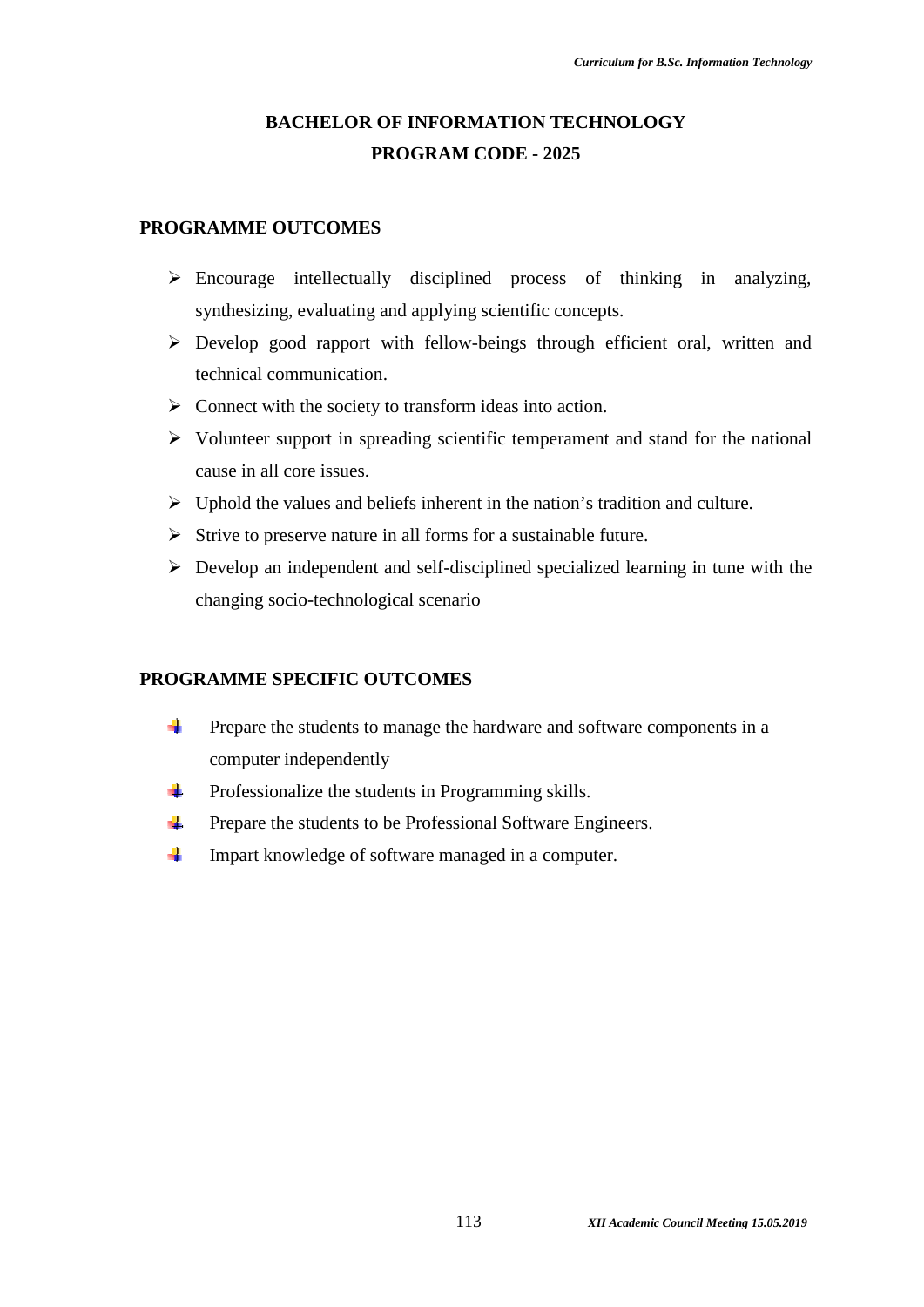# BACHELOR OF INFORMATION TECHNOLOGY
# PROGRAM CODE - 2025

## PROGRAMME OUTCOMES

- Encourage intellectually disciplined process of thinking in analyzing, synthesizing, evaluating and applying scientific concepts.
- Develop good rapport with fellow-beings through efficient oral, written and technical communication.
- Connect with the society to transform ideas into action.
- Volunteer support in spreading scientific temperament and stand for the national cause in all core issues.
- Uphold the values and beliefs inherent in the nation's tradition and culture.
- Strive to preserve nature in all forms for a sustainable future.
- Develop an independent and self-disciplined specialized learning in tune with the changing socio-technological scenario

## PROGRAMME SPECIFIC OUTCOMES

- Prepare the students to manage the hardware and software components in a computer independently
- Professionalize the students in Programming skills.
- Prepare the students to be Professional Software Engineers.
- Impart knowledge of software managed in a computer.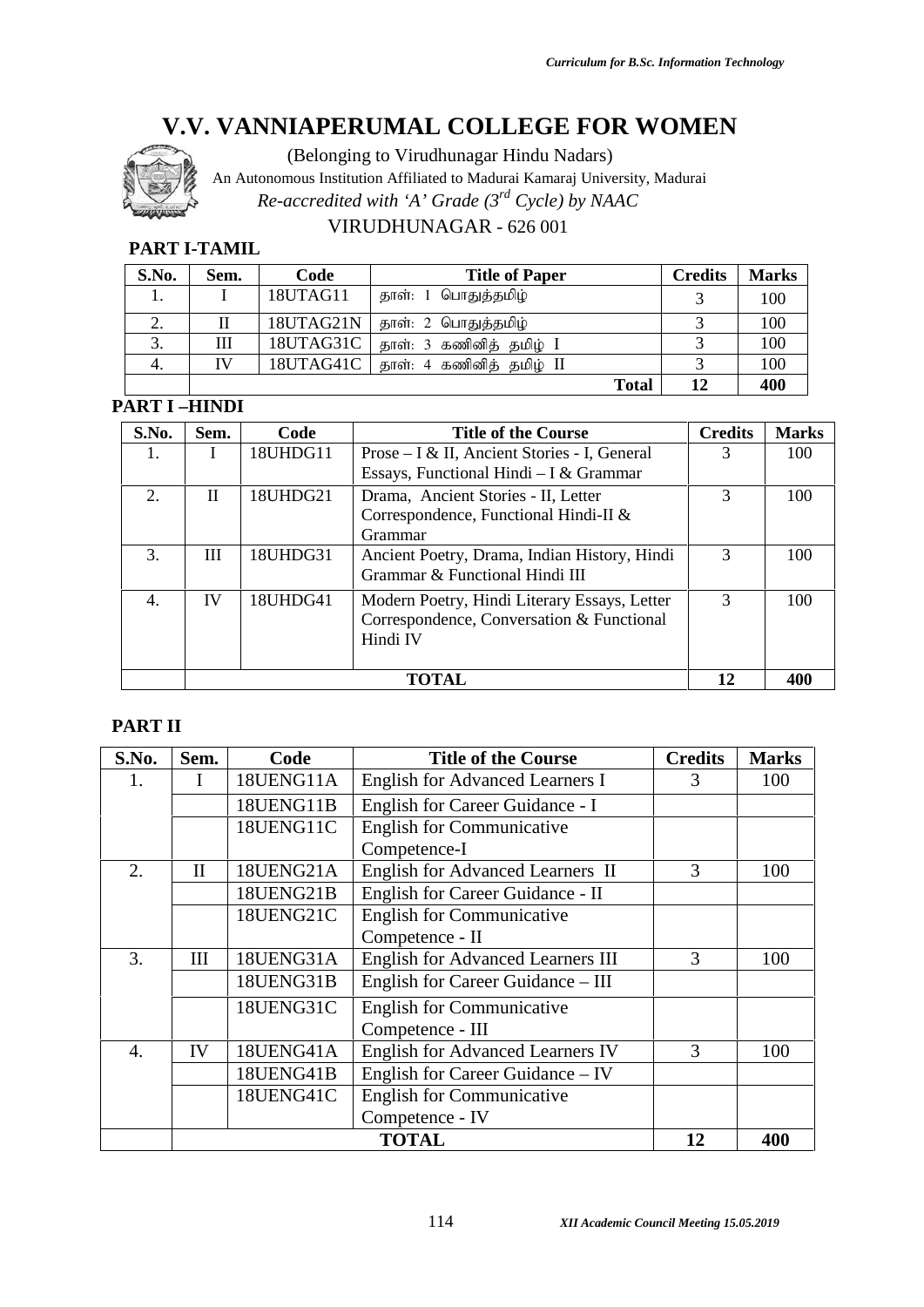# V.V. VANNIAPERUMAL COLLEGE FOR WOMEN

(Belonging to Virudhunagar Hindu Nadars)

An Autonomous Institution Affiliated to Madurai Kamaraj University, Madurai

*Re-accredited with 'A' Grade (3rd Cycle) by NAAC*

VIRUDHUNAGAR - 626 001

### PART I-TAMIL

| S.No. | Sem. | Code | Title of Paper | Credits | Marks |
|---|---|---|---|---|---|
| 1. | I | 18UTAG11 | தாள்: 1 பொதுத்தமிழ் | 3 | 100 |
| 2. | II | 18UTAG21N | தாள்: 2 பொதுத்தமிழ் | 3 | 100 |
| 3. | III | 18UTAG31C | தாள்: 3 கணினித் தமிழ் I | 3 | 100 |
| 4. | IV | 18UTAG41C | தாள்: 4 கணினித் தமிழ் II | 3 | 100 |
| | | | **Total** | **12** | **400** |

### PART I –HINDI

| S.No. | Sem. | Code | Title of the Course | Credits | Marks |
|---|---|---|---|---|---|
| 1. | I | 18UHDG11 | Prose – I & II, Ancient Stories - I, General Essays, Functional Hindi – I & Grammar | 3 | 100 |
| 2. | II | 18UHDG21 | Drama, Ancient Stories - II, Letter Correspondence, Functional Hindi-II & Grammar | 3 | 100 |
| 3. | III | 18UHDG31 | Ancient Poetry, Drama, Indian History, Hindi Grammar & Functional Hindi III | 3 | 100 |
| 4. | IV | 18UHDG41 | Modern Poetry, Hindi Literary Essays, Letter Correspondence, Conversation & Functional Hindi IV | 3 | 100 |
| | | | **TOTAL** | **12** | **400** |

### PART II

| S.No. | Sem. | Code | Title of the Course | Credits | Marks |
|---|---|---|---|---|---|
| 1. | I | 18UENG11A | English for Advanced Learners I | 3 | 100 |
| | | 18UENG11B | English for Career Guidance - I | | |
| | | 18UENG11C | English for Communicative Competence-I | | |
| 2. | II | 18UENG21A | English for Advanced Learners II | 3 | 100 |
| | | 18UENG21B | English for Career Guidance - II | | |
| | | 18UENG21C | English for Communicative Competence - II | | |
| 3. | III | 18UENG31A | English for Advanced Learners III | 3 | 100 |
| | | 18UENG31B | English for Career Guidance – III | | |
| | | 18UENG31C | English for Communicative Competence - III | | |
| 4. | IV | 18UENG41A | English for Advanced Learners IV | 3 | 100 |
| | | 18UENG41B | English for Career Guidance – IV | | |
| | | 18UENG41C | English for Communicative Competence - IV | | |
| | | | **TOTAL** | **12** | **400** |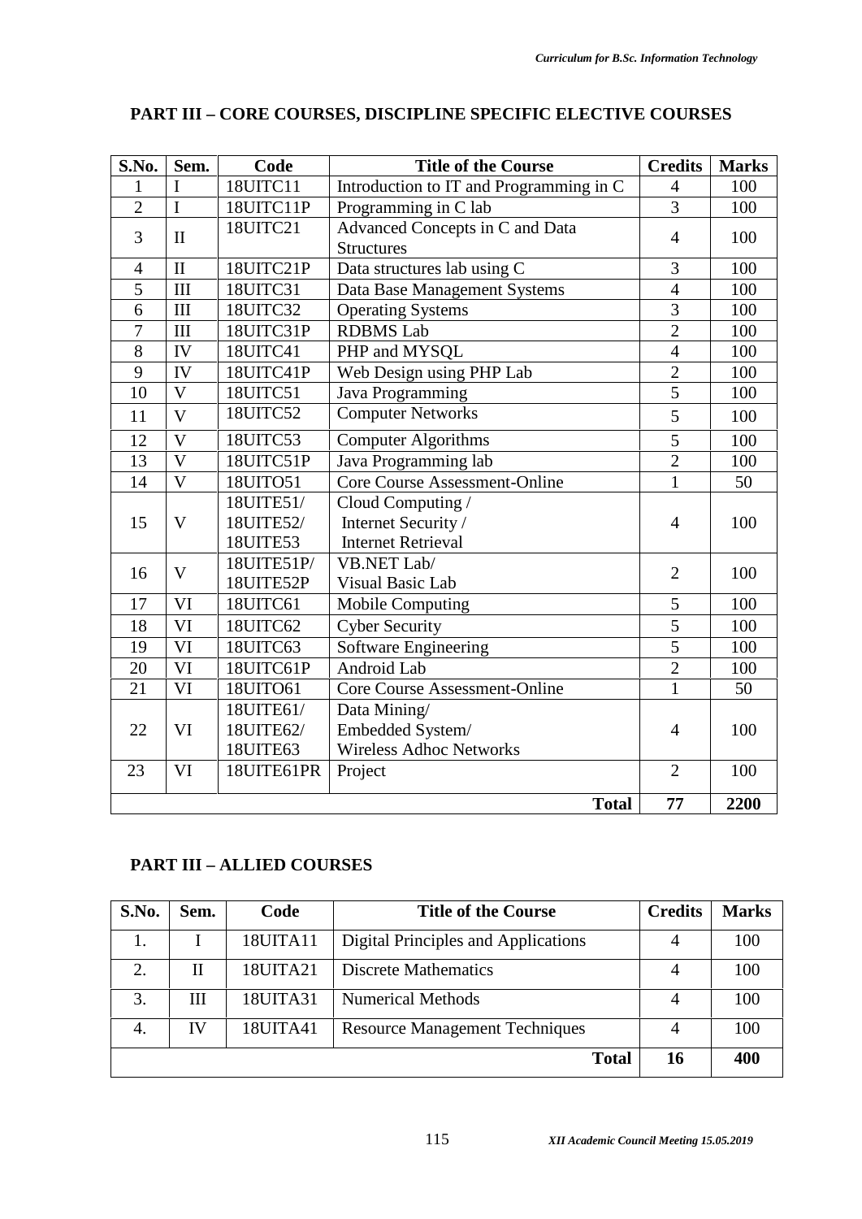## PART III – CORE COURSES, DISCIPLINE SPECIFIC ELECTIVE COURSES

| S.No. | Sem. | Code | Title of the Course | Credits | Marks |
|---|---|---|---|---|---|
| 1 | I | 18UITC11 | Introduction to IT and Programming in C | 4 | 100 |
| 2 | I | 18UITC11P | Programming in C lab | 3 | 100 |
| 3 | II | 18UITC21 | Advanced Concepts in C and Data Structures | 4 | 100 |
| 4 | II | 18UITC21P | Data structures lab using C | 3 | 100 |
| 5 | III | 18UITC31 | Data Base Management Systems | 4 | 100 |
| 6 | III | 18UITC32 | Operating Systems | 3 | 100 |
| 7 | III | 18UITC31P | RDBMS Lab | 2 | 100 |
| 8 | IV | 18UITC41 | PHP and MYSQL | 4 | 100 |
| 9 | IV | 18UITC41P | Web Design using PHP Lab | 2 | 100 |
| 10 | V | 18UITC51 | Java Programming | 5 | 100 |
| 11 | V | 18UITC52 | Computer Networks | 5 | 100 |
| 12 | V | 18UITC53 | Computer Algorithms | 5 | 100 |
| 13 | V | 18UITC51P | Java Programming lab | 2 | 100 |
| 14 | V | 18UITO51 | Core Course Assessment-Online | 1 | 50 |
| 15 | V | 18UITE51/ 18UITE52/ 18UITE53 | Cloud Computing / Internet Security / Internet Retrieval | 4 | 100 |
| 16 | V | 18UITE51P/ 18UITE52P | VB.NET Lab/ Visual Basic Lab | 2 | 100 |
| 17 | VI | 18UITC61 | Mobile Computing | 5 | 100 |
| 18 | VI | 18UITC62 | Cyber Security | 5 | 100 |
| 19 | VI | 18UITC63 | Software Engineering | 5 | 100 |
| 20 | VI | 18UITC61P | Android Lab | 2 | 100 |
| 21 | VI | 18UITO61 | Core Course Assessment-Online | 1 | 50 |
| 22 | VI | 18UITE61/ 18UITE62/ 18UITE63 | Data Mining/ Embedded System/ Wireless Adhoc Networks | 4 | 100 |
| 23 | VI | 18UITE61PR | Project | 2 | 100 |
| | | | **Total** | **77** | **2200** |

## PART III – ALLIED COURSES

| S.No. | Sem. | Code | Title of the Course | Credits | Marks |
|---|---|---|---|---|---|
| 1. | I | 18UITA11 | Digital Principles and Applications | 4 | 100 |
| 2. | II | 18UITA21 | Discrete Mathematics | 4 | 100 |
| 3. | III | 18UITA31 | Numerical Methods | 4 | 100 |
| 4. | IV | 18UITA41 | Resource Management Techniques | 4 | 100 |
| | | | **Total** | **16** | **400** |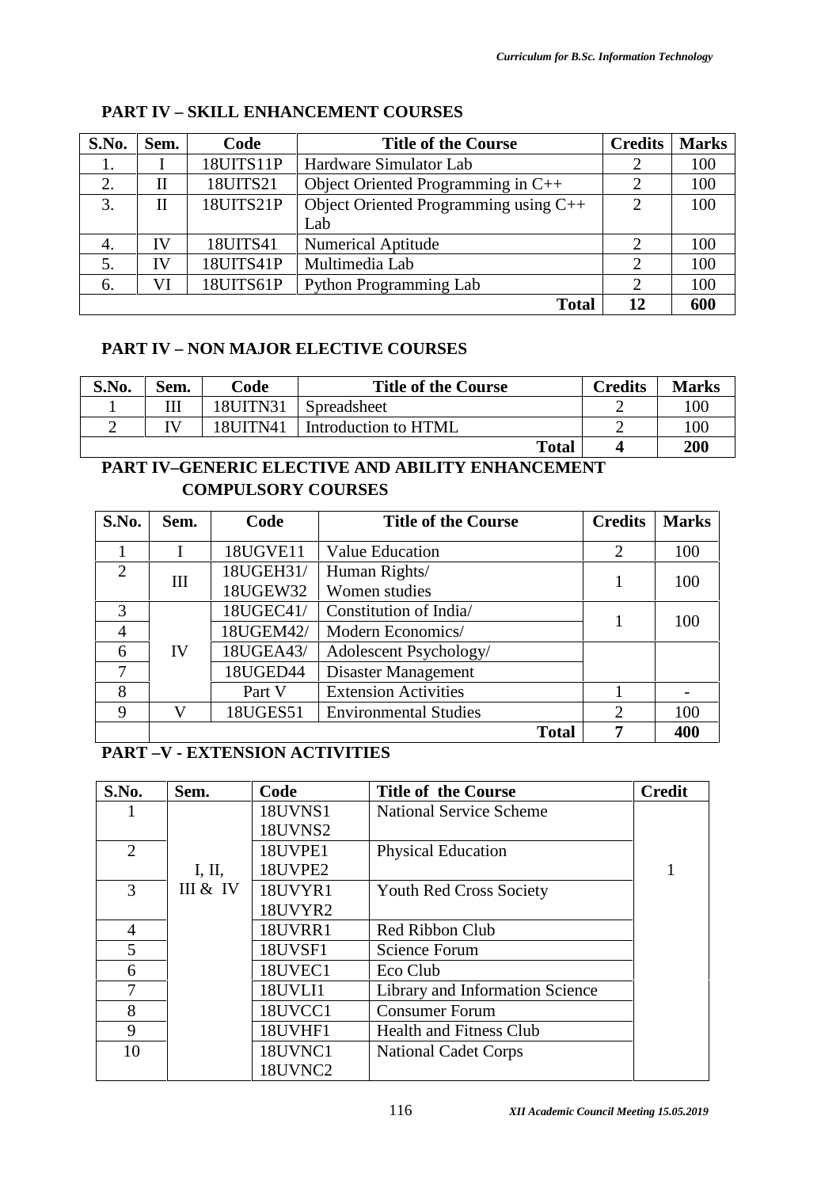## PART IV – SKILL ENHANCEMENT COURSES

| S.No. | Sem. | Code | Title of the Course | Credits | Marks |
|---|---|---|---|---|---|
| 1. | I | 18UITS11P | Hardware Simulator Lab | 2 | 100 |
| 2. | II | 18UITS21 | Object Oriented Programming in C++ | 2 | 100 |
| 3. | II | 18UITS21P | Object Oriented Programming using C++ Lab | 2 | 100 |
| 4. | IV | 18UITS41 | Numerical Aptitude | 2 | 100 |
| 5. | IV | 18UITS41P | Multimedia Lab | 2 | 100 |
| 6. | VI | 18UITS61P | Python Programming Lab | 2 | 100 |
| | | | **Total** | **12** | **600** |

## PART IV – NON MAJOR ELECTIVE COURSES

| S.No. | Sem. | Code | Title of the Course | Credits | Marks |
|---|---|---|---|---|---|
| 1 | III | 18UITN31 | Spreadsheet | 2 | 100 |
| 2 | IV | 18UITN41 | Introduction to HTML | 2 | 100 |
| | | | **Total** | **4** | **200** |

## PART IV–GENERIC ELECTIVE AND ABILITY ENHANCEMENT COMPULSORY COURSES

| S.No. | Sem. | Code | Title of the Course | Credits | Marks |
|---|---|---|---|---|---|
| 1 | I | 18UGVE11 | Value Education | 2 | 100 |
| 2 | III | 18UGEH31/ 18UGEW32 | Human Rights/ Women studies | 1 | 100 |
| 3 | IV | 18UGEC41/ | Constitution of India/ | 1 | 100 |
| 4 | | 18UGEM42/ | Modern Economics/ | | |
| 6 | | 18UGEA43/ | Adolescent Psychology/ | | |
| 7 | | 18UGED44 | Disaster Management | | |
| 8 | | Part V | Extension Activities | 1 | - |
| 9 | V | 18UGES51 | Environmental Studies | 2 | 100 |
| | | | **Total** | **7** | **400** |

## PART –V - EXTENSION ACTIVITIES

| S.No. | Sem. | Code | Title of the Course | Credit |
|---|---|---|---|---|
| 1 | I, II, III & IV | 18UVNS1 18UVNS2 | National Service Scheme | 1 |
| 2 | | 18UVPE1 18UVPE2 | Physical Education | |
| 3 | | 18UVYR1 18UVYR2 | Youth Red Cross Society | |
| 4 | | 18UVRR1 | Red Ribbon Club | |
| 5 | | 18UVSF1 | Science Forum | |
| 6 | | 18UVEC1 | Eco Club | |
| 7 | | 18UVLI1 | Library and Information Science | |
| 8 | | 18UVCC1 | Consumer Forum | |
| 9 | | 18UVHF1 | Health and Fitness Club | |
| 10 | | 18UVNC1 18UVNC2 | National Cadet Corps | |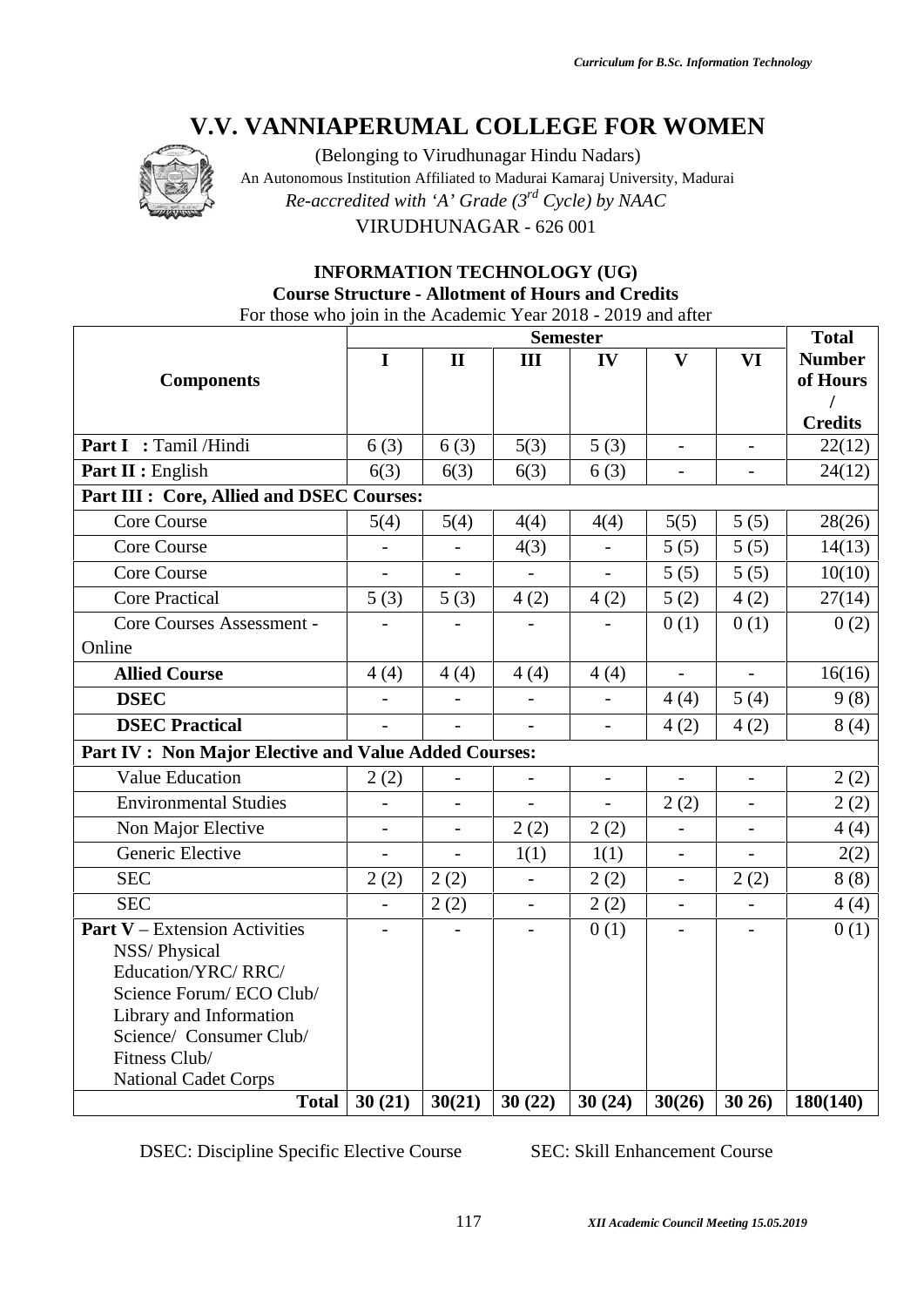# V.V. VANNIAPERUMAL COLLEGE FOR WOMEN

(Belonging to Virudhunagar Hindu Nadars)

An Autonomous Institution Affiliated to Madurai Kamaraj University, Madurai

*Re-accredited with 'A' Grade (3rd Cycle) by NAAC*

VIRUDHUNAGAR - 626 001

**INFORMATION TECHNOLOGY (UG)**

**Course Structure - Allotment of Hours and Credits**

For those who join in the Academic Year 2018 - 2019 and after

| Components | Semester | | | | | | Total Number of Hours / Credits |
|---|---|---|---|---|---|---|---|
| | I | II | III | IV | V | VI | |
| **Part I : Tamil /Hindi** | 6 (3) | 6 (3) | 5(3) | 5 (3) | - | - | 22(12) |
| **Part II : English** | 6(3) | 6(3) | 6(3) | 6 (3) | - | - | 24(12) |
| **Part III : Core, Allied and DSEC Courses:** | | | | | | | |
| Core Course | 5(4) | 5(4) | 4(4) | 4(4) | 5(5) | 5 (5) | 28(26) |
| Core Course | - | - | 4(3) | - | 5 (5) | 5 (5) | 14(13) |
| Core Course | - | - | - | - | 5 (5) | 5 (5) | 10(10) |
| Core Practical | 5 (3) | 5 (3) | 4 (2) | 4 (2) | 5 (2) | 4 (2) | 27(14) |
| Core Courses Assessment - Online | - | - | - | - | 0 (1) | 0 (1) | 0 (2) |
| **Allied Course** | 4 (4) | 4 (4) | 4 (4) | 4 (4) | - | - | 16(16) |
| **DSEC** | - | - | - | - | 4 (4) | 5 (4) | 9 (8) |
| **DSEC Practical** | - | - | - | - | 4 (2) | 4 (2) | 8 (4) |
| **Part IV : Non Major Elective and Value Added Courses:** | | | | | | | |
| Value Education | 2 (2) | - | - | - | - | - | 2 (2) |
| Environmental Studies | - | - | - | - | 2 (2) | - | 2 (2) |
| Non Major Elective | - | - | 2 (2) | 2 (2) | - | - | 4 (4) |
| Generic Elective | - | - | 1(1) | 1(1) | - | - | 2(2) |
| SEC | 2 (2) | 2 (2) | - | 2 (2) | - | 2 (2) | 8 (8) |
| SEC | - | 2 (2) | - | 2 (2) | - | - | 4 (4) |
| **Part V** – Extension Activities NSS/ Physical Education/YRC/ RRC/ Science Forum/ ECO Club/ Library and Information Science/ Consumer Club/ Fitness Club/ National Cadet Corps | - | - | - | 0 (1) | - | - | 0 (1) |
| **Total** | **30 (21)** | **30(21)** | **30 (22)** | **30 (24)** | **30(26)** | **30 26)** | **180(140)** |

DSEC: Discipline Specific Elective Course SEC: Skill Enhancement Course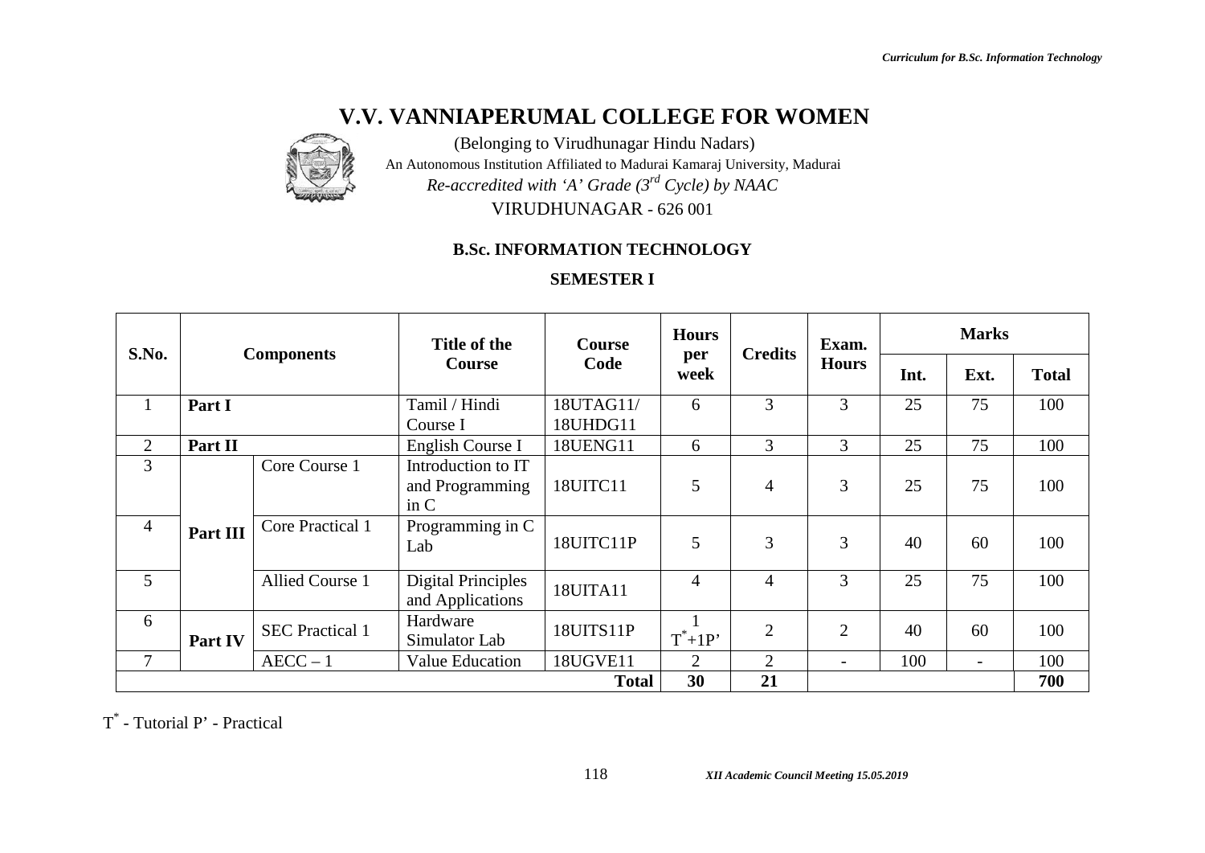# V.V. VANNIAPERUMAL COLLEGE FOR WOMEN

(Belonging to Virudhunagar Hindu Nadars)

An Autonomous Institution Affiliated to Madurai Kamaraj University, Madurai

*Re-accredited with 'A' Grade (3rd Cycle) by NAAC*

VIRUDHUNAGAR - 626 001

## B.Sc. INFORMATION TECHNOLOGY

### SEMESTER I

| S.No. | Components | | Title of the Course | Course Code | Hours per week | Credits | Exam. Hours | Marks | | |
|---|---|---|---|---|---|---|---|---|---|---|
| | | | | | | | | Int. | Ext. | Total |
| 1 | Part I | | Tamil / Hindi Course I | 18UTAG11/ 18UHDG11 | 6 | 3 | 3 | 25 | 75 | 100 |
| 2 | Part II | | English Course I | 18UENG11 | 6 | 3 | 3 | 25 | 75 | 100 |
| 3 | Part III | Core Course 1 | Introduction to IT and Programming in C | 18UITC11 | 5 | 4 | 3 | 25 | 75 | 100 |
| 4 | | Core Practical 1 | Programming in C Lab | 18UITC11P | 5 | 3 | 3 | 40 | 60 | 100 |
| 5 | | Allied Course 1 | Digital Principles and Applications | 18UITA11 | 4 | 4 | 3 | 25 | 75 | 100 |
| 6 | Part IV | SEC Practical 1 | Hardware Simulator Lab | 18UITS11P | 1 T*+1P' | 2 | 2 | 40 | 60 | 100 |
| 7 | | AECC – 1 | Value Education | 18UGVE11 | 2 | 2 | - | 100 | - | 100 |
| | | | | **Total** | **30** | **21** | | | | **700** |

T* - Tutorial P' - Practical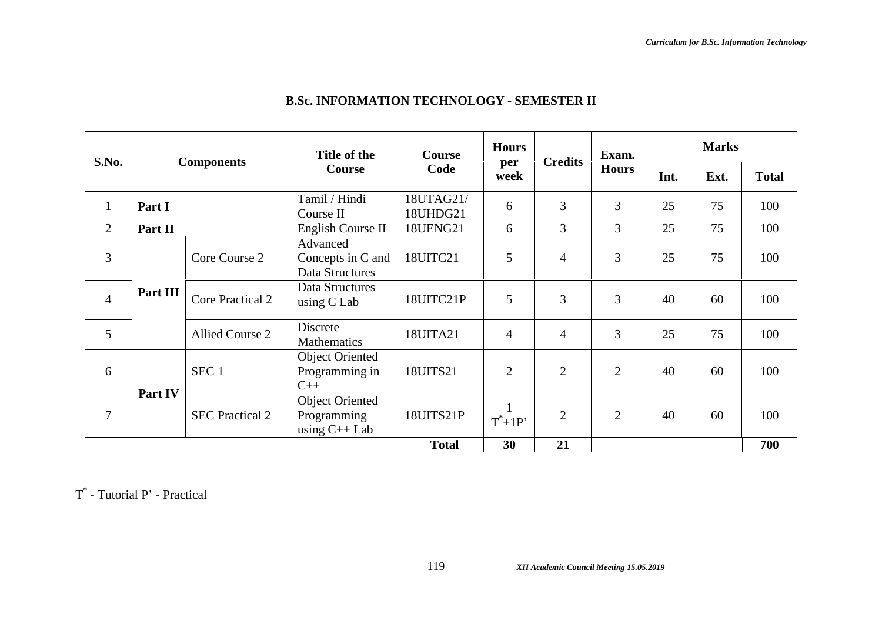## B.Sc. INFORMATION TECHNOLOGY - SEMESTER II

| S.No. | Components | | Title of the Course | Course Code | Hours per week | Credits | Exam. Hours | Marks | | |
|---|---|---|---|---|---|---|---|---|---|---|
| | | | | | | | | Int. | Ext. | Total |
| 1 | Part I | | Tamil / Hindi Course II | 18UTAG21/ 18UHDG21 | 6 | 3 | 3 | 25 | 75 | 100 |
| 2 | Part II | | English Course II | 18UENG21 | 6 | 3 | 3 | 25 | 75 | 100 |
| 3 | Part III | Core Course 2 | Advanced Concepts in C and Data Structures | 18UITC21 | 5 | 4 | 3 | 25 | 75 | 100 |
| 4 | | Core Practical 2 | Data Structures using C Lab | 18UITC21P | 5 | 3 | 3 | 40 | 60 | 100 |
| 5 | | Allied Course 2 | Discrete Mathematics | 18UITA21 | 4 | 4 | 3 | 25 | 75 | 100 |
| 6 | Part IV | SEC 1 | Object Oriented Programming in C++ | 18UITS21 | 2 | 2 | 2 | 40 | 60 | 100 |
| 7 | | SEC Practical 2 | Object Oriented Programming using C++ Lab | 18UITS21P | 1 T*+1P' | 2 | 2 | 40 | 60 | 100 |
| | | | | **Total** | **30** | **21** | | | | **700** |

T* - Tutorial P' - Practical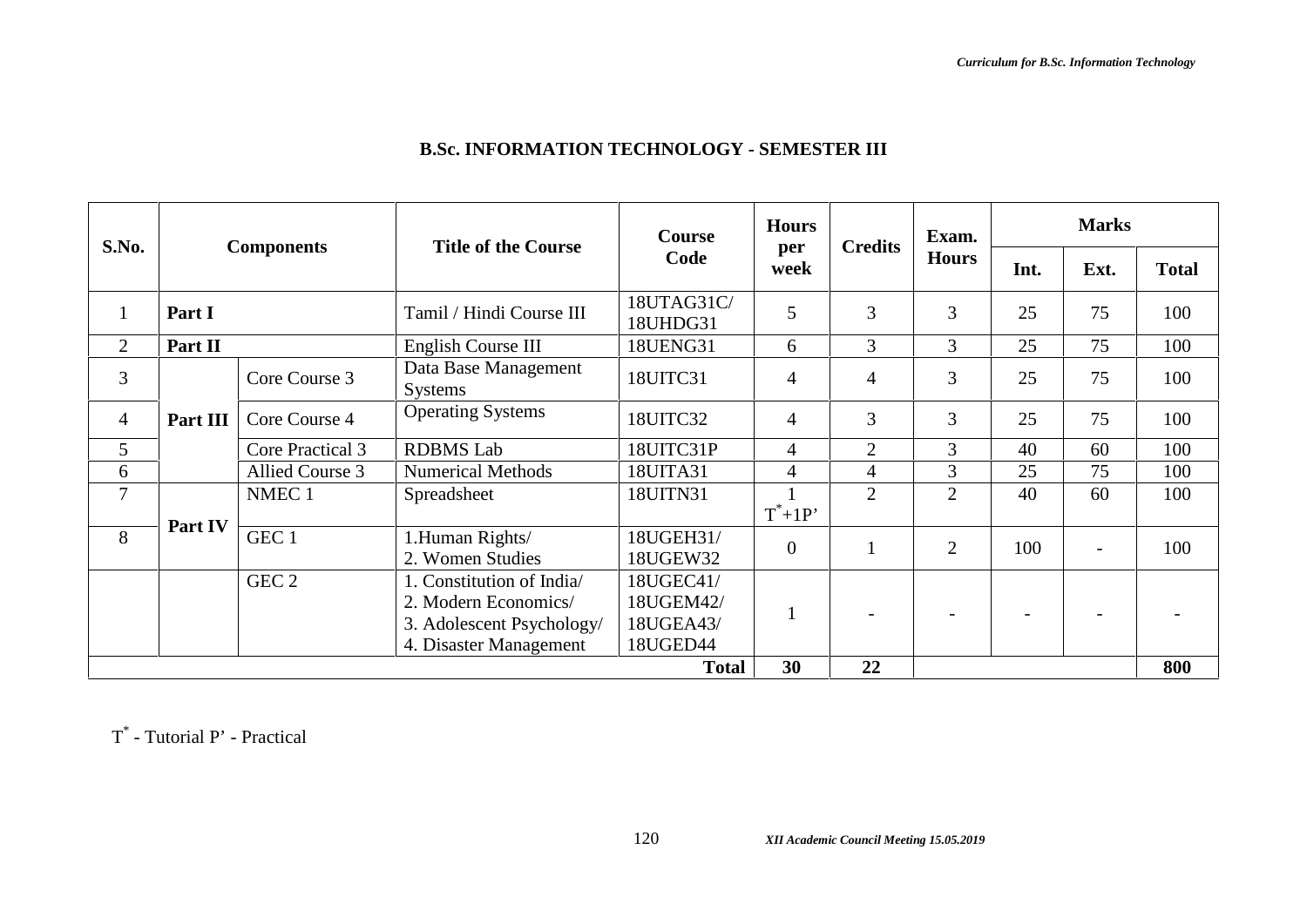## B.Sc. INFORMATION TECHNOLOGY - SEMESTER III

| S.No. | Components | | Title of the Course | Course Code | Hours per week | Credits | Exam. Hours | Marks | | |
|---|---|---|---|---|---|---|---|---|---|---|
| | | | | | | | | Int. | Ext. | Total |
| 1 | Part I | | Tamil / Hindi Course III | 18UTAG31C/ 18UHDG31 | 5 | 3 | 3 | 25 | 75 | 100 |
| 2 | Part II | | English Course III | 18UENG31 | 6 | 3 | 3 | 25 | 75 | 100 |
| 3 | Part III | Core Course 3 | Data Base Management Systems | 18UITC31 | 4 | 4 | 3 | 25 | 75 | 100 |
| 4 | | Core Course 4 | Operating Systems | 18UITC32 | 4 | 3 | 3 | 25 | 75 | 100 |
| 5 | | Core Practical 3 | RDBMS Lab | 18UITC31P | 4 | 2 | 3 | 40 | 60 | 100 |
| 6 | | Allied Course 3 | Numerical Methods | 18UITA31 | 4 | 4 | 3 | 25 | 75 | 100 |
| 7 | Part IV | NMEC 1 | Spreadsheet | 18UITN31 | 1 T*+1P' | 2 | 2 | 40 | 60 | 100 |
| 8 | | GEC 1 | 1.Human Rights/ 2. Women Studies | 18UGEH31/ 18UGEW32 | 0 | 1 | 2 | 100 | - | 100 |
| | | GEC 2 | 1. Constitution of India/ 2. Modern Economics/ 3. Adolescent Psychology/ 4. Disaster Management | 18UGEC41/ 18UGEM42/ 18UGEA43/ 18UGED44 | 1 | - | - | - | - | - |
| | | | | **Total** | **30** | **22** | | | | **800** |

T* - Tutorial P' - Practical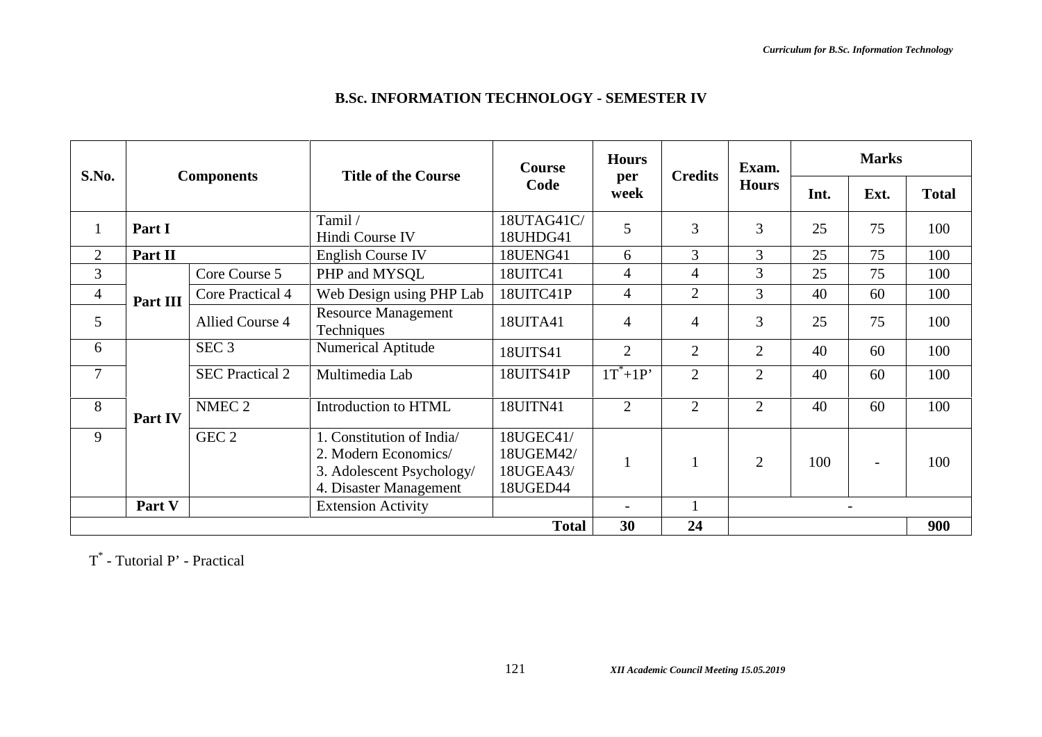## B.Sc. INFORMATION TECHNOLOGY - SEMESTER IV

| S.No. | Components | | Title of the Course | Course Code | Hours per week | Credits | Exam. Hours | Marks | | |
|---|---|---|---|---|---|---|---|---|---|---|
| | | | | | | | | Int. | Ext. | Total |
| 1 | Part I | | Tamil / Hindi Course IV | 18UTAG41C/ 18UHDG41 | 5 | 3 | 3 | 25 | 75 | 100 |
| 2 | Part II | | English Course IV | 18UENG41 | 6 | 3 | 3 | 25 | 75 | 100 |
| 3 | Part III | Core Course 5 | PHP and MYSQL | 18UITC41 | 4 | 4 | 3 | 25 | 75 | 100 |
| 4 | | Core Practical 4 | Web Design using PHP Lab | 18UITC41P | 4 | 2 | 3 | 40 | 60 | 100 |
| 5 | | Allied Course 4 | Resource Management Techniques | 18UITA41 | 4 | 4 | 3 | 25 | 75 | 100 |
| 6 | Part IV | SEC 3 | Numerical Aptitude | 18UITS41 | 2 | 2 | 2 | 40 | 60 | 100 |
| 7 | | SEC Practical 2 | Multimedia Lab | 18UITS41P | $1T^{*}$+1P' | 2 | 2 | 40 | 60 | 100 |
| 8 | | NMEC 2 | Introduction to HTML | 18UITN41 | 2 | 2 | 2 | 40 | 60 | 100 |
| 9 | | GEC 2 | 1. Constitution of India/ 2. Modern Economics/ 3. Adolescent Psychology/ 4. Disaster Management | 18UGEC41/ 18UGEM42/ 18UGEA43/ 18UGED44 | 1 | 1 | 2 | 100 | - | 100 |
| | Part V | | Extension Activity | | - | 1 | - | | | |
| | | | | **Total** | **30** | **24** | | | | **900** |

$T^{*}$ - Tutorial P' - Practical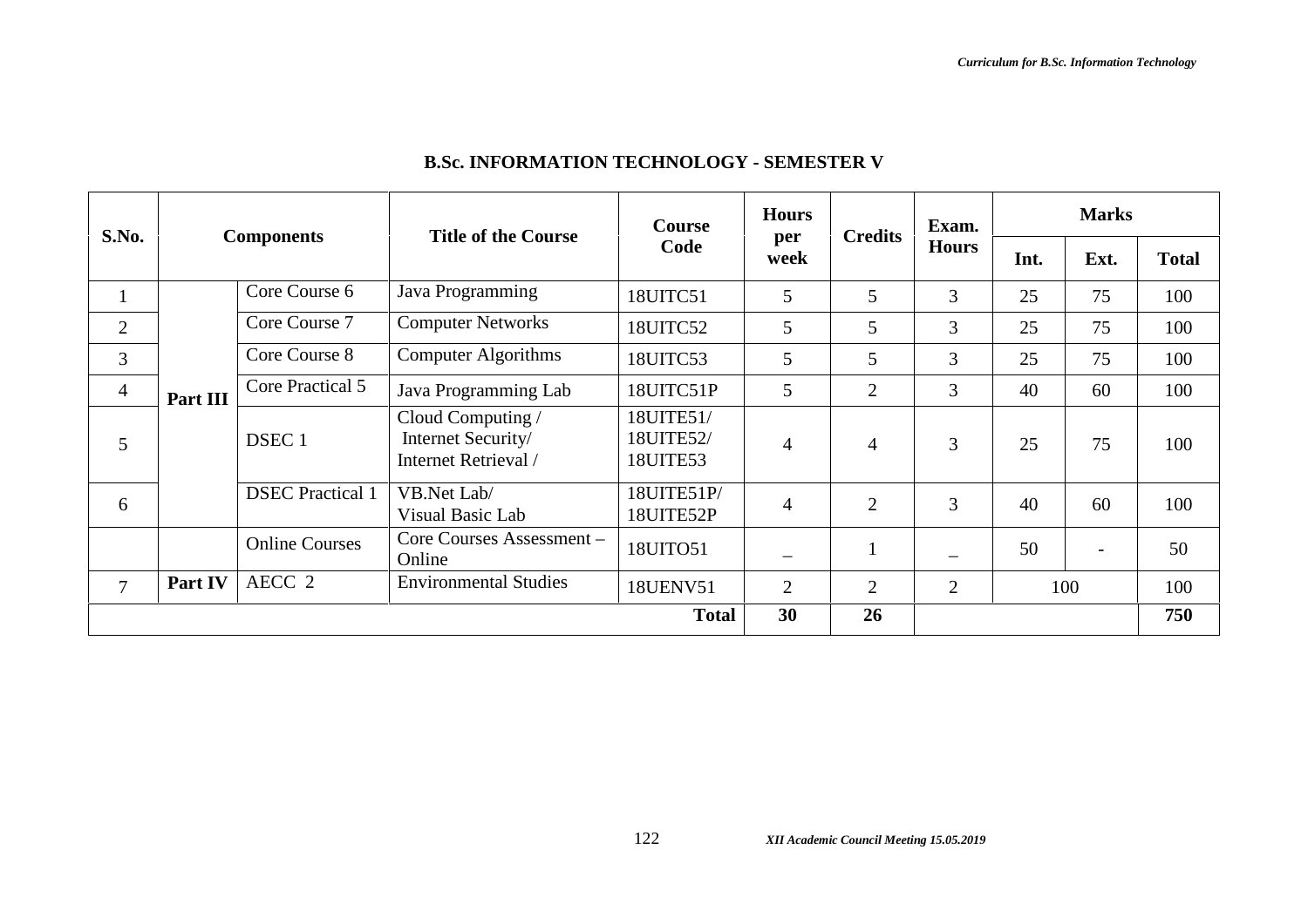## B.Sc. INFORMATION TECHNOLOGY - SEMESTER V

| S.No. | Components | | Title of the Course | Course Code | Hours per week | Credits | Exam. Hours | Marks | | |
|---|---|---|---|---|---|---|---|---|---|---|
| | | | | | | | | Int. | Ext. | Total |
| 1 | Part III | Core Course 6 | Java Programming | 18UITC51 | 5 | 5 | 3 | 25 | 75 | 100 |
| 2 | | Core Course 7 | Computer Networks | 18UITC52 | 5 | 5 | 3 | 25 | 75 | 100 |
| 3 | | Core Course 8 | Computer Algorithms | 18UITC53 | 5 | 5 | 3 | 25 | 75 | 100 |
| 4 | | Core Practical 5 | Java Programming Lab | 18UITC51P | 5 | 2 | 3 | 40 | 60 | 100 |
| 5 | | DSEC 1 | Cloud Computing / Internet Security/ Internet Retrieval / | 18UITE51/ 18UITE52/ 18UITE53 | 4 | 4 | 3 | 25 | 75 | 100 |
| 6 | | DSEC Practical 1 | VB.Net Lab/ Visual Basic Lab | 18UITE51P/ 18UITE52P | 4 | 2 | 3 | 40 | 60 | 100 |
| | | Online Courses | Core Courses Assessment – Online | 18UITO51 | – | 1 | – | 50 | - | 50 |
| 7 | Part IV | AECC 2 | Environmental Studies | 18UENV51 | 2 | 2 | 2 | 100 | | 100 |
| | | | | **Total** | **30** | **26** | | | | **750** |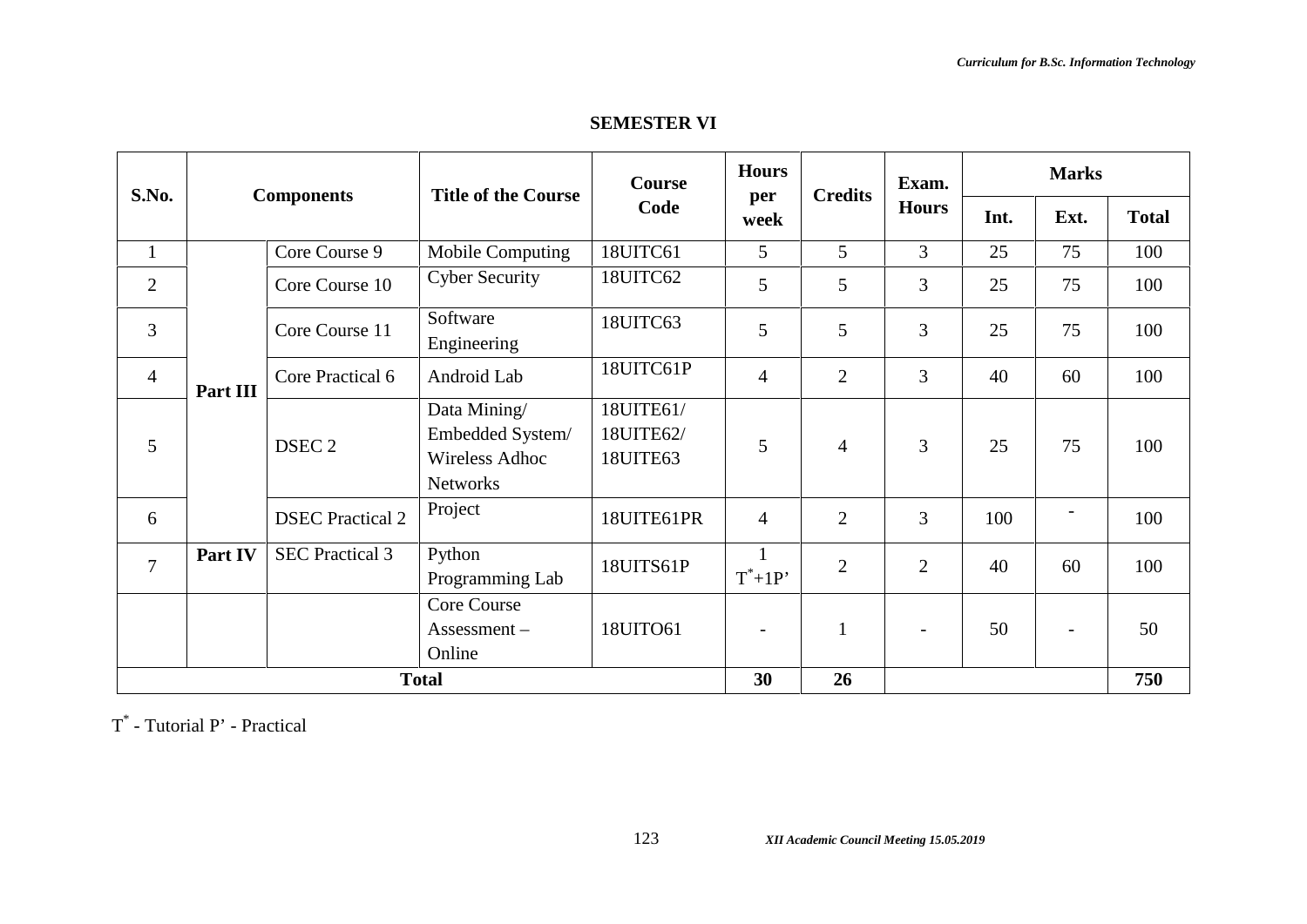## SEMESTER VI

| S.No. | Components | | Title of the Course | Course Code | Hours per week | Credits | Exam. Hours | Marks | | |
|---|---|---|---|---|---|---|---|---|---|---|
| | | | | | | | | Int. | Ext. | Total |
| 1 | Part III | Core Course 9 | Mobile Computing | 18UITC61 | 5 | 5 | 3 | 25 | 75 | 100 |
| 2 | | Core Course 10 | Cyber Security | 18UITC62 | 5 | 5 | 3 | 25 | 75 | 100 |
| 3 | | Core Course 11 | Software Engineering | 18UITC63 | 5 | 5 | 3 | 25 | 75 | 100 |
| 4 | | Core Practical 6 | Android Lab | 18UITC61P | 4 | 2 | 3 | 40 | 60 | 100 |
| 5 | | DSEC 2 | Data Mining/ Embedded System/ Wireless Adhoc Networks | 18UITE61/ 18UITE62/ 18UITE63 | 5 | 4 | 3 | 25 | 75 | 100 |
| 6 | | DSEC Practical 2 | Project | 18UITE61PR | 4 | 2 | 3 | 100 | - | 100 |
| 7 | Part IV | SEC Practical 3 | Python Programming Lab | 18UITS61P | 1 T*+1P' | 2 | 2 | 40 | 60 | 100 |
| | | | Core Course Assessment – Online | 18UITO61 | - | 1 | - | 50 | - | 50 |
| Total | | | | | 30 | 26 | | | | 750 |

T* - Tutorial P' - Practical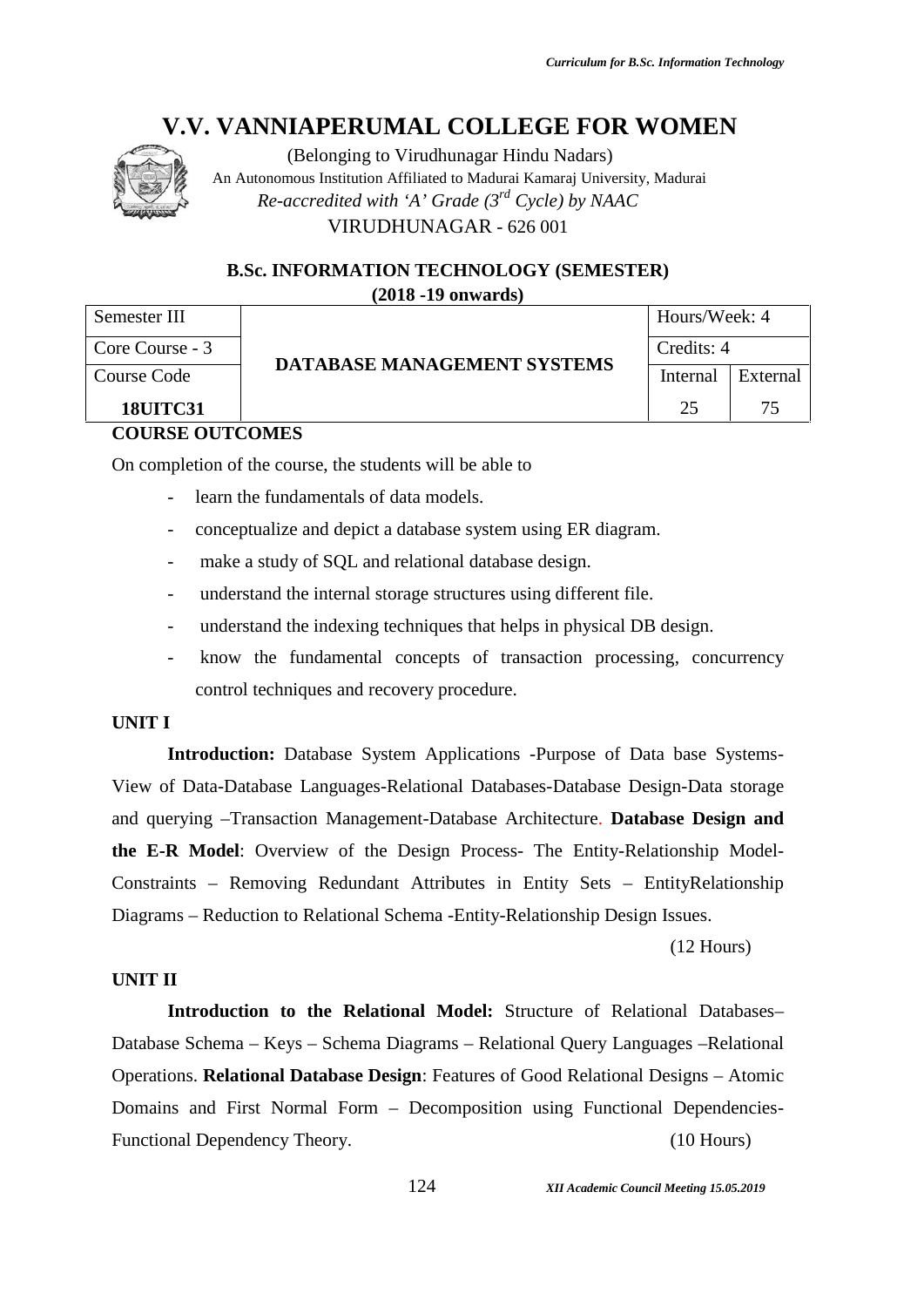# V.V. VANNIAPERUMAL COLLEGE FOR WOMEN

(Belonging to Virudhunagar Hindu Nadars)
An Autonomous Institution Affiliated to Madurai Kamaraj University, Madurai
*Re-accredited with 'A' Grade (3rd Cycle) by NAAC*
VIRUDHUNAGAR - 626 001

## B.Sc. INFORMATION TECHNOLOGY (SEMESTER)
**(2018 -19 onwards)**

| | | | |
|---|---|---|---|
| Semester III | **DATABASE MANAGEMENT SYSTEMS** | Hours/Week: 4 | |
| Core Course - 3 | | Credits: 4 | |
| Course Code | | Internal | External |
| **18UITC31** | | 25 | 75 |

**COURSE OUTCOMES**

On completion of the course, the students will be able to

- learn the fundamentals of data models.
- conceptualize and depict a database system using ER diagram.
- make a study of SQL and relational database design.
- understand the internal storage structures using different file.
- understand the indexing techniques that helps in physical DB design.
- know the fundamental concepts of transaction processing, concurrency control techniques and recovery procedure.

**UNIT I**

**Introduction:** Database System Applications -Purpose of Data base Systems-View of Data-Database Languages-Relational Databases-Database Design-Data storage and querying –Transaction Management-Database Architecture. **Database Design and the E-R Model**: Overview of the Design Process- The Entity-Relationship Model-Constraints – Removing Redundant Attributes in Entity Sets – EntityRelationship Diagrams – Reduction to Relational Schema -Entity-Relationship Design Issues.

(12 Hours)

**UNIT II**

**Introduction to the Relational Model:** Structure of Relational Databases– Database Schema – Keys – Schema Diagrams – Relational Query Languages –Relational Operations. **Relational Database Design**: Features of Good Relational Designs – Atomic Domains and First Normal Form – Decomposition using Functional Dependencies-Functional Dependency Theory. (10 Hours)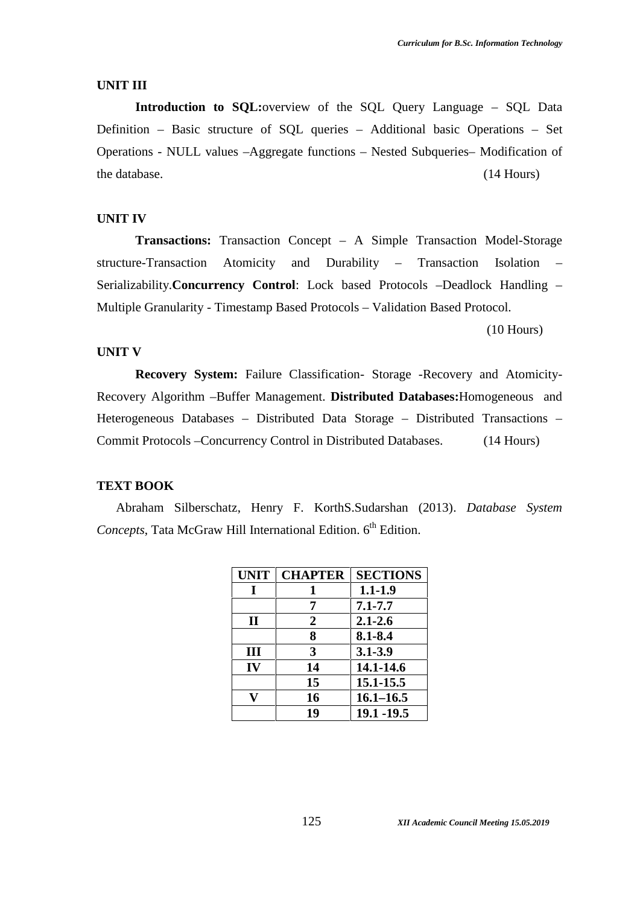## UNIT III

**Introduction to SQL:**overview of the SQL Query Language – SQL Data Definition – Basic structure of SQL queries – Additional basic Operations – Set Operations - NULL values –Aggregate functions – Nested Subqueries– Modification of the database. (14 Hours)

## UNIT IV

**Transactions:** Transaction Concept – A Simple Transaction Model-Storage structure-Transaction Atomicity and Durability – Transaction Isolation – Serializability.**Concurrency Control**: Lock based Protocols –Deadlock Handling – Multiple Granularity - Timestamp Based Protocols – Validation Based Protocol.

(10 Hours)

## UNIT V

**Recovery System:** Failure Classification- Storage -Recovery and Atomicity-Recovery Algorithm –Buffer Management. **Distributed Databases:**Homogeneous and Heterogeneous Databases – Distributed Data Storage – Distributed Transactions – Commit Protocols –Concurrency Control in Distributed Databases. (14 Hours)

## TEXT BOOK

Abraham Silberschatz, Henry F. KorthS.Sudarshan (2013). *Database System Concepts*, Tata McGraw Hill International Edition. 6th Edition.

| UNIT | CHAPTER | SECTIONS |
|---|---|---|
| I | 1 | 1.1-1.9 |
| | 7 | 7.1-7.7 |
| II | 2 | 2.1-2.6 |
| | 8 | 8.1-8.4 |
| III | 3 | 3.1-3.9 |
| IV | 14 | 14.1-14.6 |
| | 15 | 15.1-15.5 |
| V | 16 | 16.1–16.5 |
| | 19 | 19.1 -19.5 |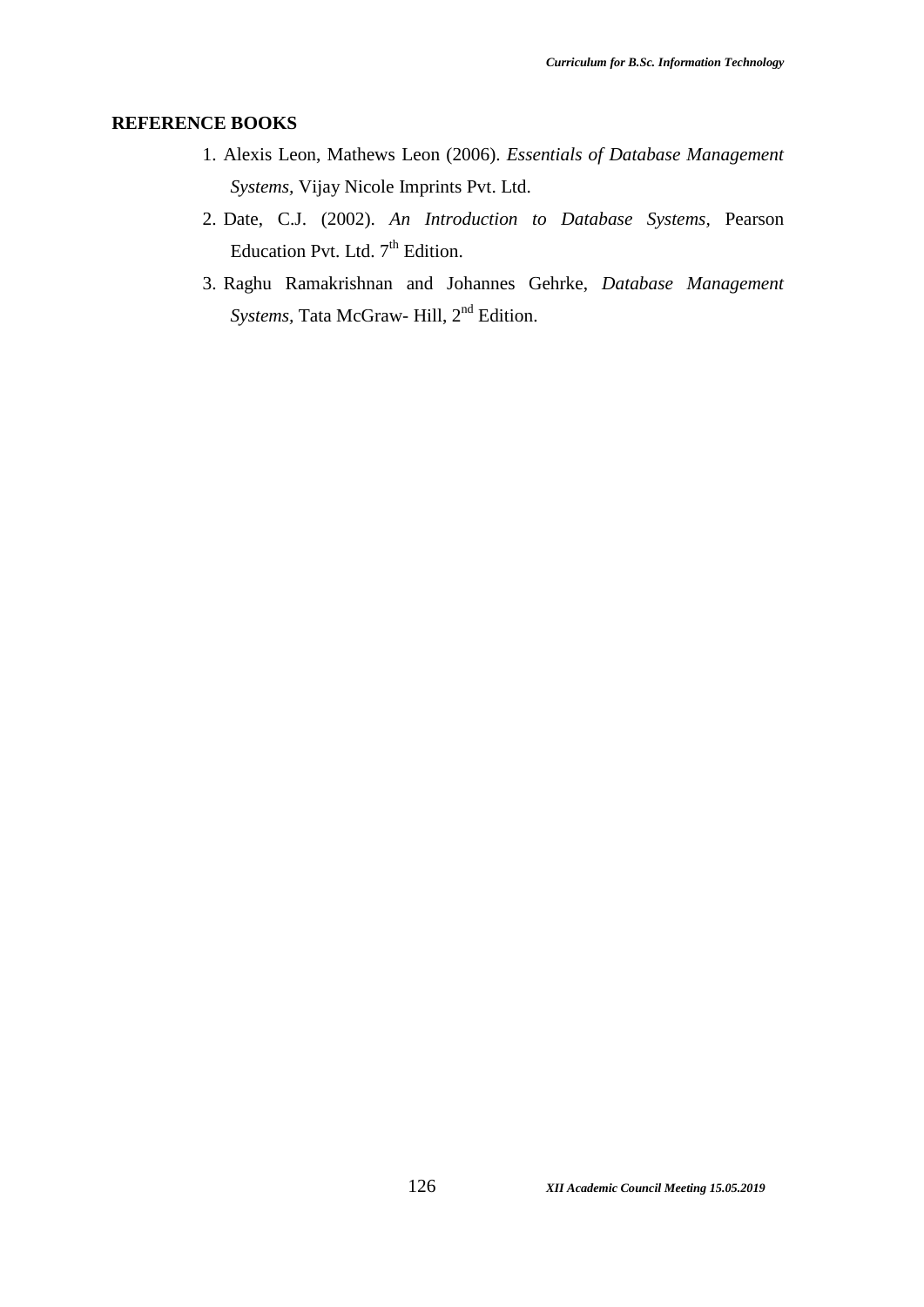**REFERENCE BOOKS**

1. Alexis Leon, Mathews Leon (2006). *Essentials of Database Management Systems,* Vijay Nicole Imprints Pvt. Ltd.
2. Date, C.J. (2002). *An Introduction to Database Systems*, Pearson Education Pvt. Ltd. 7th Edition.
3. Raghu Ramakrishnan and Johannes Gehrke, *Database Management Systems*, Tata McGraw- Hill, 2nd Edition.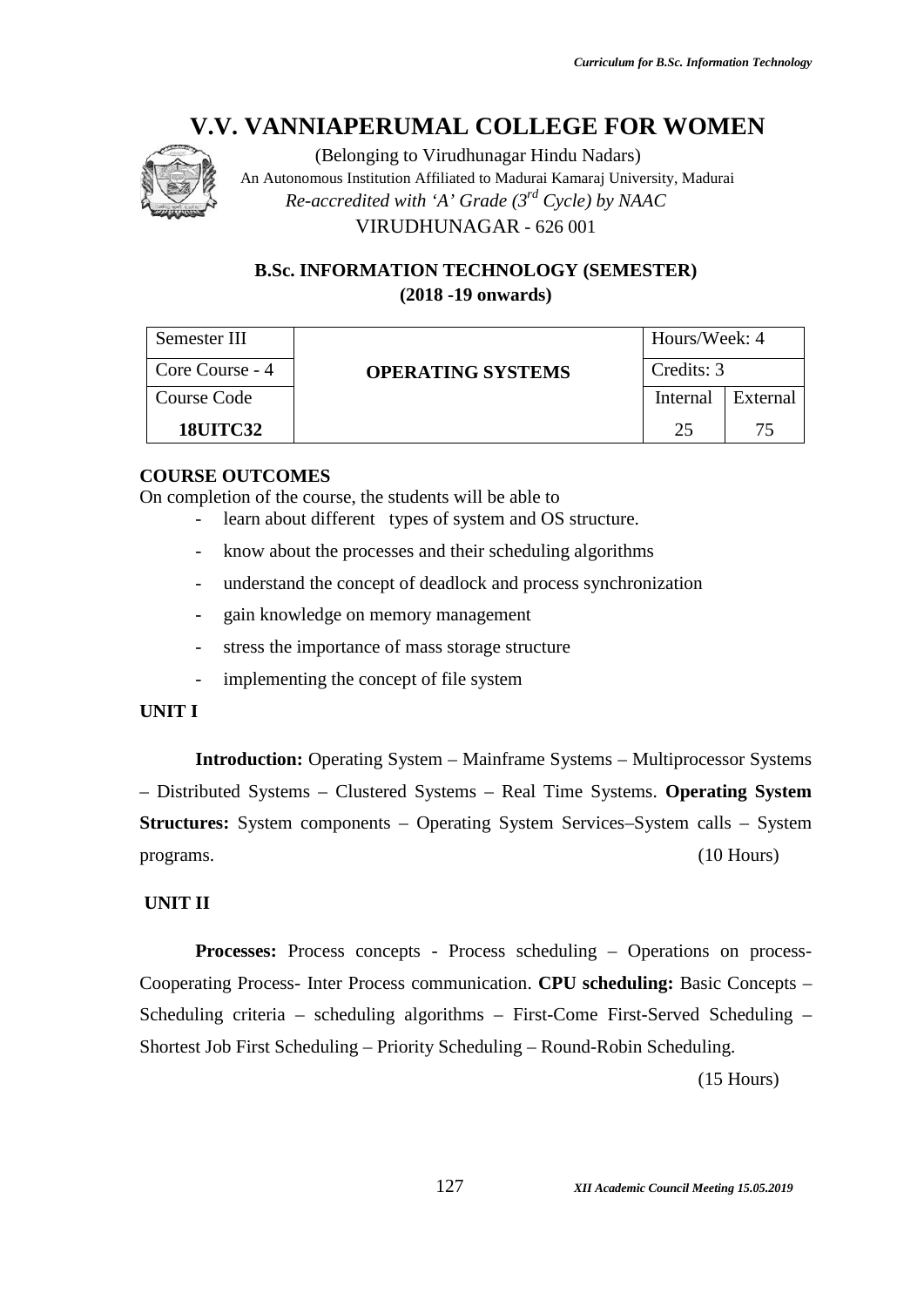# V.V. VANNIAPERUMAL COLLEGE FOR WOMEN

(Belonging to Virudhunagar Hindu Nadars)
An Autonomous Institution Affiliated to Madurai Kamaraj University, Madurai
*Re-accredited with 'A' Grade (3rd Cycle) by NAAC*
VIRUDHUNAGAR - 626 001

**B.Sc. INFORMATION TECHNOLOGY (SEMESTER)**
**(2018 -19 onwards)**

| | | | |
|---|---|---|---|
| Semester III | **OPERATING SYSTEMS** | Hours/Week: 4 | |
| Core Course - 4 | | Credits: 3 | |
| Course Code | | Internal | External |
| **18UITC32** | | 25 | 75 |

**COURSE OUTCOMES**

On completion of the course, the students will be able to

- learn about different types of system and OS structure.
- know about the processes and their scheduling algorithms
- understand the concept of deadlock and process synchronization
- gain knowledge on memory management
- stress the importance of mass storage structure
- implementing the concept of file system

**UNIT I**

**Introduction:** Operating System – Mainframe Systems – Multiprocessor Systems – Distributed Systems – Clustered Systems – Real Time Systems. **Operating System Structures:** System components – Operating System Services–System calls – System programs. (10 Hours)

**UNIT II**

**Processes:** Process concepts - Process scheduling – Operations on process-Cooperating Process- Inter Process communication. **CPU scheduling:** Basic Concepts – Scheduling criteria – scheduling algorithms – First-Come First-Served Scheduling – Shortest Job First Scheduling – Priority Scheduling – Round-Robin Scheduling.

(15 Hours)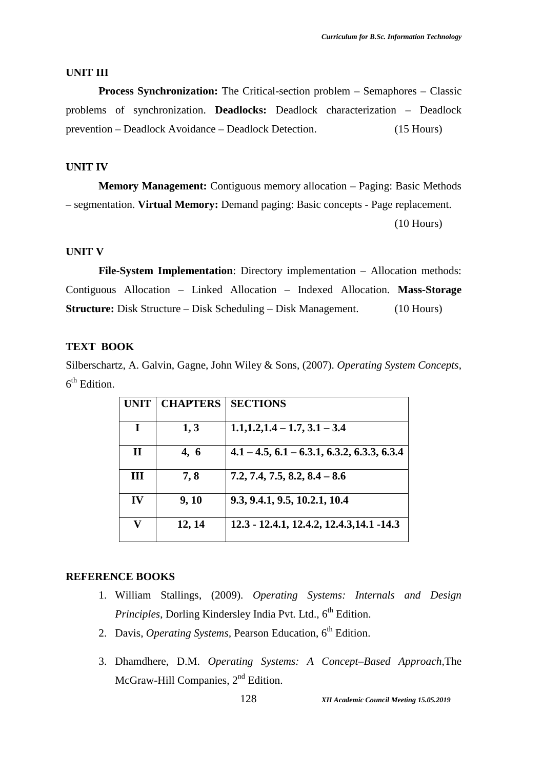**UNIT III**

**Process Synchronization:** The Critical-section problem – Semaphores – Classic problems of synchronization. **Deadlocks:** Deadlock characterization – Deadlock prevention – Deadlock Avoidance – Deadlock Detection. (15 Hours)

**UNIT IV**

**Memory Management:** Contiguous memory allocation – Paging: Basic Methods – segmentation. **Virtual Memory:** Demand paging: Basic concepts - Page replacement. (10 Hours)

**UNIT V**

**File-System Implementation**: Directory implementation – Allocation methods: Contiguous Allocation – Linked Allocation – Indexed Allocation. **Mass-Storage Structure:** Disk Structure – Disk Scheduling – Disk Management. (10 Hours)

**TEXT BOOK**

Silberschartz, A. Galvin, Gagne, John Wiley & Sons, (2007). *Operating System Concepts*, 6th Edition.

| UNIT | CHAPTERS | SECTIONS |
|---|---|---|
| I | 1, 3 | 1.1,1.2,1.4 – 1.7, 3.1 – 3.4 |
| II | 4, 6 | 4.1 – 4.5, 6.1 – 6.3.1, 6.3.2, 6.3.3, 6.3.4 |
| III | 7, 8 | 7.2, 7.4, 7.5, 8.2, 8.4 – 8.6 |
| IV | 9, 10 | 9.3, 9.4.1, 9.5, 10.2.1, 10.4 |
| V | 12, 14 | 12.3 - 12.4.1, 12.4.2, 12.4.3,14.1 -14.3 |

**REFERENCE BOOKS**

1. William Stallings, (2009). *Operating Systems: Internals and Design Principles*, Dorling Kindersley India Pvt. Ltd., 6th Edition.
2. Davis, *Operating Systems*, Pearson Education, 6th Edition.
3. Dhamdhere, D.M. *Operating Systems: A Concept–Based Approach*,The McGraw-Hill Companies, 2nd Edition.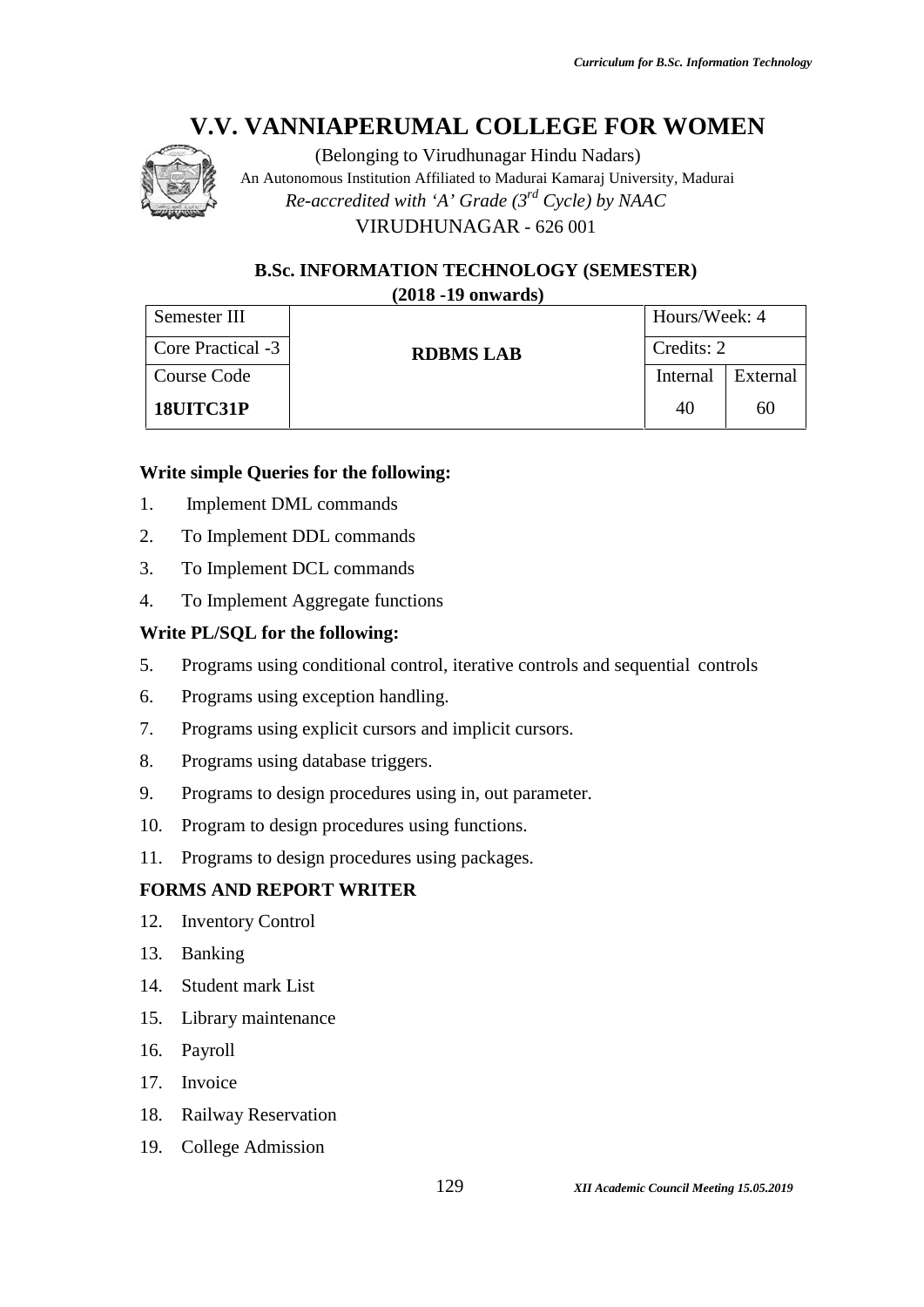# V.V. VANNIAPERUMAL COLLEGE FOR WOMEN

(Belonging to Virudhunagar Hindu Nadars)
An Autonomous Institution Affiliated to Madurai Kamaraj University, Madurai
*Re-accredited with 'A' Grade (3rd Cycle) by NAAC*
VIRUDHUNAGAR - 626 001

## B.Sc. INFORMATION TECHNOLOGY (SEMESTER)
**(2018 -19 onwards)**

| | | | |
|---|---|---|---|
| Semester III | **RDBMS LAB** | Hours/Week: 4 | |
| Core Practical -3 | | Credits: 2 | |
| Course Code | | Internal | External |
| **18UITC31P** | | 40 | 60 |

**Write simple Queries for the following:**

1. Implement DML commands
2. To Implement DDL commands
3. To Implement DCL commands
4. To Implement Aggregate functions

**Write PL/SQL for the following:**

5. Programs using conditional control, iterative controls and sequential controls
6. Programs using exception handling.
7. Programs using explicit cursors and implicit cursors.
8. Programs using database triggers.
9. Programs to design procedures using in, out parameter.
10. Program to design procedures using functions.
11. Programs to design procedures using packages.

**FORMS AND REPORT WRITER**

12. Inventory Control
13. Banking
14. Student mark List
15. Library maintenance
16. Payroll
17. Invoice
18. Railway Reservation
19. College Admission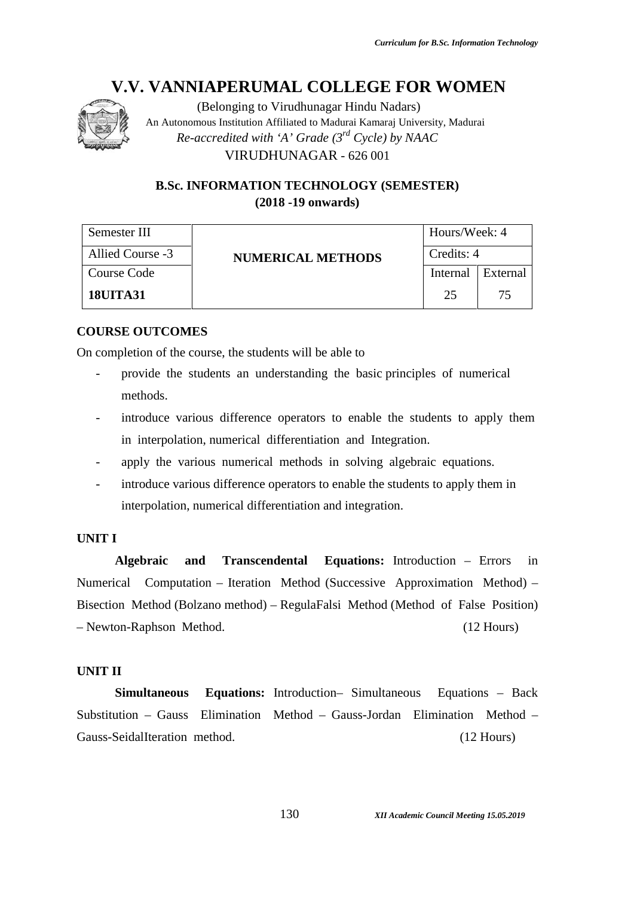# V.V. VANNIAPERUMAL COLLEGE FOR WOMEN

(Belonging to Virudhunagar Hindu Nadars)
An Autonomous Institution Affiliated to Madurai Kamaraj University, Madurai
*Re-accredited with 'A' Grade (3rd Cycle) by NAAC*
VIRUDHUNAGAR - 626 001

## B.Sc. INFORMATION TECHNOLOGY (SEMESTER)
## (2018 -19 onwards)

| | | | |
|---|---|---|---|
| Semester III | **NUMERICAL METHODS** | Hours/Week: 4 | |
| Allied Course -3 | | Credits: 4 | |
| Course Code | | Internal | External |
| **18UITA31** | | 25 | 75 |

**COURSE OUTCOMES**

On completion of the course, the students will be able to

- provide the students an understanding the basic principles of numerical methods.
- introduce various difference operators to enable the students to apply them in interpolation, numerical differentiation and Integration.
- apply the various numerical methods in solving algebraic equations.
- introduce various difference operators to enable the students to apply them in interpolation, numerical differentiation and integration.

**UNIT I**

**Algebraic and Transcendental Equations:** Introduction – Errors in Numerical Computation – Iteration Method (Successive Approximation Method) – Bisection Method (Bolzano method) – RegulaFalsi Method (Method of False Position) – Newton-Raphson Method. (12 Hours)

**UNIT II**

**Simultaneous Equations:** Introduction– Simultaneous Equations – Back Substitution – Gauss Elimination Method – Gauss-Jordan Elimination Method – Gauss-SeidalIteration method. (12 Hours)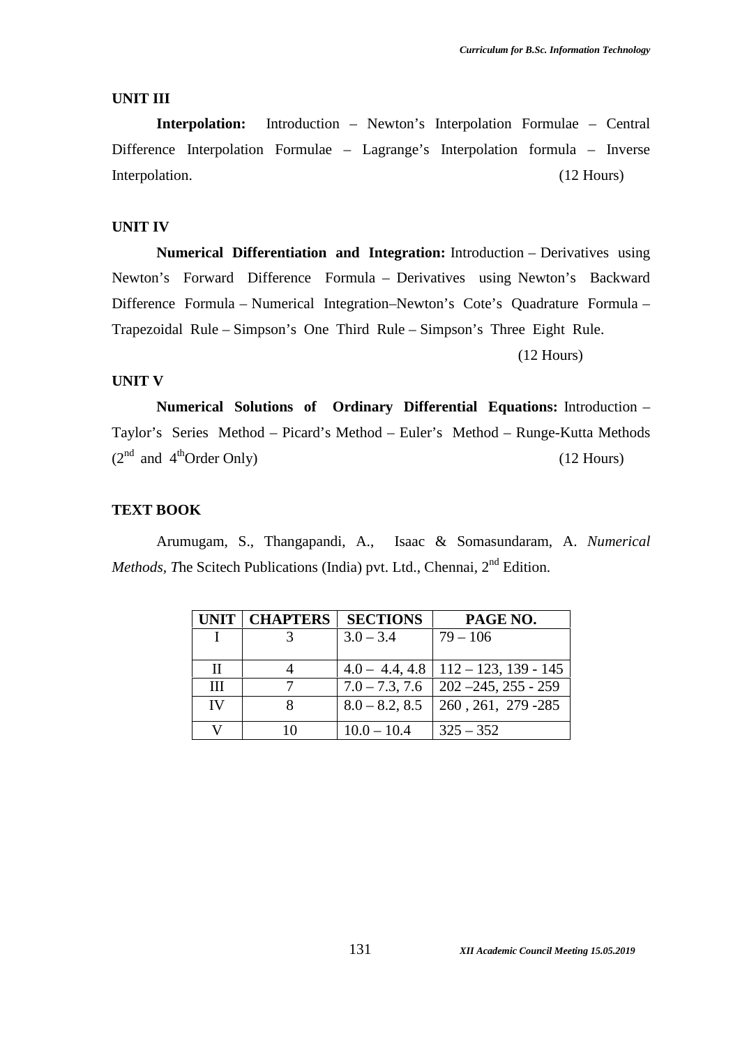### UNIT III

**Interpolation:** Introduction – Newton's Interpolation Formulae – Central Difference Interpolation Formulae – Lagrange's Interpolation formula – Inverse Interpolation. (12 Hours)

### UNIT IV

**Numerical Differentiation and Integration:** Introduction – Derivatives using Newton's Forward Difference Formula – Derivatives using Newton's Backward Difference Formula – Numerical Integration–Newton's Cote's Quadrature Formula – Trapezoidal Rule – Simpson's One Third Rule – Simpson's Three Eight Rule.

(12 Hours)

### UNIT V

**Numerical Solutions of Ordinary Differential Equations:** Introduction – Taylor's Series Method – Picard's Method – Euler's Method – Runge-Kutta Methods ($2^{nd}$ and $4^{th}$Order Only) (12 Hours)

### TEXT BOOK

Arumugam, S., Thangapandi, A., Isaac & Somasundaram, A. *Numerical Methods, T*he Scitech Publications (India) pvt. Ltd., Chennai, $2^{nd}$ Edition.

| UNIT | CHAPTERS | SECTIONS | PAGE NO. |
|---|---|---|---|
| I | 3 | 3.0 – 3.4 | 79 – 106 |
| II | 4 | 4.0 – 4.4, 4.8 | 112 – 123, 139 - 145 |
| III | 7 | 7.0 – 7.3, 7.6 | 202 –245, 255 - 259 |
| IV | 8 | 8.0 – 8.2, 8.5 | 260 , 261, 279 -285 |
| V | 10 | 10.0 – 10.4 | 325 – 352 |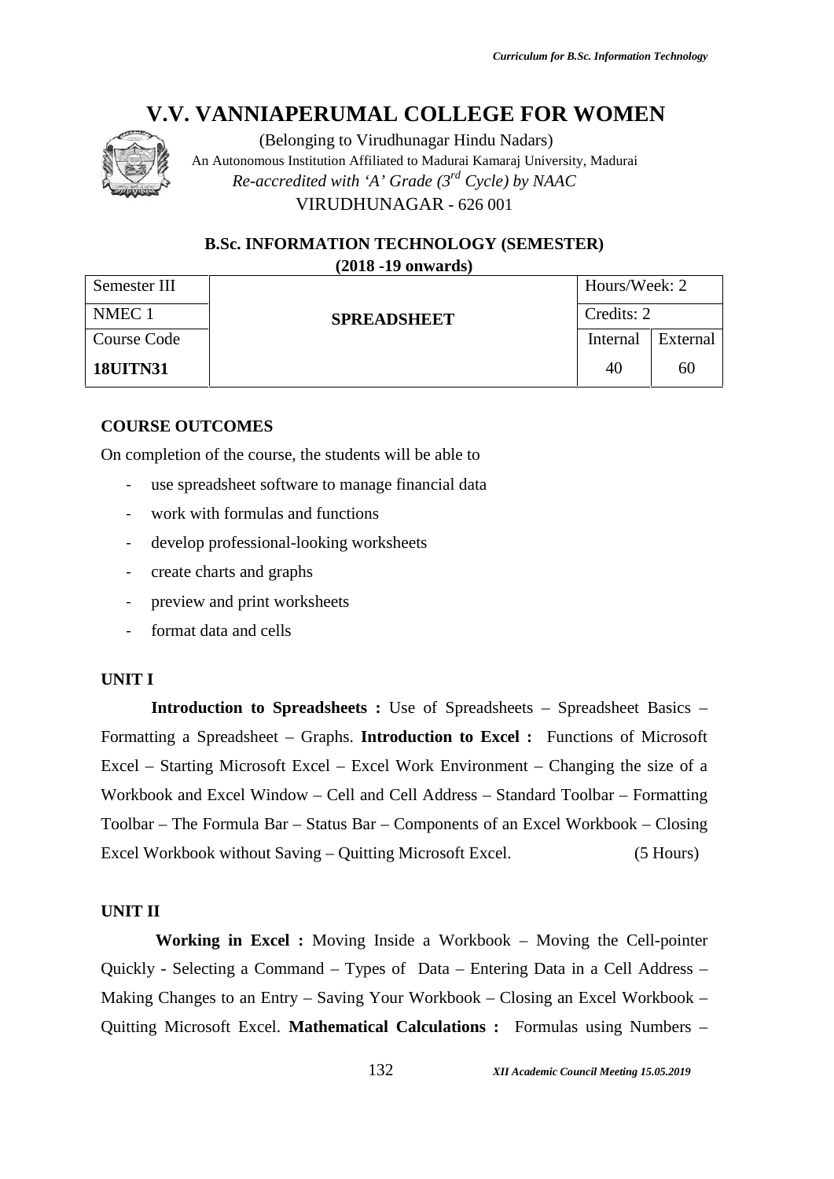# V.V. VANNIAPERUMAL COLLEGE FOR WOMEN

(Belonging to Virudhunagar Hindu Nadars)
An Autonomous Institution Affiliated to Madurai Kamaraj University, Madurai
*Re-accredited with 'A' Grade (3rd Cycle) by NAAC*
VIRUDHUNAGAR - 626 001

**B.Sc. INFORMATION TECHNOLOGY (SEMESTER)**
**(2018 -19 onwards)**

| | | | |
|---|---|---|---|
| Semester III | **SPREADSHEET** | Hours/Week: 2 | |
| NMEC 1 | | Credits: 2 | |
| Course Code | | Internal | External |
| **18UITN31** | | 40 | 60 |

**COURSE OUTCOMES**

On completion of the course, the students will be able to

- use spreadsheet software to manage financial data
- work with formulas and functions
- develop professional-looking worksheets
- create charts and graphs
- preview and print worksheets
- format data and cells

**UNIT I**

**Introduction to Spreadsheets :** Use of Spreadsheets – Spreadsheet Basics – Formatting a Spreadsheet – Graphs. **Introduction to Excel :** Functions of Microsoft Excel – Starting Microsoft Excel – Excel Work Environment – Changing the size of a Workbook and Excel Window – Cell and Cell Address – Standard Toolbar – Formatting Toolbar – The Formula Bar – Status Bar – Components of an Excel Workbook – Closing Excel Workbook without Saving – Quitting Microsoft Excel. (5 Hours)

**UNIT II**

**Working in Excel :** Moving Inside a Workbook – Moving the Cell-pointer Quickly - Selecting a Command – Types of Data – Entering Data in a Cell Address – Making Changes to an Entry – Saving Your Workbook – Closing an Excel Workbook – Quitting Microsoft Excel. **Mathematical Calculations :** Formulas using Numbers –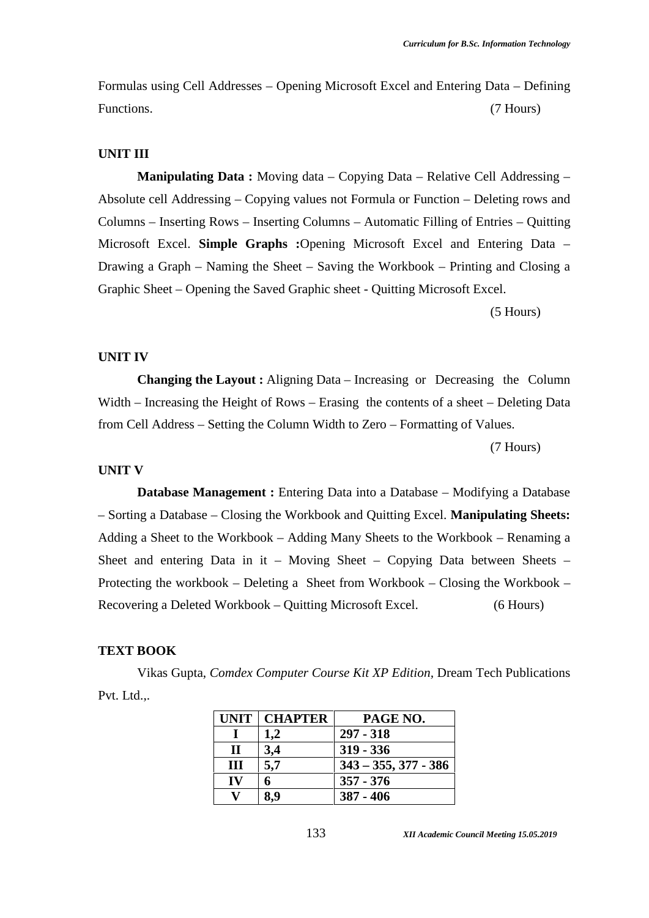Formulas using Cell Addresses – Opening Microsoft Excel and Entering Data – Defining Functions. (7 Hours)

**UNIT III**

**Manipulating Data :** Moving data – Copying Data – Relative Cell Addressing – Absolute cell Addressing – Copying values not Formula or Function – Deleting rows and Columns – Inserting Rows – Inserting Columns – Automatic Filling of Entries – Quitting Microsoft Excel. **Simple Graphs :**Opening Microsoft Excel and Entering Data – Drawing a Graph – Naming the Sheet – Saving the Workbook – Printing and Closing a Graphic Sheet – Opening the Saved Graphic sheet - Quitting Microsoft Excel.

(5 Hours)

**UNIT IV**

**Changing the Layout :** Aligning Data – Increasing or Decreasing the Column Width – Increasing the Height of Rows – Erasing the contents of a sheet – Deleting Data from Cell Address – Setting the Column Width to Zero – Formatting of Values.

(7 Hours)

**UNIT V**

**Database Management :** Entering Data into a Database – Modifying a Database – Sorting a Database – Closing the Workbook and Quitting Excel. **Manipulating Sheets:** Adding a Sheet to the Workbook – Adding Many Sheets to the Workbook – Renaming a Sheet and entering Data in it – Moving Sheet – Copying Data between Sheets – Protecting the workbook – Deleting a Sheet from Workbook – Closing the Workbook – Recovering a Deleted Workbook – Quitting Microsoft Excel. (6 Hours)

**TEXT BOOK**

Vikas Gupta, *Comdex Computer Course Kit XP Edition*, Dream Tech Publications Pvt. Ltd.,.

| UNIT | CHAPTER | PAGE NO. |
|---|---|---|
| I | 1,2 | 297 - 318 |
| II | 3,4 | 319 - 336 |
| III | 5,7 | 343 – 355, 377 - 386 |
| IV | 6 | 357 - 376 |
| V | 8,9 | 387 - 406 |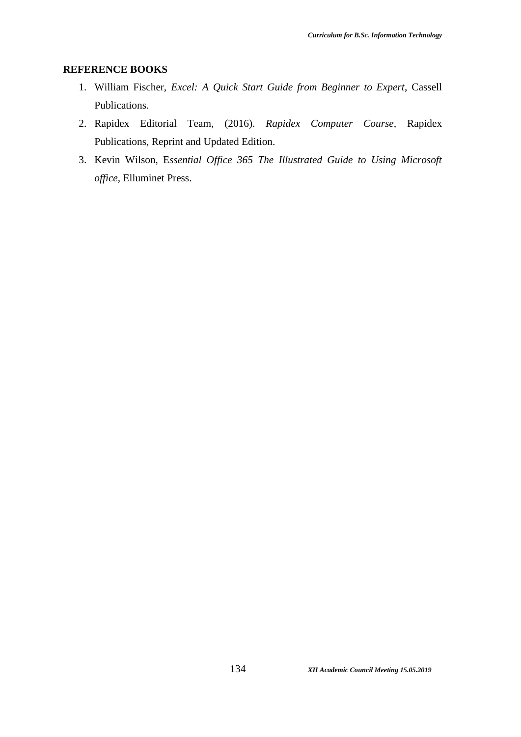**REFERENCE BOOKS**

1. William Fischer, *Excel: A Quick Start Guide from Beginner to Expert*, Cassell Publications.
2. Rapidex Editorial Team, (2016). *Rapidex Computer Course,* Rapidex Publications, Reprint and Updated Edition.
3. Kevin Wilson, E*ssential Office 365 The Illustrated Guide to Using Microsoft office*, Elluminet Press.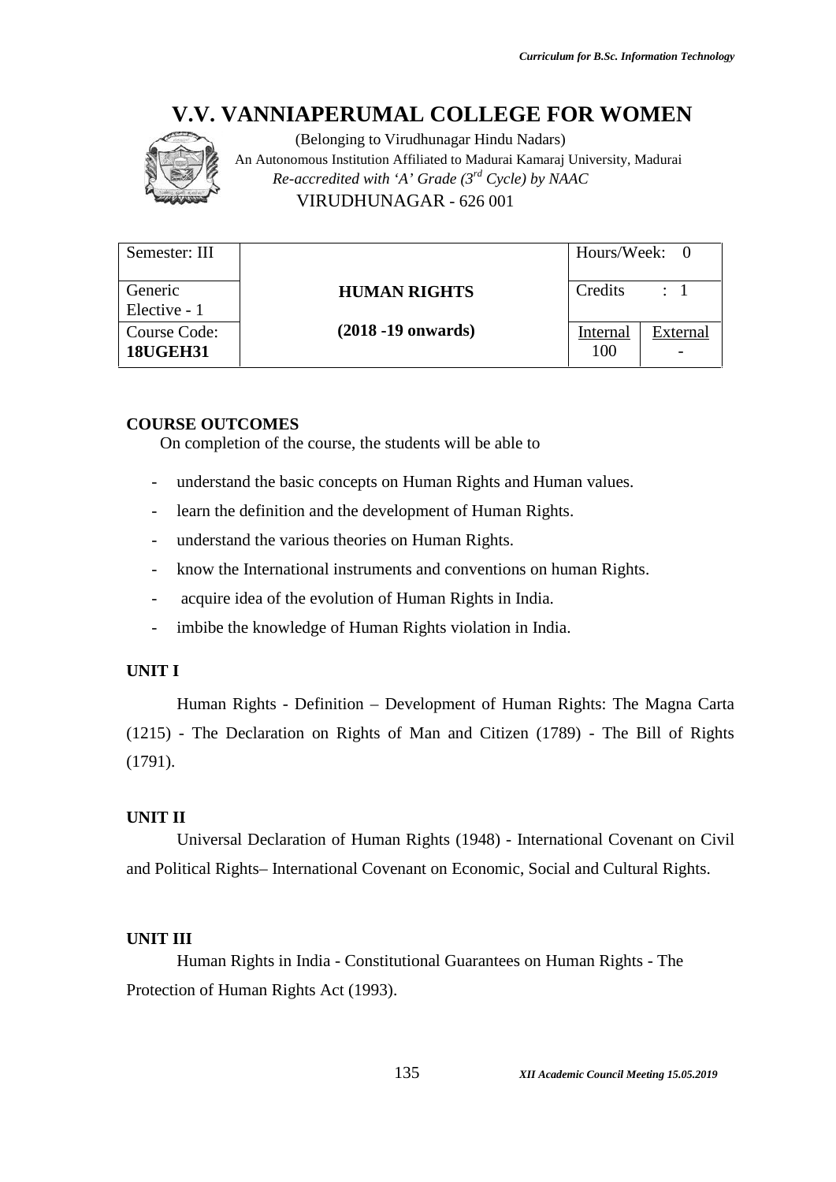# V.V. VANNIAPERUMAL COLLEGE FOR WOMEN

(Belonging to Virudhunagar Hindu Nadars)
An Autonomous Institution Affiliated to Madurai Kamaraj University, Madurai
*Re-accredited with 'A' Grade (3rd Cycle) by NAAC*
VIRUDHUNAGAR - 626 001

| | | | |
|---|---|---|---|
| Semester: III | **HUMAN RIGHTS** | Hours/Week: 0 | |
| Generic Elective - 1 | | Credits : 1 | |
| Course Code: **18UGEH31** | **(2018 -19 onwards)** | Internal 100 | External - |

**COURSE OUTCOMES**

On completion of the course, the students will be able to

- understand the basic concepts on Human Rights and Human values.
- learn the definition and the development of Human Rights.
- understand the various theories on Human Rights.
- know the International instruments and conventions on human Rights.
- acquire idea of the evolution of Human Rights in India.
- imbibe the knowledge of Human Rights violation in India.

**UNIT I**

Human Rights - Definition – Development of Human Rights: The Magna Carta (1215) - The Declaration on Rights of Man and Citizen (1789) - The Bill of Rights (1791).

**UNIT II**

Universal Declaration of Human Rights (1948) - International Covenant on Civil and Political Rights– International Covenant on Economic, Social and Cultural Rights.

**UNIT III**

Human Rights in India - Constitutional Guarantees on Human Rights - The Protection of Human Rights Act (1993).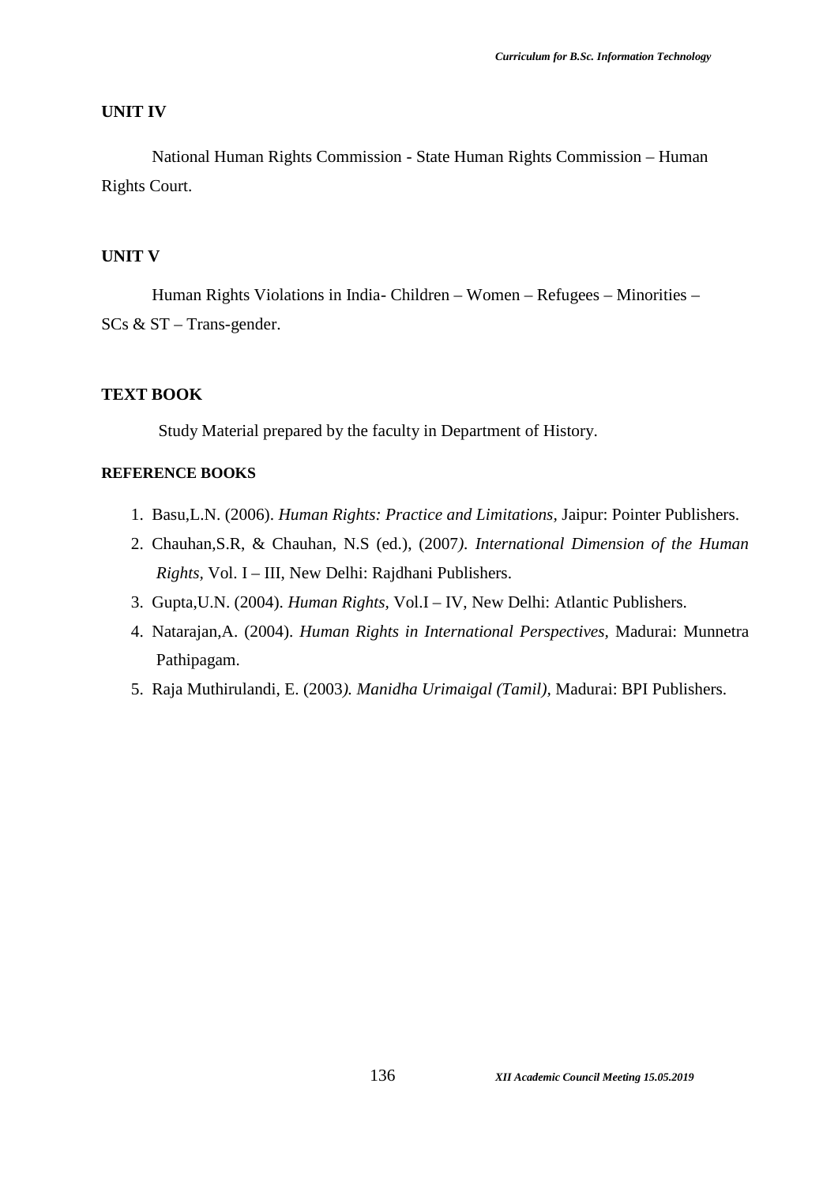### UNIT IV

National Human Rights Commission - State Human Rights Commission – Human Rights Court.

### UNIT V

Human Rights Violations in India- Children – Women – Refugees – Minorities – SCs & ST – Trans-gender.

### TEXT BOOK

Study Material prepared by the faculty in Department of History.

### REFERENCE BOOKS

1. Basu,L.N. (2006). *Human Rights: Practice and Limitations*, Jaipur: Pointer Publishers.
2. Chauhan,S.R, & Chauhan, N.S (ed.), (2007). *International Dimension of the Human Rights*, Vol. I – III, New Delhi: Rajdhani Publishers.
3. Gupta,U.N. (2004). *Human Rights*, Vol.I – IV, New Delhi: Atlantic Publishers.
4. Natarajan,A. (2004). *Human Rights in International Perspectives*, Madurai: Munnetra Pathipagam.
5. Raja Muthirulandi, E. (2003). *Manidha Urimaigal (Tamil)*, Madurai: BPI Publishers.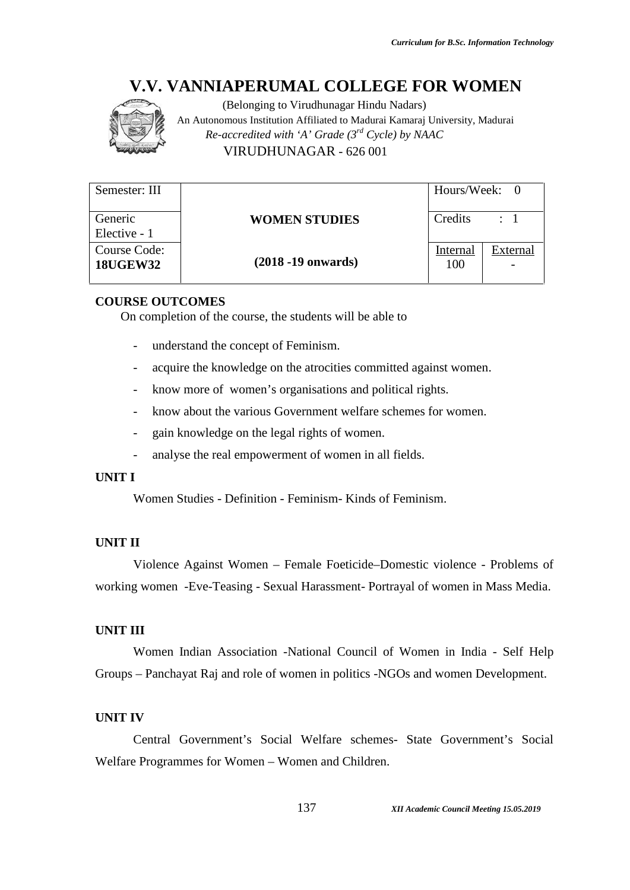# V.V. VANNIAPERUMAL COLLEGE FOR WOMEN

(Belonging to Virudhunagar Hindu Nadars)
An Autonomous Institution Affiliated to Madurai Kamaraj University, Madurai
*Re-accredited with 'A' Grade (3rd Cycle) by NAAC*
VIRUDHUNAGAR - 626 001

| | | | |
|---|---|---|---|
| Semester: III | **WOMEN STUDIES** | Hours/Week: 0 | |
| Generic Elective - 1 | | Credits : 1 | |
| Course Code: **18UGEW32** | **(2018 -19 onwards)** | Internal 100 | External - |

**COURSE OUTCOMES**

On completion of the course, the students will be able to

- understand the concept of Feminism.
- acquire the knowledge on the atrocities committed against women.
- know more of women's organisations and political rights.
- know about the various Government welfare schemes for women.
- gain knowledge on the legal rights of women.
- analyse the real empowerment of women in all fields.

**UNIT I**

Women Studies - Definition - Feminism- Kinds of Feminism.

**UNIT II**

Violence Against Women – Female Foeticide–Domestic violence - Problems of working women -Eve-Teasing - Sexual Harassment- Portrayal of women in Mass Media.

**UNIT III**

Women Indian Association -National Council of Women in India - Self Help Groups – Panchayat Raj and role of women in politics -NGOs and women Development.

**UNIT IV**

Central Government's Social Welfare schemes- State Government's Social Welfare Programmes for Women – Women and Children.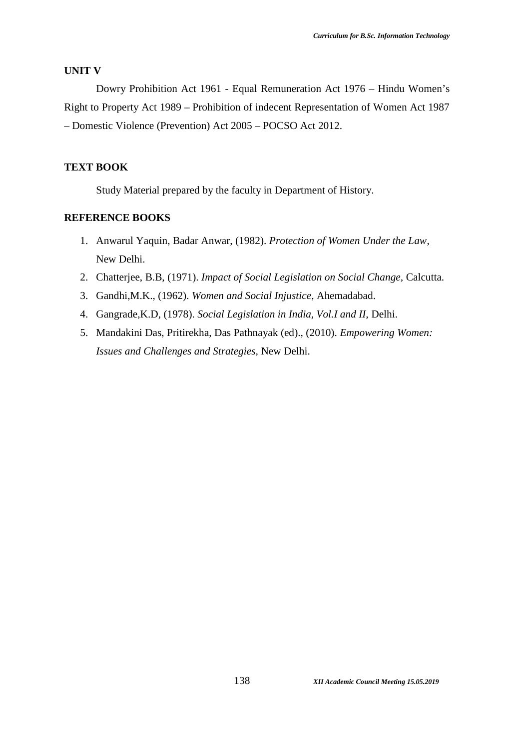**UNIT V**

Dowry Prohibition Act 1961 - Equal Remuneration Act 1976 – Hindu Women's Right to Property Act 1989 – Prohibition of indecent Representation of Women Act 1987 – Domestic Violence (Prevention) Act 2005 – POCSO Act 2012.

**TEXT BOOK**

Study Material prepared by the faculty in Department of History.

**REFERENCE BOOKS**

1. Anwarul Yaquin, Badar Anwar, (1982). *Protection of Women Under the Law*, New Delhi.
2. Chatterjee, B.B, (1971). *Impact of Social Legislation on Social Change,* Calcutta.
3. Gandhi,M.K., (1962). *Women and Social Injustice,* Ahemadabad.
4. Gangrade,K.D, (1978). *Social Legislation in India, Vol.I and II,* Delhi.
5. Mandakini Das, Pritirekha, Das Pathnayak (ed)., (2010). *Empowering Women: Issues and Challenges and Strategies,* New Delhi.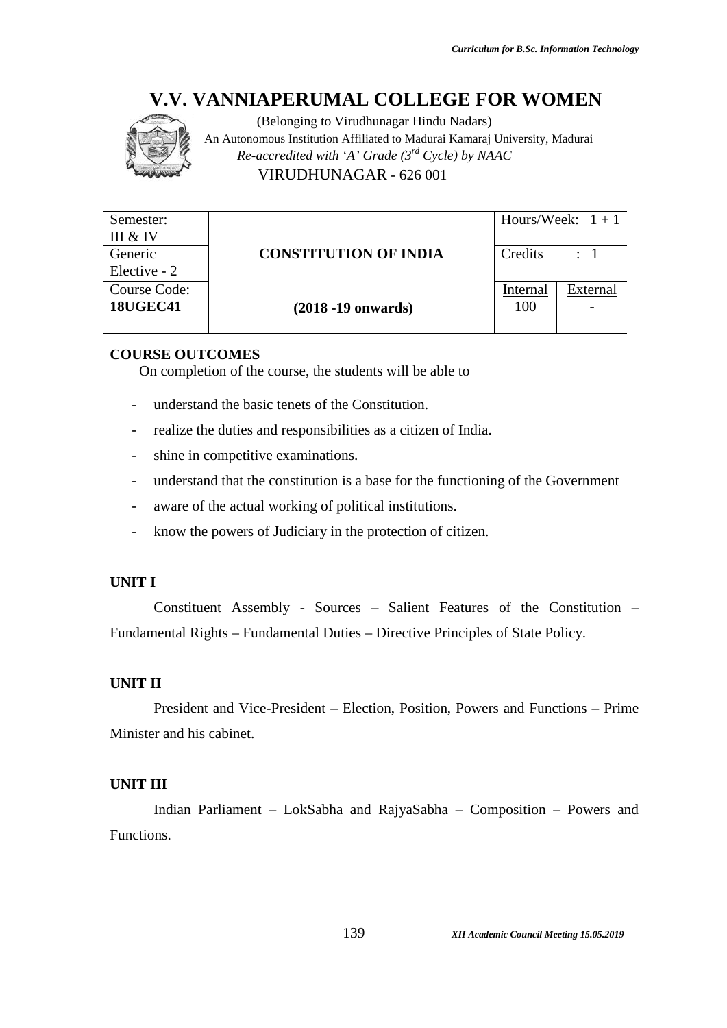# V.V. VANNIAPERUMAL COLLEGE FOR WOMEN

(Belonging to Virudhunagar Hindu Nadars)
An Autonomous Institution Affiliated to Madurai Kamaraj University, Madurai
*Re-accredited with 'A' Grade (3rd Cycle) by NAAC*
VIRUDHUNAGAR - 626 001

| | | | |
|---|---|---|---|
| Semester: III & IV | **CONSTITUTION OF INDIA** | Hours/Week: 1 + 1 | |
| Generic Elective - 2 | | Credits : 1 | |
| Course Code: **18UGEC41** | **(2018 -19 onwards)** | Internal 100 | External - |

**COURSE OUTCOMES**

On completion of the course, the students will be able to

- understand the basic tenets of the Constitution.
- realize the duties and responsibilities as a citizen of India.
- shine in competitive examinations.
- understand that the constitution is a base for the functioning of the Government
- aware of the actual working of political institutions.
- know the powers of Judiciary in the protection of citizen.

**UNIT I**

Constituent Assembly - Sources – Salient Features of the Constitution – Fundamental Rights – Fundamental Duties – Directive Principles of State Policy.

**UNIT II**

President and Vice-President – Election, Position, Powers and Functions – Prime Minister and his cabinet.

**UNIT III**

Indian Parliament – LokSabha and RajyaSabha – Composition – Powers and Functions.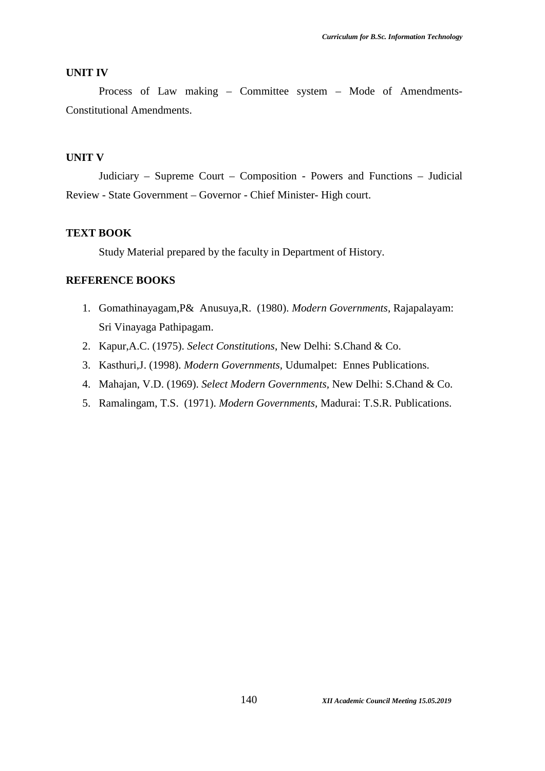**UNIT IV**

Process of Law making – Committee system – Mode of Amendments-Constitutional Amendments.

**UNIT V**

Judiciary – Supreme Court – Composition - Powers and Functions – Judicial Review - State Government – Governor - Chief Minister- High court.

**TEXT BOOK**

Study Material prepared by the faculty in Department of History.

**REFERENCE BOOKS**

1. Gomathinayagam,P& Anusuya,R. (1980). *Modern Governments*, Rajapalayam: Sri Vinayaga Pathipagam.
2. Kapur,A.C. (1975). *Select Constitutions*, New Delhi: S.Chand & Co.
3. Kasthuri,J. (1998). *Modern Governments*, Udumalpet: Ennes Publications.
4. Mahajan, V.D. (1969). *Select Modern Governments*, New Delhi: S.Chand & Co.
5. Ramalingam, T.S. (1971). *Modern Governments*, Madurai: T.S.R. Publications.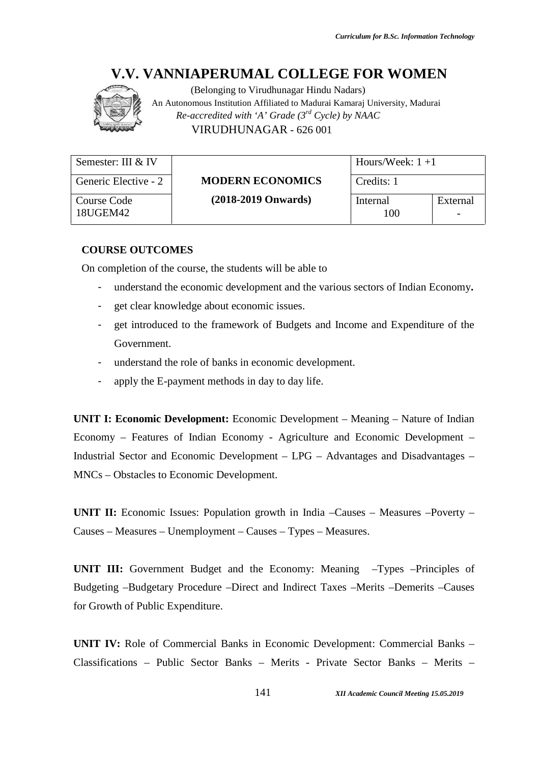# V.V. VANNIAPERUMAL COLLEGE FOR WOMEN

(Belonging to Virudhunagar Hindu Nadars)
An Autonomous Institution Affiliated to Madurai Kamaraj University, Madurai
*Re-accredited with 'A' Grade (3rd Cycle) by NAAC*
VIRUDHUNAGAR - 626 001

| | | | |
|---|---|---|---|
| Semester: III & IV | **MODERN ECONOMICS** | Hours/Week: 1 +1 | |
| Generic Elective - 2 | | Credits: 1 | |
| Course Code 18UGEM42 | **(2018-2019 Onwards)** | Internal 100 | External - |

**COURSE OUTCOMES**

On completion of the course, the students will be able to

- understand the economic development and the various sectors of Indian Economy**.**
- get clear knowledge about economic issues.
- get introduced to the framework of Budgets and Income and Expenditure of the Government.
- understand the role of banks in economic development.
- apply the E-payment methods in day to day life.

**UNIT I: Economic Development:** Economic Development – Meaning – Nature of Indian Economy – Features of Indian Economy - Agriculture and Economic Development – Industrial Sector and Economic Development – LPG – Advantages and Disadvantages – MNCs – Obstacles to Economic Development.

**UNIT II:** Economic Issues: Population growth in India –Causes – Measures –Poverty – Causes – Measures – Unemployment – Causes – Types – Measures.

**UNIT III:** Government Budget and the Economy: Meaning –Types –Principles of Budgeting –Budgetary Procedure –Direct and Indirect Taxes –Merits –Demerits –Causes for Growth of Public Expenditure.

**UNIT IV:** Role of Commercial Banks in Economic Development: Commercial Banks – Classifications – Public Sector Banks – Merits - Private Sector Banks – Merits –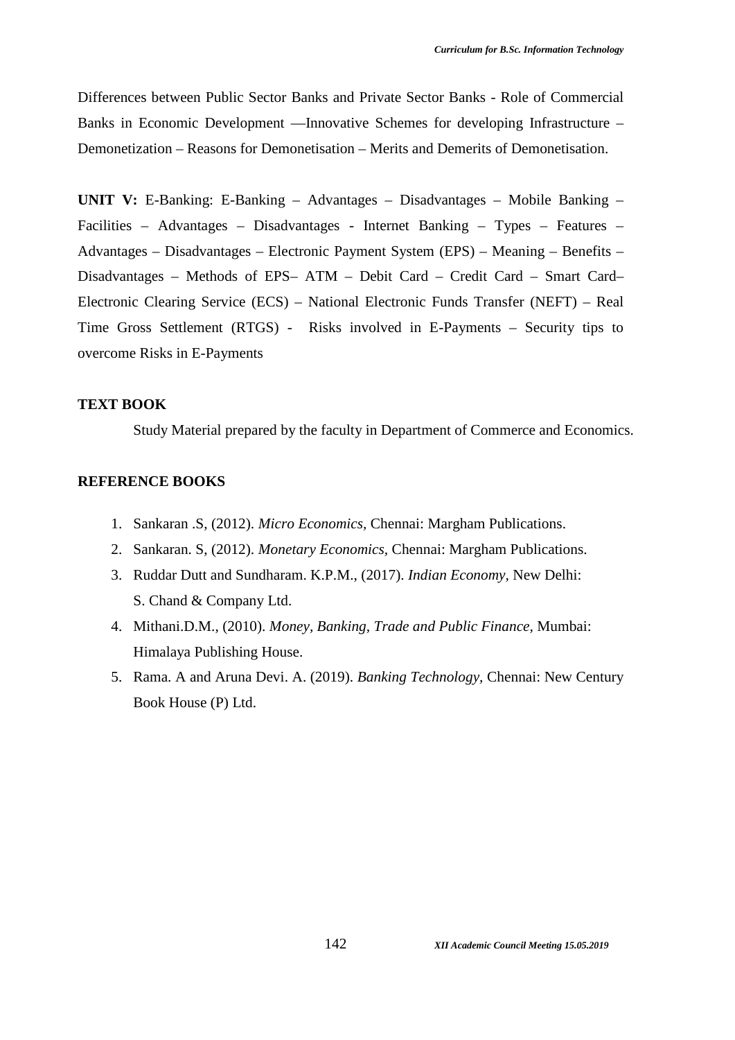Differences between Public Sector Banks and Private Sector Banks - Role of Commercial Banks in Economic Development —Innovative Schemes for developing Infrastructure – Demonetization – Reasons for Demonetisation – Merits and Demerits of Demonetisation.

**UNIT V:** E-Banking: E-Banking – Advantages – Disadvantages – Mobile Banking – Facilities – Advantages – Disadvantages - Internet Banking – Types – Features – Advantages – Disadvantages – Electronic Payment System (EPS) – Meaning – Benefits – Disadvantages – Methods of EPS– ATM – Debit Card – Credit Card – Smart Card– Electronic Clearing Service (ECS) – National Electronic Funds Transfer (NEFT) – Real Time Gross Settlement (RTGS) - Risks involved in E-Payments – Security tips to overcome Risks in E-Payments

**TEXT BOOK**

Study Material prepared by the faculty in Department of Commerce and Economics.

**REFERENCE BOOKS**

1. Sankaran .S, (2012). *Micro Economics*, Chennai: Margham Publications.
2. Sankaran. S, (2012). *Monetary Economics*, Chennai: Margham Publications.
3. Ruddar Dutt and Sundharam. K.P.M., (2017). *Indian Economy*, New Delhi: S. Chand & Company Ltd.
4. Mithani.D.M., (2010). *Money, Banking, Trade and Public Finance*, Mumbai: Himalaya Publishing House.
5. Rama. A and Aruna Devi. A. (2019). *Banking Technology*, Chennai: New Century Book House (P) Ltd.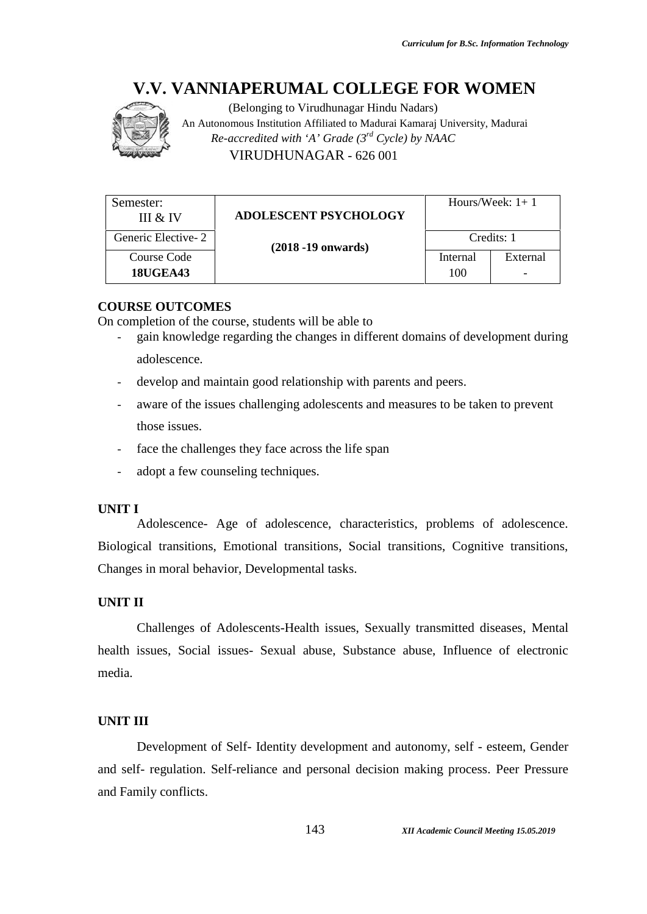# V.V. VANNIAPERUMAL COLLEGE FOR WOMEN

(Belonging to Virudhunagar Hindu Nadars)
An Autonomous Institution Affiliated to Madurai Kamaraj University, Madurai
*Re-accredited with 'A' Grade (3rd Cycle) by NAAC*
VIRUDHUNAGAR - 626 001

| | | | |
|---|---|---|---|
| Semester: III & IV | **ADOLESCENT PSYCHOLOGY** | Hours/Week: 1+ 1 | |
| Generic Elective- 2 | **(2018 -19 onwards)** | Credits: 1 | |
| Course Code **18UGEA43** | | Internal 100 | External - |

**COURSE OUTCOMES**

On completion of the course, students will be able to

- gain knowledge regarding the changes in different domains of development during adolescence.
- develop and maintain good relationship with parents and peers.
- aware of the issues challenging adolescents and measures to be taken to prevent those issues.
- face the challenges they face across the life span
- adopt a few counseling techniques.

**UNIT I**

Adolescence- Age of adolescence, characteristics, problems of adolescence. Biological transitions, Emotional transitions, Social transitions, Cognitive transitions, Changes in moral behavior, Developmental tasks.

**UNIT II**

Challenges of Adolescents-Health issues, Sexually transmitted diseases, Mental health issues, Social issues- Sexual abuse, Substance abuse, Influence of electronic media.

**UNIT III**

Development of Self- Identity development and autonomy, self - esteem, Gender and self- regulation. Self-reliance and personal decision making process. Peer Pressure and Family conflicts.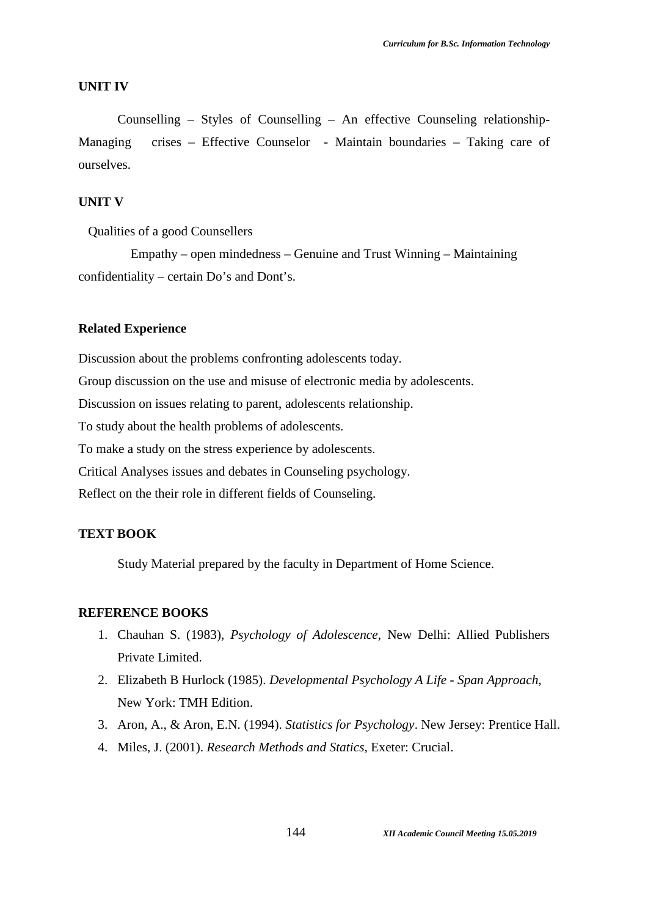## UNIT IV

Counselling – Styles of Counselling – An effective Counseling relationship- Managing crises – Effective Counselor - Maintain boundaries – Taking care of ourselves.

## UNIT V

Qualities of a good Counsellers

Empathy – open mindedness – Genuine and Trust Winning – Maintaining confidentiality – certain Do's and Dont's.

### Related Experience

Discussion about the problems confronting adolescents today.

Group discussion on the use and misuse of electronic media by adolescents.

Discussion on issues relating to parent, adolescents relationship.

To study about the health problems of adolescents.

To make a study on the stress experience by adolescents.

Critical Analyses issues and debates in Counseling psychology.

Reflect on the their role in different fields of Counseling.

### TEXT BOOK

Study Material prepared by the faculty in Department of Home Science.

### REFERENCE BOOKS

1. Chauhan S. (1983), *Psychology of Adolescence*, New Delhi: Allied Publishers Private Limited.
2. Elizabeth B Hurlock (1985). *Developmental Psychology A Life - Span Approach,* New York: TMH Edition.
3. Aron, A., & Aron, E.N. (1994). *Statistics for Psychology*. New Jersey: Prentice Hall.
4. Miles, J. (2001). *Research Methods and Statics,* Exeter: Crucial.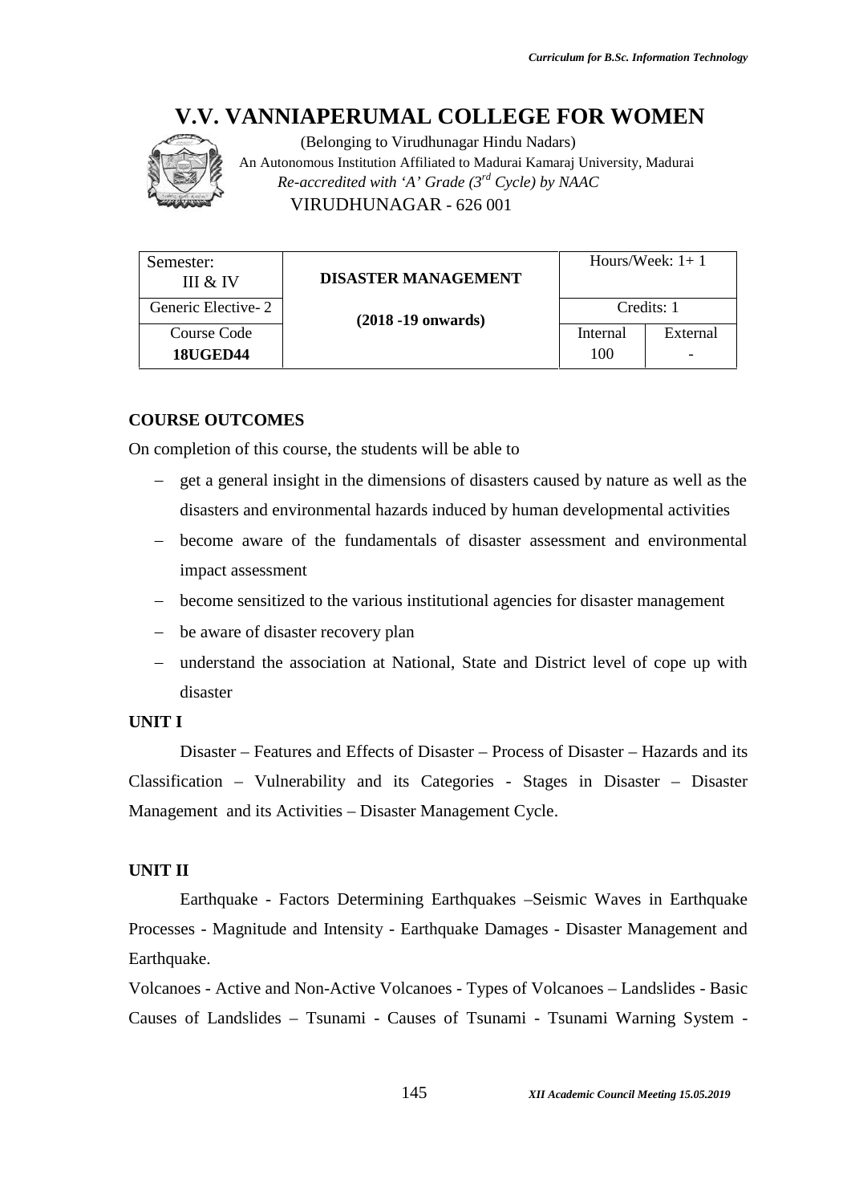# V.V. VANNIAPERUMAL COLLEGE FOR WOMEN

(Belonging to Virudhunagar Hindu Nadars)
An Autonomous Institution Affiliated to Madurai Kamaraj University, Madurai
*Re-accredited with 'A' Grade (3rd Cycle) by NAAC*
VIRUDHUNAGAR - 626 001

| | | | |
|---|---|---|---|
| Semester: III & IV | **DISASTER MANAGEMENT** | Hours/Week: 1+ 1 | |
| Generic Elective- 2 | **(2018 -19 onwards)** | Credits: 1 | |
| Course Code **18UGED44** | | Internal 100 | External - |

**COURSE OUTCOMES**

On completion of this course, the students will be able to

- get a general insight in the dimensions of disasters caused by nature as well as the disasters and environmental hazards induced by human developmental activities
- become aware of the fundamentals of disaster assessment and environmental impact assessment
- become sensitized to the various institutional agencies for disaster management
- be aware of disaster recovery plan
- understand the association at National, State and District level of cope up with disaster

**UNIT I**

Disaster – Features and Effects of Disaster – Process of Disaster – Hazards and its Classification – Vulnerability and its Categories - Stages in Disaster – Disaster Management and its Activities – Disaster Management Cycle.

**UNIT II**

Earthquake - Factors Determining Earthquakes –Seismic Waves in Earthquake Processes - Magnitude and Intensity - Earthquake Damages - Disaster Management and Earthquake.

Volcanoes - Active and Non-Active Volcanoes - Types of Volcanoes – Landslides - Basic Causes of Landslides – Tsunami - Causes of Tsunami - Tsunami Warning System -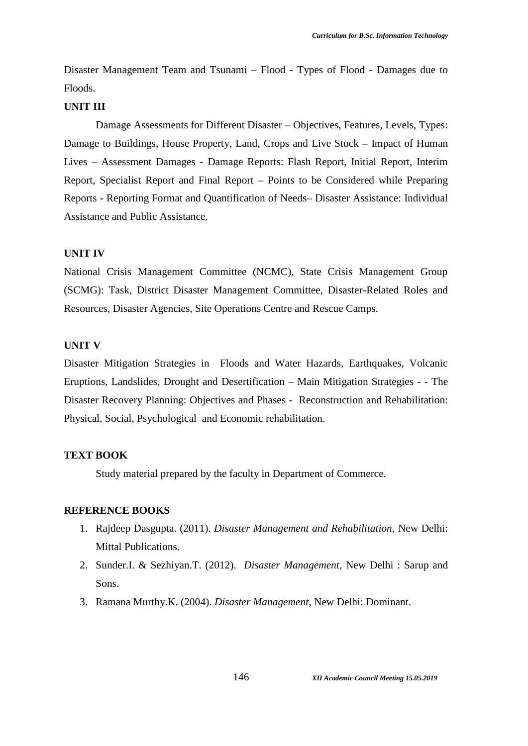Disaster Management Team and Tsunami – Flood - Types of Flood - Damages due to Floods.

**UNIT III**

Damage Assessments for Different Disaster – Objectives, Features, Levels, Types: Damage to Buildings, House Property, Land, Crops and Live Stock – Impact of Human Lives – Assessment Damages - Damage Reports: Flash Report, Initial Report, Interim Report, Specialist Report and Final Report – Points to be Considered while Preparing Reports - Reporting Format and Quantification of Needs– Disaster Assistance: Individual Assistance and Public Assistance.

**UNIT IV**

National Crisis Management Committee (NCMC), State Crisis Management Group (SCMG): Task, District Disaster Management Committee, Disaster-Related Roles and Resources, Disaster Agencies, Site Operations Centre and Rescue Camps.

**UNIT V**

Disaster Mitigation Strategies in Floods and Water Hazards, Earthquakes, Volcanic Eruptions, Landslides, Drought and Desertification – Main Mitigation Strategies - - The Disaster Recovery Planning: Objectives and Phases - Reconstruction and Rehabilitation: Physical, Social, Psychological and Economic rehabilitation.

**TEXT BOOK**

Study material prepared by the faculty in Department of Commerce.

**REFERENCE BOOKS**

1. Rajdeep Dasgupta. (2011). *Disaster Management and Rehabilitation*, New Delhi: Mittal Publications.
2. Sunder.I. & Sezhiyan.T. (2012). *Disaster Management*, New Delhi : Sarup and Sons.
3. Ramana Murthy.K. (2004). *Disaster Management*, New Delhi: Dominant.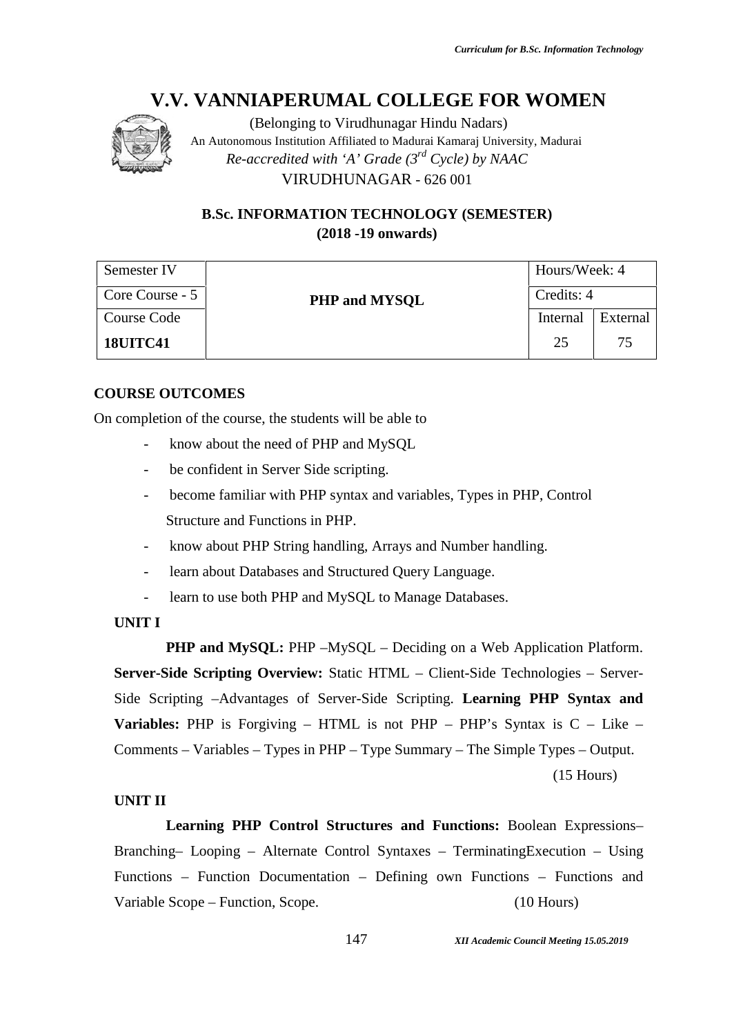# V.V. VANNIAPERUMAL COLLEGE FOR WOMEN

(Belonging to Virudhunagar Hindu Nadars)
An Autonomous Institution Affiliated to Madurai Kamaraj University, Madurai
*Re-accredited with 'A' Grade (3rd Cycle) by NAAC*
VIRUDHUNAGAR - 626 001

## B.Sc. INFORMATION TECHNOLOGY (SEMESTER)
## (2018 -19 onwards)

| | | | |
|---|---|---|---|
| Semester IV | **PHP and MYSQL** | Hours/Week: 4 | |
| Core Course - 5 | | Credits: 4 | |
| Course Code | | Internal | External |
| **18UITC41** | | 25 | 75 |

### COURSE OUTCOMES

On completion of the course, the students will be able to

- know about the need of PHP and MySQL
- be confident in Server Side scripting.
- become familiar with PHP syntax and variables, Types in PHP, Control Structure and Functions in PHP.
- know about PHP String handling, Arrays and Number handling.
- learn about Databases and Structured Query Language.
- learn to use both PHP and MySQL to Manage Databases.

### UNIT I

**PHP and MySQL:** PHP –MySQL – Deciding on a Web Application Platform. **Server-Side Scripting Overview:** Static HTML – Client-Side Technologies – Server-Side Scripting –Advantages of Server-Side Scripting. **Learning PHP Syntax and Variables:** PHP is Forgiving – HTML is not PHP – PHP's Syntax is C – Like – Comments – Variables – Types in PHP – Type Summary – The Simple Types – Output.

(15 Hours)

### UNIT II

**Learning PHP Control Structures and Functions:** Boolean Expressions– Branching– Looping – Alternate Control Syntaxes – TerminatingExecution – Using Functions – Function Documentation – Defining own Functions – Functions and Variable Scope – Function, Scope. (10 Hours)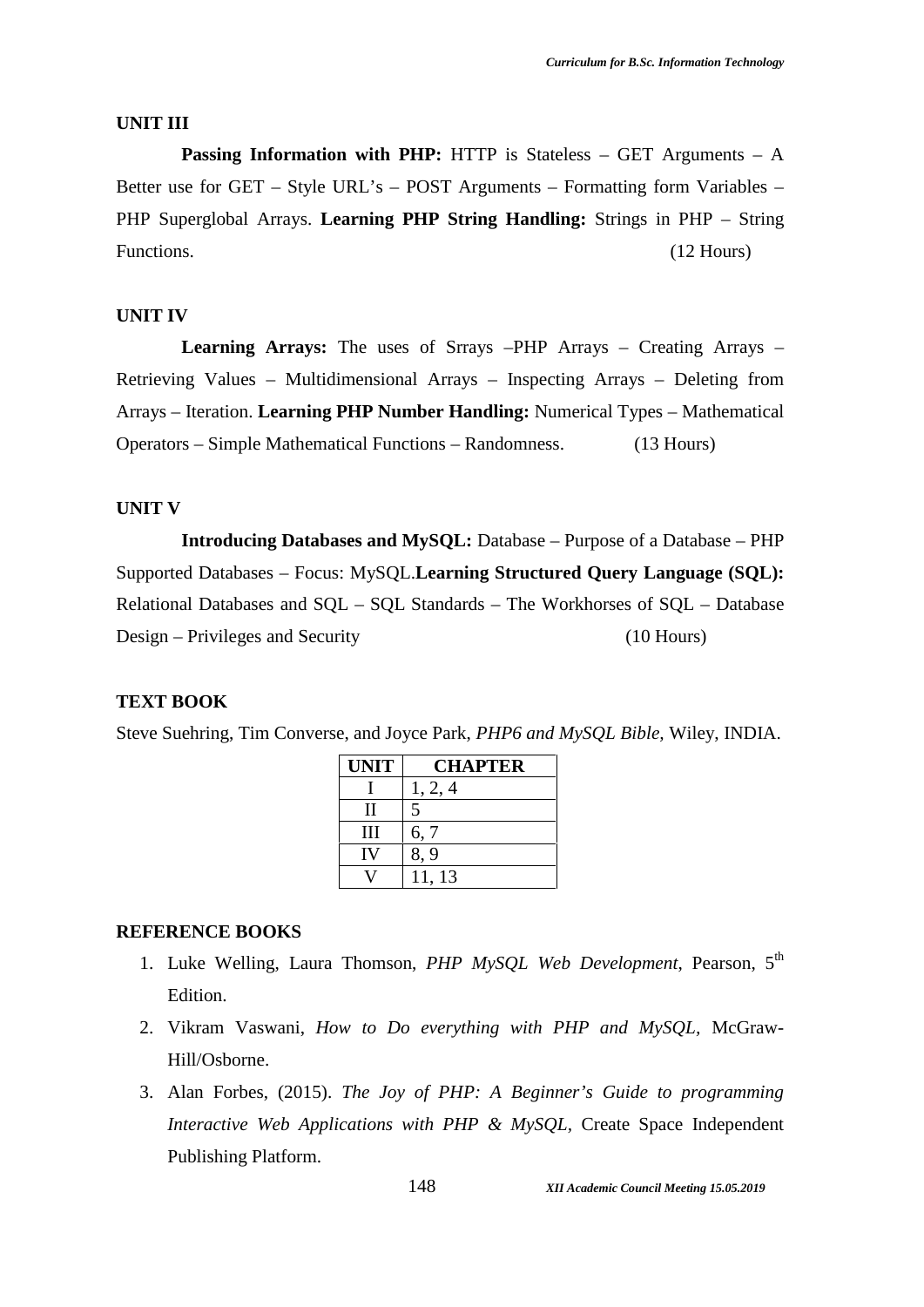## UNIT III

**Passing Information with PHP:** HTTP is Stateless – GET Arguments – A Better use for GET – Style URL's – POST Arguments – Formatting form Variables – PHP Superglobal Arrays. **Learning PHP String Handling:** Strings in PHP – String Functions. (12 Hours)

## UNIT IV

**Learning Arrays:** The uses of Srrays –PHP Arrays – Creating Arrays – Retrieving Values – Multidimensional Arrays – Inspecting Arrays – Deleting from Arrays – Iteration. **Learning PHP Number Handling:** Numerical Types – Mathematical Operators – Simple Mathematical Functions – Randomness. (13 Hours)

## UNIT V

**Introducing Databases and MySQL:** Database – Purpose of a Database – PHP Supported Databases – Focus: MySQL.**Learning Structured Query Language (SQL):** Relational Databases and SQL – SQL Standards – The Workhorses of SQL – Database Design – Privileges and Security (10 Hours)

## TEXT BOOK

Steve Suehring, Tim Converse, and Joyce Park, *PHP6 and MySQL Bible,* Wiley, INDIA.

| UNIT | CHAPTER |
|---|---|
| I | 1, 2, 4 |
| II | 5 |
| III | 6, 7 |
| IV | 8, 9 |
| V | 11, 13 |

## REFERENCE BOOKS

1. Luke Welling, Laura Thomson, *PHP MySQL Web Development*, Pearson, 5th Edition.
2. Vikram Vaswani, *How to Do everything with PHP and MySQL,* McGraw-Hill/Osborne.
3. Alan Forbes, (2015). *The Joy of PHP: A Beginner's Guide to programming Interactive Web Applications with PHP & MySQL,* Create Space Independent Publishing Platform.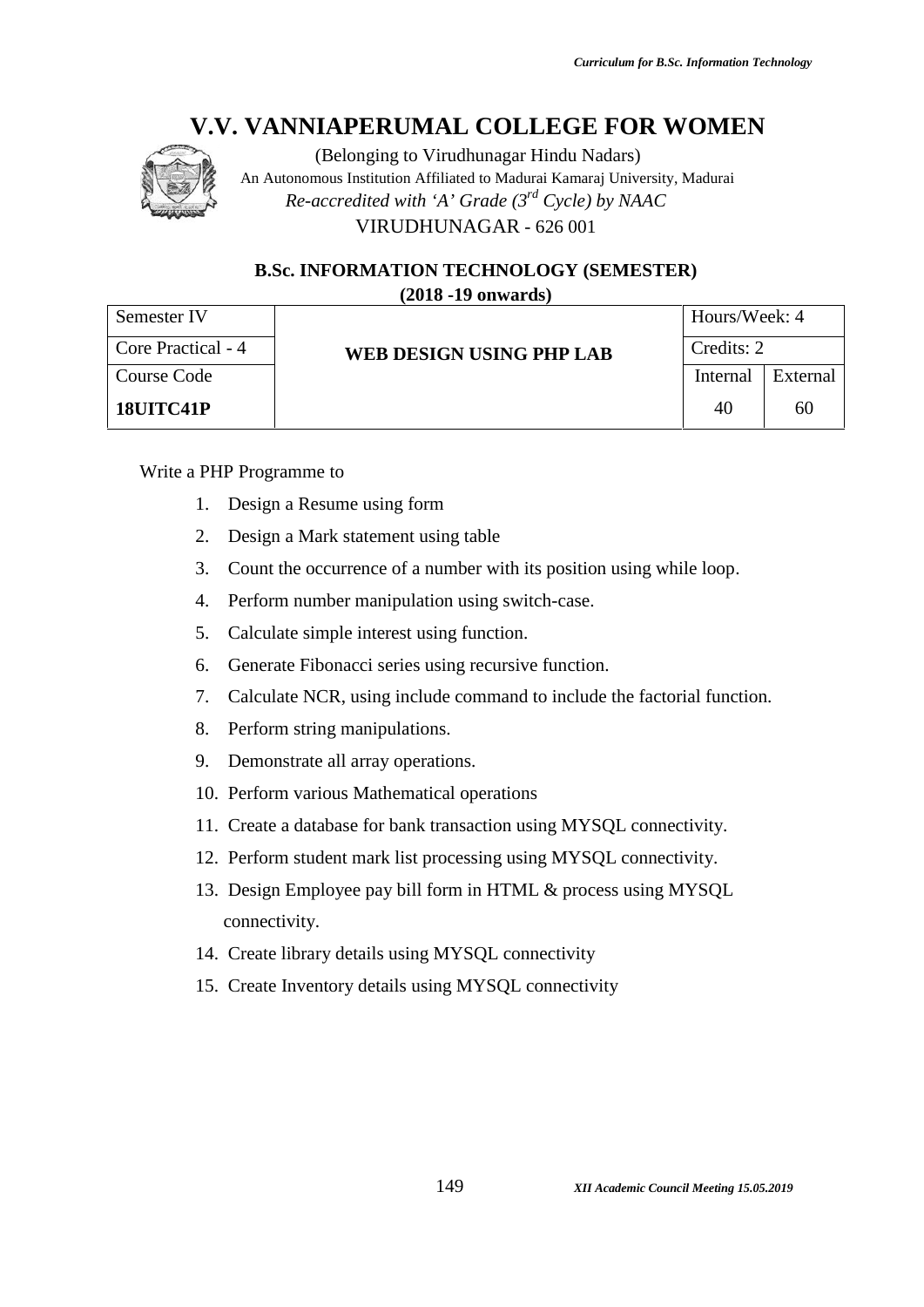# V.V. VANNIAPERUMAL COLLEGE FOR WOMEN

(Belonging to Virudhunagar Hindu Nadars)
An Autonomous Institution Affiliated to Madurai Kamaraj University, Madurai
*Re-accredited with 'A' Grade (3rd Cycle) by NAAC*
VIRUDHUNAGAR - 626 001

## B.Sc. INFORMATION TECHNOLOGY (SEMESTER)
**(2018 -19 onwards)**

| Semester IV | WEB DESIGN USING PHP LAB | Hours/Week: 4 | |
|---|---|---|---|
| Core Practical - 4 | | Credits: 2 | |
| Course Code | | Internal | External |
| **18UITC41P** | | 40 | 60 |

Write a PHP Programme to

1. Design a Resume using form
2. Design a Mark statement using table
3. Count the occurrence of a number with its position using while loop.
4. Perform number manipulation using switch-case.
5. Calculate simple interest using function.
6. Generate Fibonacci series using recursive function.
7. Calculate NCR, using include command to include the factorial function.
8. Perform string manipulations.
9. Demonstrate all array operations.
10. Perform various Mathematical operations
11. Create a database for bank transaction using MYSQL connectivity.
12. Perform student mark list processing using MYSQL connectivity.
13. Design Employee pay bill form in HTML & process using MYSQL connectivity.
14. Create library details using MYSQL connectivity
15. Create Inventory details using MYSQL connectivity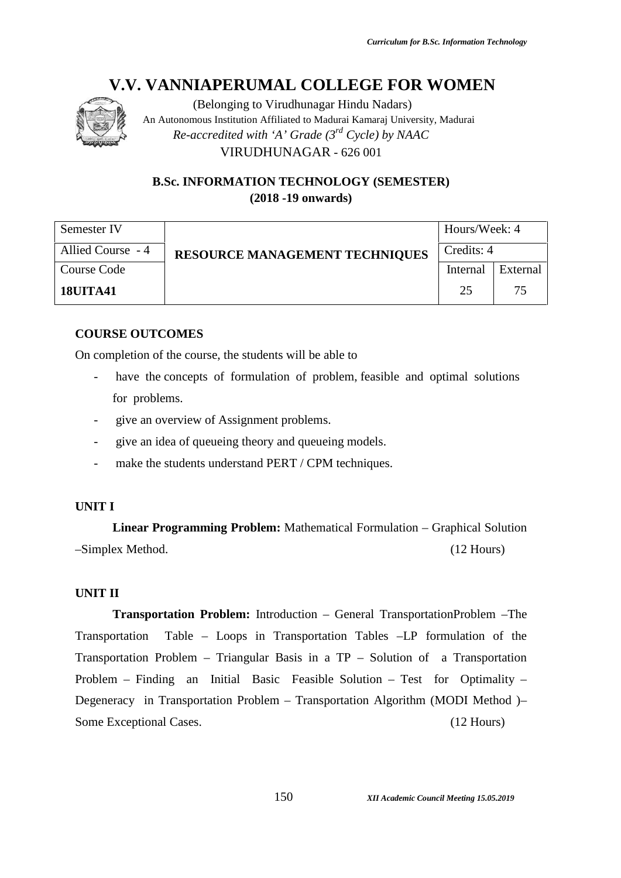# V.V. VANNIAPERUMAL COLLEGE FOR WOMEN

(Belonging to Virudhunagar Hindu Nadars)
An Autonomous Institution Affiliated to Madurai Kamaraj University, Madurai
*Re-accredited with 'A' Grade (3rd Cycle) by NAAC*
VIRUDHUNAGAR - 626 001

**B.Sc. INFORMATION TECHNOLOGY (SEMESTER)**
**(2018 -19 onwards)**

| | | | |
|---|---|---|---|
| Semester IV | **RESOURCE MANAGEMENT TECHNIQUES** | Hours/Week: 4 | |
| Allied Course - 4 | | Credits: 4 | |
| Course Code | | Internal | External |
| **18UITA41** | | 25 | 75 |

**COURSE OUTCOMES**

On completion of the course, the students will be able to

- have the concepts of formulation of problem, feasible and optimal solutions for problems.
- give an overview of Assignment problems.
- give an idea of queueing theory and queueing models.
- make the students understand PERT / CPM techniques.

**UNIT I**

**Linear Programming Problem:** Mathematical Formulation – Graphical Solution –Simplex Method. (12 Hours)

**UNIT II**

**Transportation Problem:** Introduction – General TransportationProblem –The Transportation Table – Loops in Transportation Tables –LP formulation of the Transportation Problem – Triangular Basis in a TP – Solution of a Transportation Problem – Finding an Initial Basic Feasible Solution – Test for Optimality – Degeneracy in Transportation Problem – Transportation Algorithm (MODI Method )– Some Exceptional Cases. (12 Hours)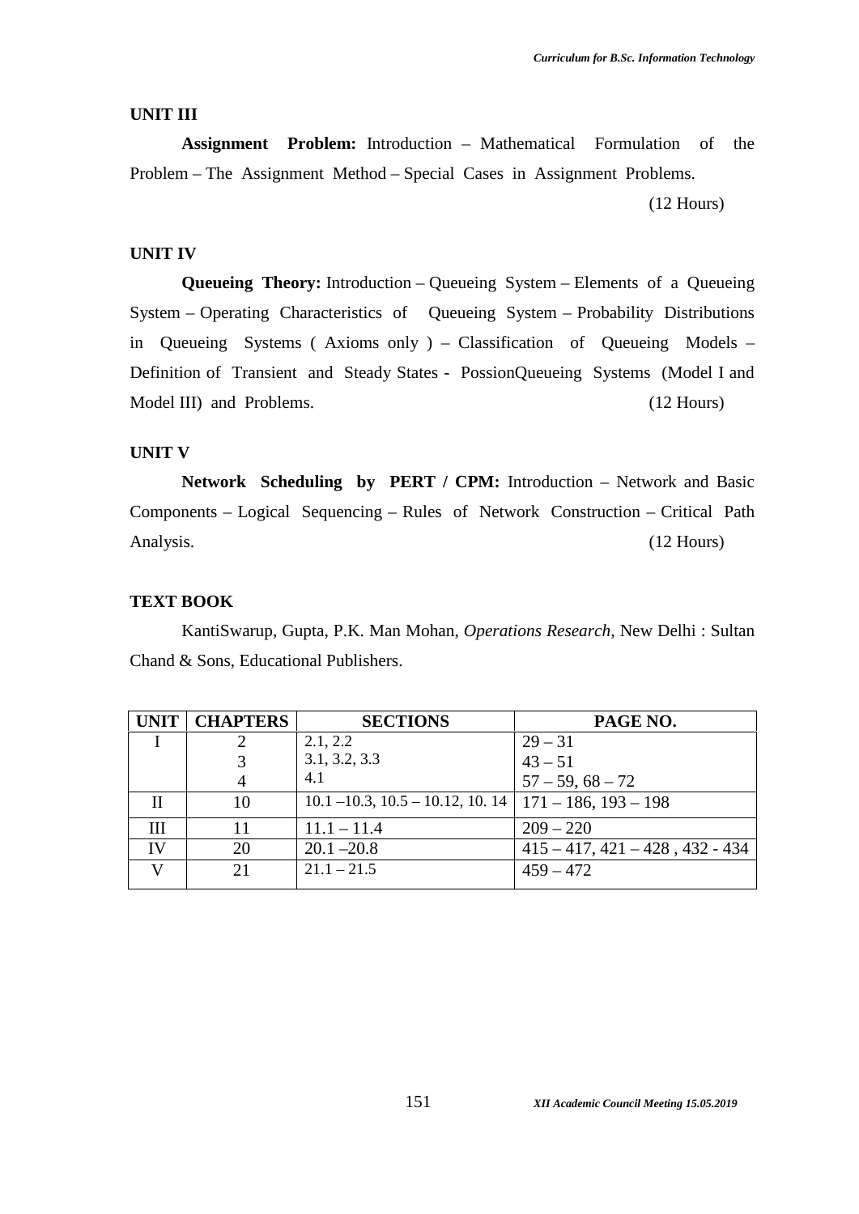**UNIT III**

**Assignment Problem:** Introduction – Mathematical Formulation of the Problem – The Assignment Method – Special Cases in Assignment Problems.

(12 Hours)

**UNIT IV**

**Queueing Theory:** Introduction – Queueing System – Elements of a Queueing System – Operating Characteristics of Queueing System – Probability Distributions in Queueing Systems ( Axioms only ) – Classification of Queueing Models – Definition of Transient and Steady States - PossionQueueing Systems (Model I and Model III) and Problems. (12 Hours)

**UNIT V**

**Network Scheduling by PERT / CPM:** Introduction – Network and Basic Components – Logical Sequencing – Rules of Network Construction – Critical Path Analysis. (12 Hours)

**TEXT BOOK**

KantiSwarup, Gupta, P.K. Man Mohan, *Operations Research*, New Delhi : Sultan Chand & Sons, Educational Publishers.

| UNIT | CHAPTERS | SECTIONS | PAGE NO. |
|---|---|---|---|
| I | 2<br>3<br>4 | 2.1, 2.2<br>3.1, 3.2, 3.3<br>4.1 | 29 – 31<br>43 – 51<br>57 – 59, 68 – 72 |
| II | 10 | 10.1 –10.3, 10.5 – 10.12, 10. 14 | 171 – 186, 193 – 198 |
| III | 11 | 11.1 – 11.4 | 209 – 220 |
| IV | 20 | 20.1 –20.8 | 415 – 417, 421 – 428 , 432 - 434 |
| V | 21 | 21.1 – 21.5 | 459 – 472 |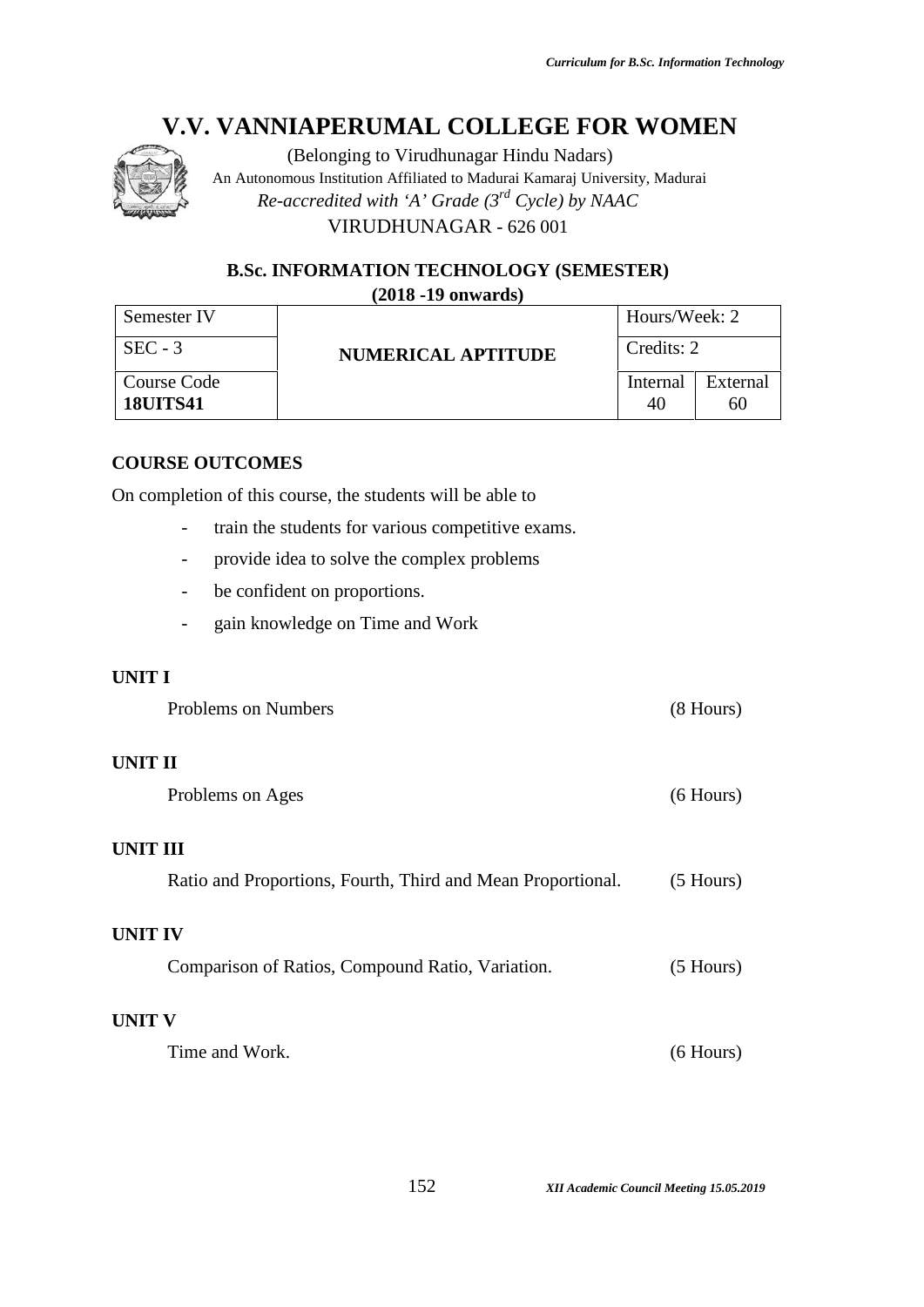# V.V. VANNIAPERUMAL COLLEGE FOR WOMEN

(Belonging to Virudhunagar Hindu Nadars)
An Autonomous Institution Affiliated to Madurai Kamaraj University, Madurai
*Re-accredited with 'A' Grade (3rd Cycle) by NAAC*
VIRUDHUNAGAR - 626 001

## B.Sc. INFORMATION TECHNOLOGY (SEMESTER)
**(2018 -19 onwards)**

| | | | |
|---|---|---|---|
| Semester IV | **NUMERICAL APTITUDE** | Hours/Week: 2 | |
| SEC - 3 | | Credits: 2 | |
| Course Code **18UITS41** | | Internal 40 | External 60 |

### COURSE OUTCOMES

On completion of this course, the students will be able to

- train the students for various competitive exams.
- provide idea to solve the complex problems
- be confident on proportions.
- gain knowledge on Time and Work

### UNIT I

Problems on Numbers (8 Hours)

### UNIT II

Problems on Ages (6 Hours)

### UNIT III

Ratio and Proportions, Fourth, Third and Mean Proportional. (5 Hours)

### UNIT IV

Comparison of Ratios, Compound Ratio, Variation. (5 Hours)

### UNIT V

Time and Work. (6 Hours)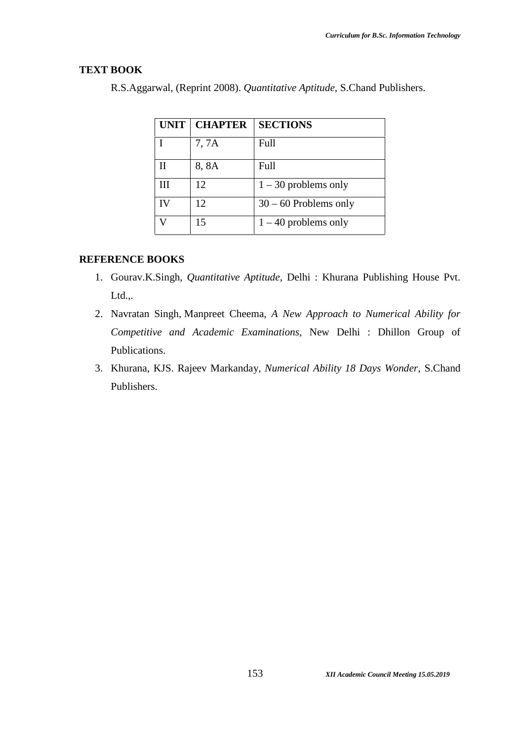**TEXT BOOK**

R.S.Aggarwal, (Reprint 2008). *Quantitative Aptitude*, S.Chand Publishers.

| UNIT | CHAPTER | SECTIONS |
|---|---|---|
| I | 7, 7A | Full |
| II | 8, 8A | Full |
| III | 12 | 1 – 30 problems only |
| IV | 12 | 30 – 60 Problems only |
| V | 15 | 1 – 40 problems only |

**REFERENCE BOOKS**

1. Gourav.K.Singh, *Quantitative Aptitude*, Delhi : Khurana Publishing House Pvt. Ltd.,.
2. Navratan Singh, Manpreet Cheema, *A New Approach to Numerical Ability for Competitive and Academic Examinations*, New Delhi : Dhillon Group of Publications.
3. Khurana, KJS. Rajeev Markanday, *Numerical Ability 18 Days Wonder*, S.Chand Publishers.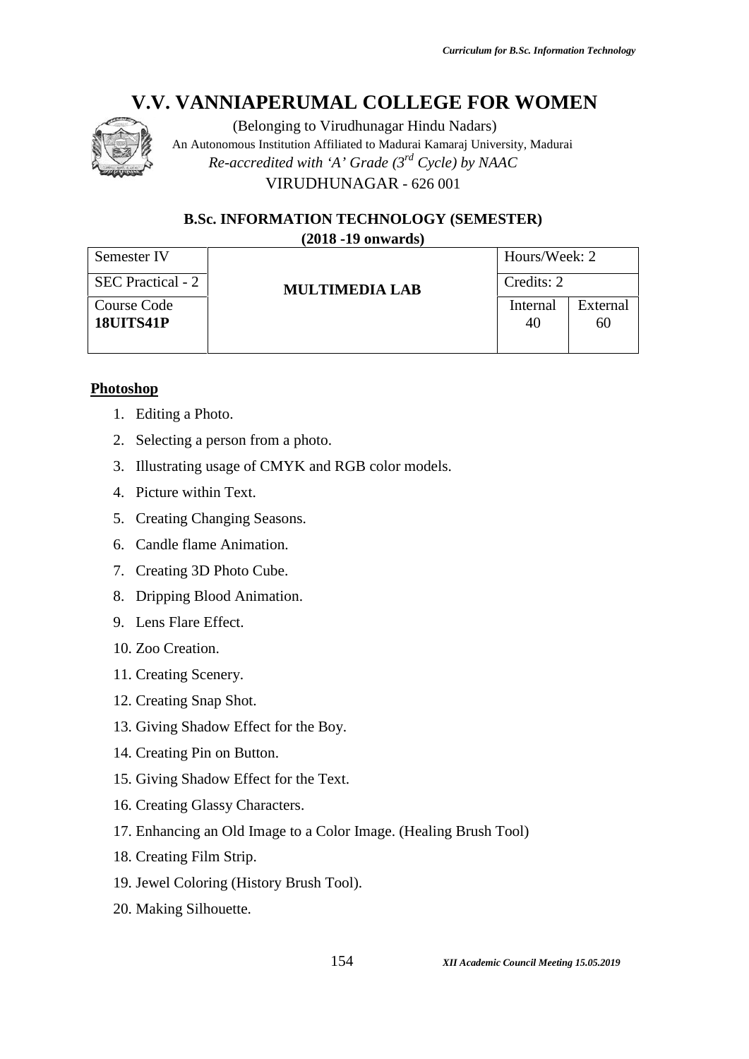# V.V. VANNIAPERUMAL COLLEGE FOR WOMEN

(Belonging to Virudhunagar Hindu Nadars)
An Autonomous Institution Affiliated to Madurai Kamaraj University, Madurai
*Re-accredited with 'A' Grade (3rd Cycle) by NAAC*
VIRUDHUNAGAR - 626 001

## B.Sc. INFORMATION TECHNOLOGY (SEMESTER)

**(2018 -19 onwards)**

| | | | |
|---|---|---|---|
| Semester IV | **MULTIMEDIA LAB** | Hours/Week: 2 | |
| SEC Practical - 2 | | Credits: 2 | |
| Course Code **18UITS41P** | | Internal 40 | External 60 |

**Photoshop**

1. Editing a Photo.
2. Selecting a person from a photo.
3. Illustrating usage of CMYK and RGB color models.
4. Picture within Text.
5. Creating Changing Seasons.
6. Candle flame Animation.
7. Creating 3D Photo Cube.
8. Dripping Blood Animation.
9. Lens Flare Effect.
10. Zoo Creation.
11. Creating Scenery.
12. Creating Snap Shot.
13. Giving Shadow Effect for the Boy.
14. Creating Pin on Button.
15. Giving Shadow Effect for the Text.
16. Creating Glassy Characters.
17. Enhancing an Old Image to a Color Image. (Healing Brush Tool)
18. Creating Film Strip.
19. Jewel Coloring (History Brush Tool).
20. Making Silhouette.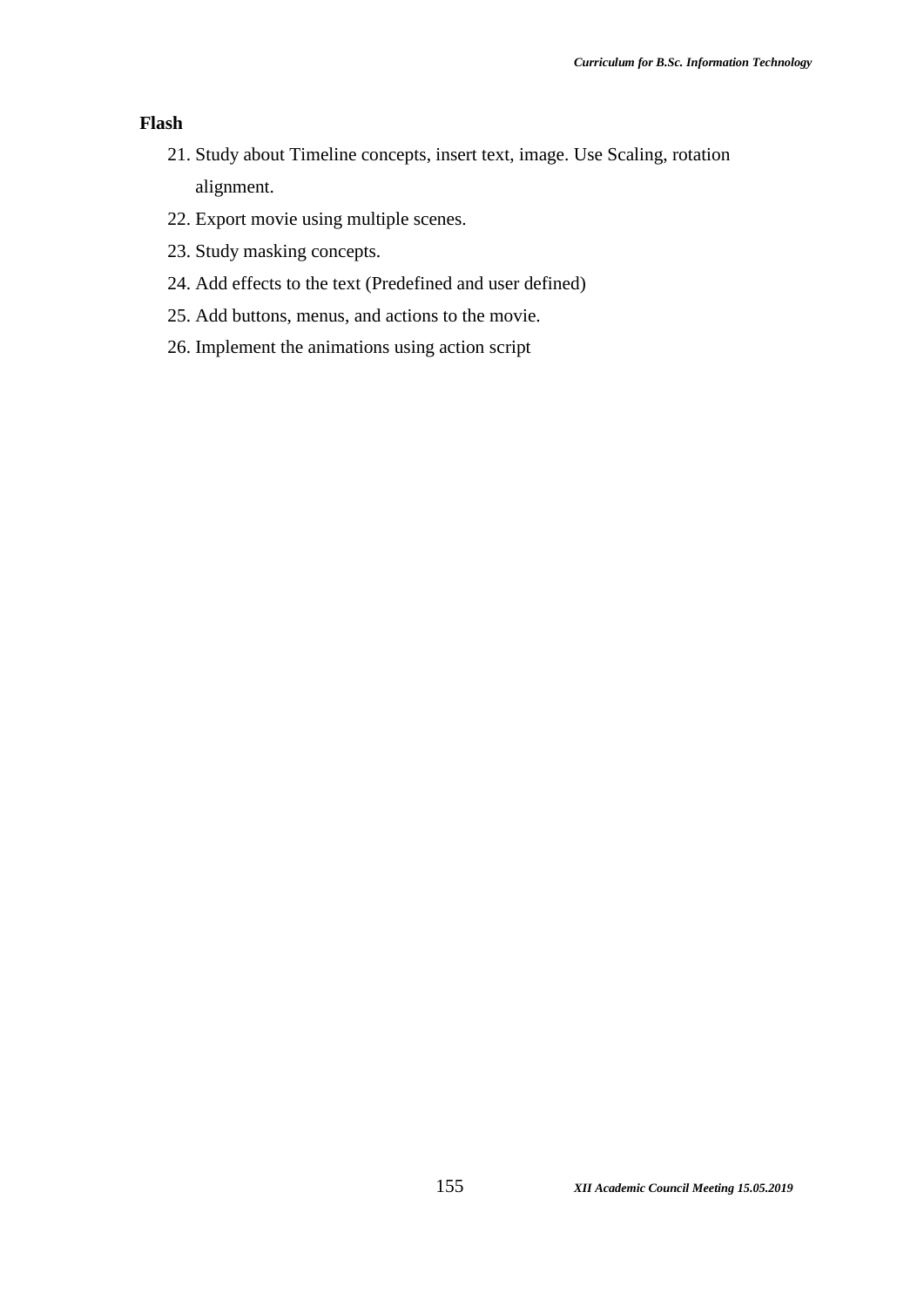**Flash**

21. Study about Timeline concepts, insert text, image. Use Scaling, rotation alignment.
22. Export movie using multiple scenes.
23. Study masking concepts.
24. Add effects to the text (Predefined and user defined)
25. Add buttons, menus, and actions to the movie.
26. Implement the animations using action script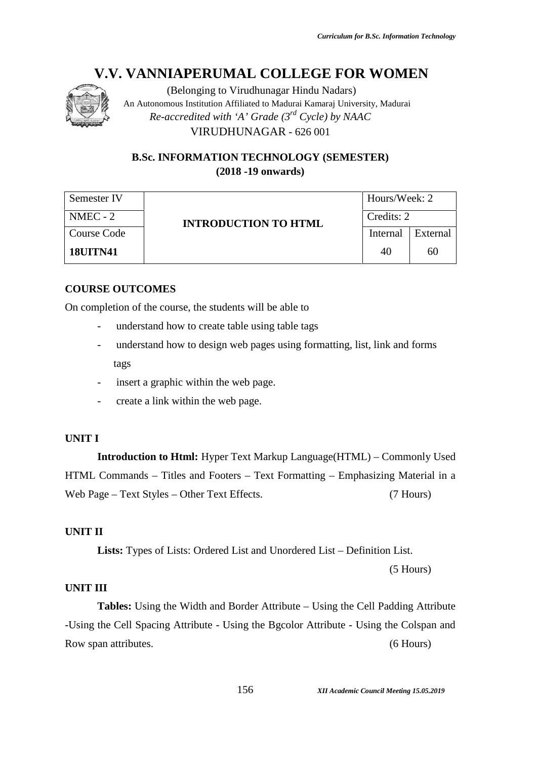# V.V. VANNIAPERUMAL COLLEGE FOR WOMEN

(Belonging to Virudhunagar Hindu Nadars)
An Autonomous Institution Affiliated to Madurai Kamaraj University, Madurai
*Re-accredited with 'A' Grade (3rd Cycle) by NAAC*
VIRUDHUNAGAR - 626 001

**B.Sc. INFORMATION TECHNOLOGY (SEMESTER)**
**(2018 -19 onwards)**

| | | | |
|---|---|---|---|
| Semester IV | **INTRODUCTION TO HTML** | Hours/Week: 2 | |
| NMEC - 2 | | Credits: 2 | |
| Course Code | | Internal | External |
| **18UITN41** | | 40 | 60 |

**COURSE OUTCOMES**

On completion of the course, the students will be able to

- understand how to create table using table tags
- understand how to design web pages using formatting, list, link and forms tags
- insert a graphic within the web page.
- create a link within the web page.

**UNIT I**

**Introduction to Html:** Hyper Text Markup Language(HTML) – Commonly Used HTML Commands – Titles and Footers – Text Formatting – Emphasizing Material in a Web Page – Text Styles – Other Text Effects. (7 Hours)

**UNIT II**

**Lists:** Types of Lists: Ordered List and Unordered List – Definition List. (5 Hours)

**UNIT III**

**Tables:** Using the Width and Border Attribute – Using the Cell Padding Attribute -Using the Cell Spacing Attribute - Using the Bgcolor Attribute - Using the Colspan and Row span attributes. (6 Hours)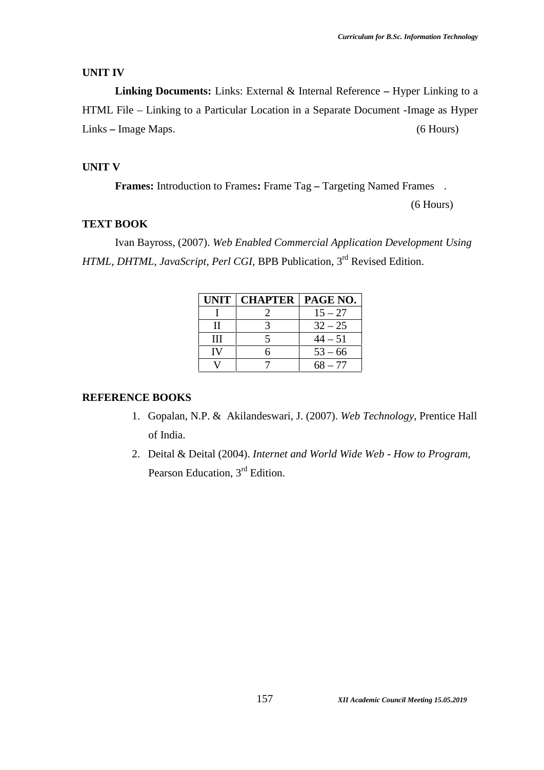### UNIT IV

**Linking Documents:** Links: External & Internal Reference **–** Hyper Linking to a HTML File – Linking to a Particular Location in a Separate Document -Image as Hyper Links **–** Image Maps. (6 Hours)

### UNIT V

**Frames:** Introduction to Frames**:** Frame Tag **–** Targeting Named Frames .

(6 Hours)

### TEXT BOOK

Ivan Bayross, (2007). *Web Enabled Commercial Application Development Using HTML, DHTML, JavaScript, Perl CGI,* BPB Publication, 3rd Revised Edition.

| UNIT | CHAPTER | PAGE NO. |
|---|---|---|
| I | 2 | 15 – 27 |
| II | 3 | 32 – 25 |
| III | 5 | 44 – 51 |
| IV | 6 | 53 – 66 |
| V | 7 | 68 – 77 |

### REFERENCE BOOKS

1. Gopalan, N.P. & Akilandeswari, J. (2007). *Web Technology,* Prentice Hall of India.
2. Deital & Deital (2004). *Internet and World Wide Web - How to Program,* Pearson Education, 3rd Edition.